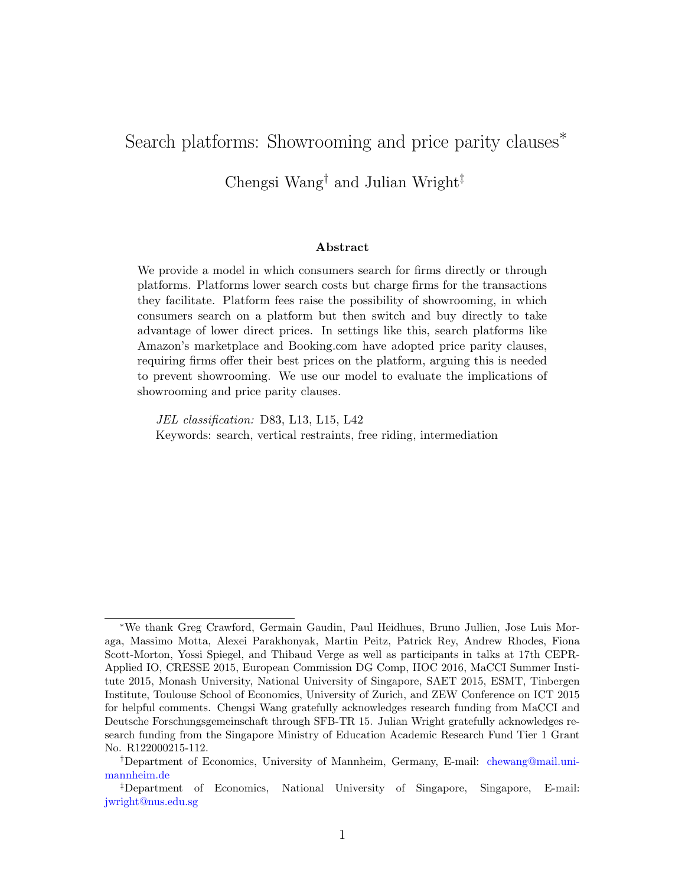# Search platforms: Showrooming and price parity clauses*

Chengsi Wang[†] and Julian Wright[‡]

### Abstract

We provide a model in which consumers search for firms directly or through platforms. Platforms lower search costs but charge firms for the transactions they facilitate. Platform fees raise the possibility of showrooming, in which consumers search on a platform but then switch and buy directly to take advantage of lower direct prices. In settings like this, search platforms like Amazon's marketplace and Booking.com have adopted price parity clauses, requiring firms offer their best prices on the platform, arguing this is needed to prevent showrooming. We use our model to evaluate the implications of showrooming and price parity clauses.

*JEL classification:* D83, L13, L15, L42
Keywords: search, vertical restraints, free riding, intermediation

---

*We thank Greg Crawford, Germain Gaudin, Paul Heidhues, Bruno Jullien, Jose Luis Moraga, Massimo Motta, Alexei Parakhonyak, Martin Peitz, Patrick Rey, Andrew Rhodes, Fiona Scott-Morton, Yossi Spiegel, and Thibaud Verge as well as participants in talks at 17th CEPR-Applied IO, CRESSE 2015, European Commission DG Comp, IIOC 2016, MaCCI Summer Institute 2015, Monash University, National University of Singapore, SAET 2015, ESMT, Tinbergen Institute, Toulouse School of Economics, University of Zurich, and ZEW Conference on ICT 2015 for helpful comments. Chengsi Wang gratefully acknowledges research funding from MaCCI and Deutsche Forschungsgemeinschaft through SFB-TR 15. Julian Wright gratefully acknowledges research funding from the Singapore Ministry of Education Academic Research Fund Tier 1 Grant No. R122000215-112.

[†]Department of Economics, University of Mannheim, Germany, E-mail: chewang@mail.uni-mannheim.de

[‡]Department of Economics, National University of Singapore, Singapore, E-mail: jwright@nus.edu.sg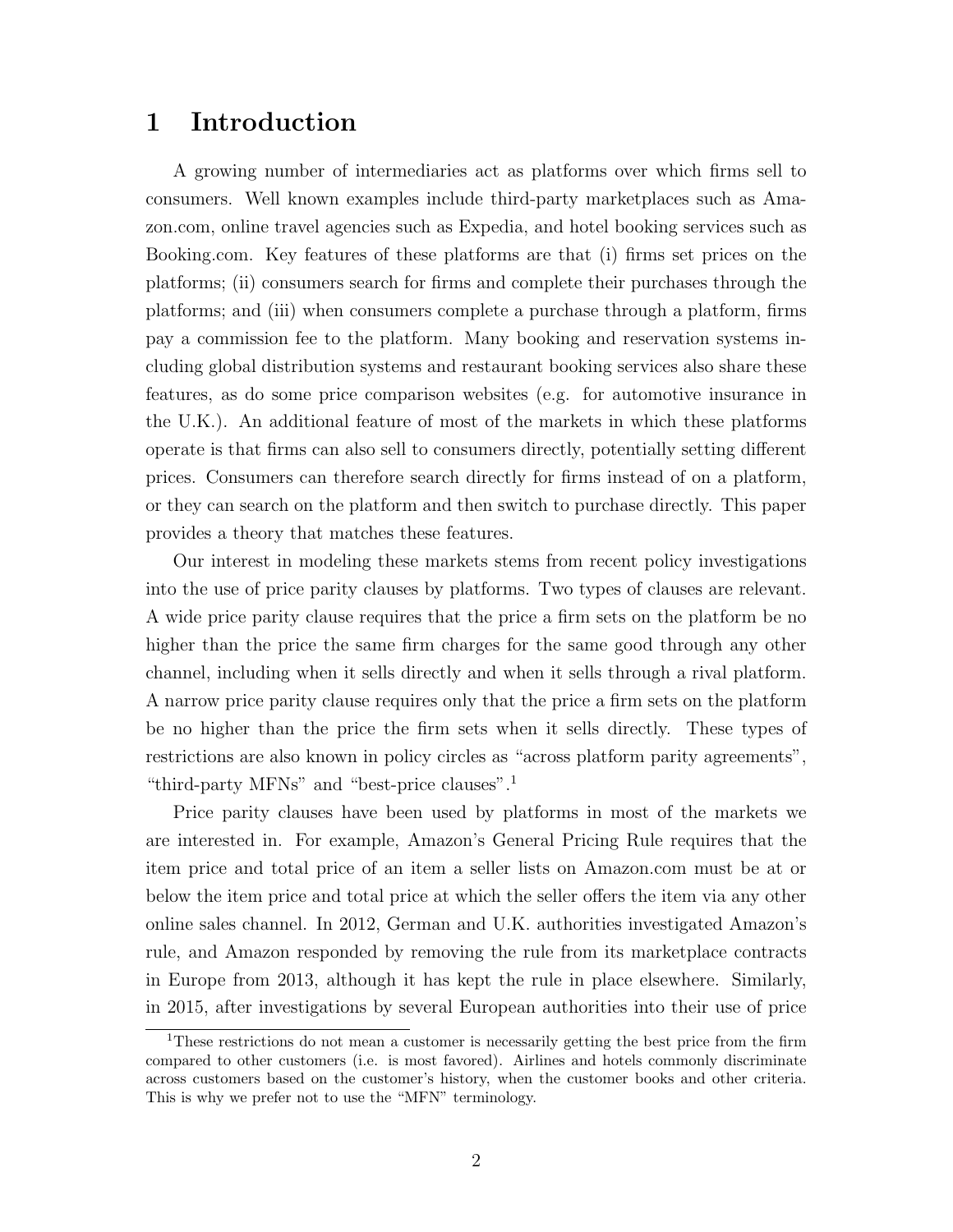# 1 Introduction

A growing number of intermediaries act as platforms over which firms sell to consumers. Well known examples include third-party marketplaces such as Amazon.com, online travel agencies such as Expedia, and hotel booking services such as Booking.com. Key features of these platforms are that (i) firms set prices on the platforms; (ii) consumers search for firms and complete their purchases through the platforms; and (iii) when consumers complete a purchase through a platform, firms pay a commission fee to the platform. Many booking and reservation systems including global distribution systems and restaurant booking services also share these features, as do some price comparison websites (e.g. for automotive insurance in the U.K.). An additional feature of most of the markets in which these platforms operate is that firms can also sell to consumers directly, potentially setting different prices. Consumers can therefore search directly for firms instead of on a platform, or they can search on the platform and then switch to purchase directly. This paper provides a theory that matches these features.

Our interest in modeling these markets stems from recent policy investigations into the use of price parity clauses by platforms. Two types of clauses are relevant. A wide price parity clause requires that the price a firm sets on the platform be no higher than the price the same firm charges for the same good through any other channel, including when it sells directly and when it sells through a rival platform. A narrow price parity clause requires only that the price a firm sets on the platform be no higher than the price the firm sets when it sells directly. These types of restrictions are also known in policy circles as "across platform parity agreements", "third-party MFNs" and "best-price clauses".[1]

Price parity clauses have been used by platforms in most of the markets we are interested in. For example, Amazon's General Pricing Rule requires that the item price and total price of an item a seller lists on Amazon.com must be at or below the item price and total price at which the seller offers the item via any other online sales channel. In 2012, German and U.K. authorities investigated Amazon's rule, and Amazon responded by removing the rule from its marketplace contracts in Europe from 2013, although it has kept the rule in place elsewhere. Similarly, in 2015, after investigations by several European authorities into their use of price

[1] These restrictions do not mean a customer is necessarily getting the best price from the firm compared to other customers (i.e. is most favored). Airlines and hotels commonly discriminate across customers based on the customer's history, when the customer books and other criteria. This is why we prefer not to use the "MFN" terminology.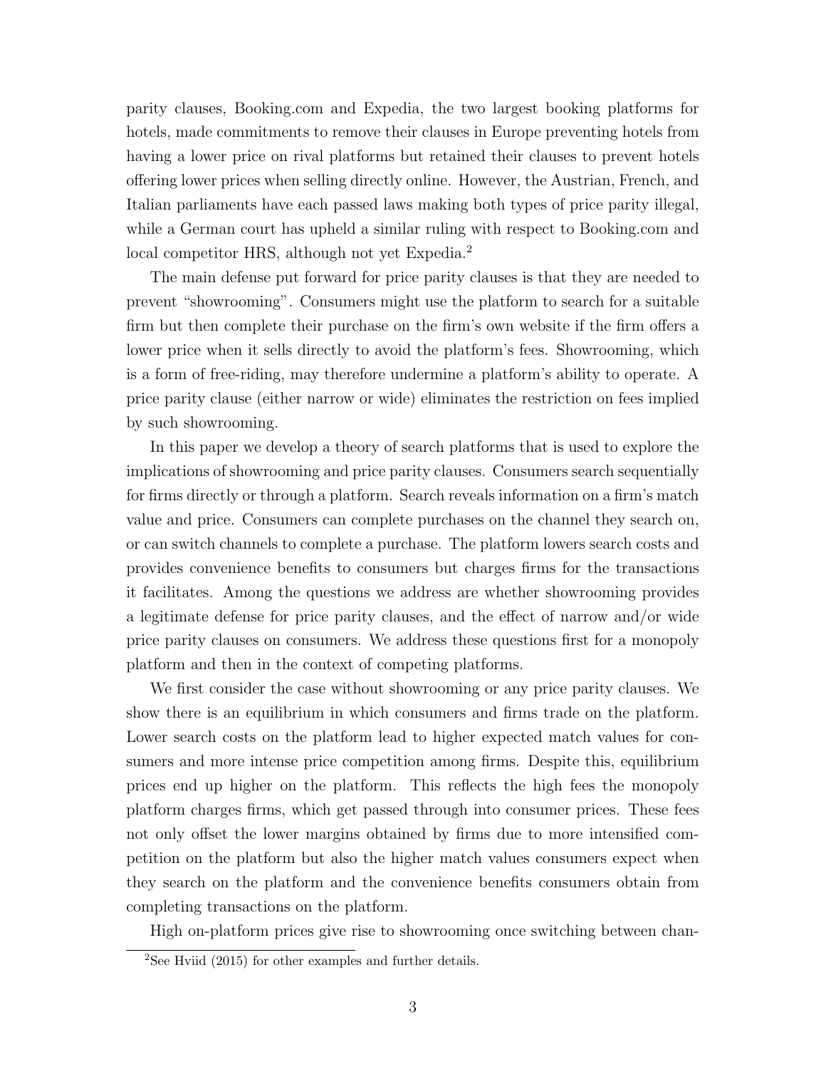parity clauses, Booking.com and Expedia, the two largest booking platforms for hotels, made commitments to remove their clauses in Europe preventing hotels from having a lower price on rival platforms but retained their clauses to prevent hotels offering lower prices when selling directly online. However, the Austrian, French, and Italian parliaments have each passed laws making both types of price parity illegal, while a German court has upheld a similar ruling with respect to Booking.com and local competitor HRS, although not yet Expedia.[2]

The main defense put forward for price parity clauses is that they are needed to prevent "showrooming". Consumers might use the platform to search for a suitable firm but then complete their purchase on the firm's own website if the firm offers a lower price when it sells directly to avoid the platform's fees. Showrooming, which is a form of free-riding, may therefore undermine a platform's ability to operate. A price parity clause (either narrow or wide) eliminates the restriction on fees implied by such showrooming.

In this paper we develop a theory of search platforms that is used to explore the implications of showrooming and price parity clauses. Consumers search sequentially for firms directly or through a platform. Search reveals information on a firm's match value and price. Consumers can complete purchases on the channel they search on, or can switch channels to complete a purchase. The platform lowers search costs and provides convenience benefits to consumers but charges firms for the transactions it facilitates. Among the questions we address are whether showrooming provides a legitimate defense for price parity clauses, and the effect of narrow and/or wide price parity clauses on consumers. We address these questions first for a monopoly platform and then in the context of competing platforms.

We first consider the case without showrooming or any price parity clauses. We show there is an equilibrium in which consumers and firms trade on the platform. Lower search costs on the platform lead to higher expected match values for consumers and more intense price competition among firms. Despite this, equilibrium prices end up higher on the platform. This reflects the high fees the monopoly platform charges firms, which get passed through into consumer prices. These fees not only offset the lower margins obtained by firms due to more intensified competition on the platform but also the higher match values consumers expect when they search on the platform and the convenience benefits consumers obtain from completing transactions on the platform.

High on-platform prices give rise to showrooming once switching between chan-

[2]See Hviid (2015) for other examples and further details.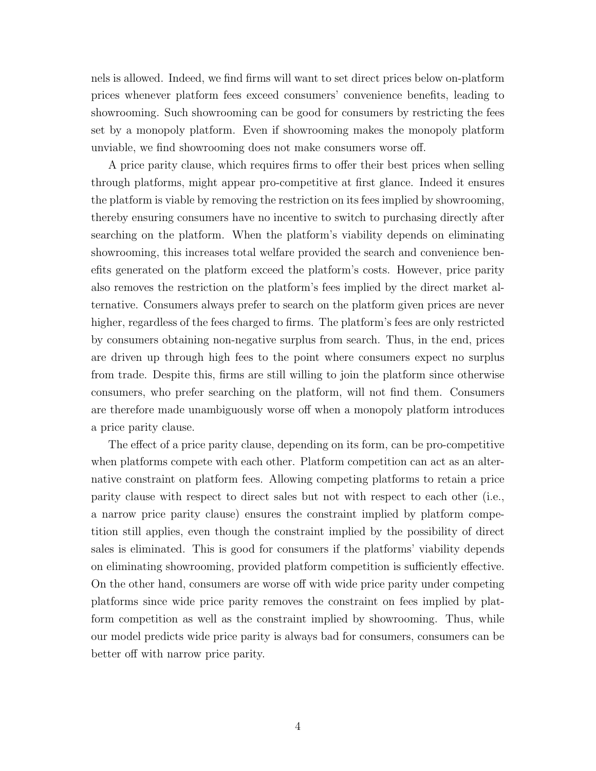nels is allowed. Indeed, we find firms will want to set direct prices below on-platform prices whenever platform fees exceed consumers' convenience benefits, leading to showrooming. Such showrooming can be good for consumers by restricting the fees set by a monopoly platform. Even if showrooming makes the monopoly platform unviable, we find showrooming does not make consumers worse off.

A price parity clause, which requires firms to offer their best prices when selling through platforms, might appear pro-competitive at first glance. Indeed it ensures the platform is viable by removing the restriction on its fees implied by showrooming, thereby ensuring consumers have no incentive to switch to purchasing directly after searching on the platform. When the platform's viability depends on eliminating showrooming, this increases total welfare provided the search and convenience benefits generated on the platform exceed the platform's costs. However, price parity also removes the restriction on the platform's fees implied by the direct market alternative. Consumers always prefer to search on the platform given prices are never higher, regardless of the fees charged to firms. The platform's fees are only restricted by consumers obtaining non-negative surplus from search. Thus, in the end, prices are driven up through high fees to the point where consumers expect no surplus from trade. Despite this, firms are still willing to join the platform since otherwise consumers, who prefer searching on the platform, will not find them. Consumers are therefore made unambiguously worse off when a monopoly platform introduces a price parity clause.

The effect of a price parity clause, depending on its form, can be pro-competitive when platforms compete with each other. Platform competition can act as an alternative constraint on platform fees. Allowing competing platforms to retain a price parity clause with respect to direct sales but not with respect to each other (i.e., a narrow price parity clause) ensures the constraint implied by platform competition still applies, even though the constraint implied by the possibility of direct sales is eliminated. This is good for consumers if the platforms' viability depends on eliminating showrooming, provided platform competition is sufficiently effective. On the other hand, consumers are worse off with wide price parity under competing platforms since wide price parity removes the constraint on fees implied by platform competition as well as the constraint implied by showrooming. Thus, while our model predicts wide price parity is always bad for consumers, consumers can be better off with narrow price parity.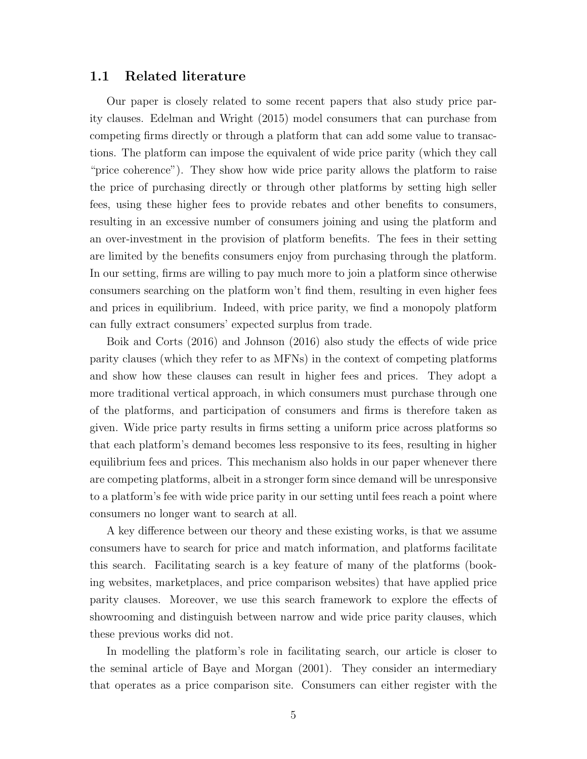## 1.1 Related literature

Our paper is closely related to some recent papers that also study price parity clauses. Edelman and Wright (2015) model consumers that can purchase from competing firms directly or through a platform that can add some value to transactions. The platform can impose the equivalent of wide price parity (which they call "price coherence"). They show how wide price parity allows the platform to raise the price of purchasing directly or through other platforms by setting high seller fees, using these higher fees to provide rebates and other benefits to consumers, resulting in an excessive number of consumers joining and using the platform and an over-investment in the provision of platform benefits. The fees in their setting are limited by the benefits consumers enjoy from purchasing through the platform. In our setting, firms are willing to pay much more to join a platform since otherwise consumers searching on the platform won't find them, resulting in even higher fees and prices in equilibrium. Indeed, with price parity, we find a monopoly platform can fully extract consumers' expected surplus from trade.

Boik and Corts (2016) and Johnson (2016) also study the effects of wide price parity clauses (which they refer to as MFNs) in the context of competing platforms and show how these clauses can result in higher fees and prices. They adopt a more traditional vertical approach, in which consumers must purchase through one of the platforms, and participation of consumers and firms is therefore taken as given. Wide price party results in firms setting a uniform price across platforms so that each platform's demand becomes less responsive to its fees, resulting in higher equilibrium fees and prices. This mechanism also holds in our paper whenever there are competing platforms, albeit in a stronger form since demand will be unresponsive to a platform's fee with wide price parity in our setting until fees reach a point where consumers no longer want to search at all.

A key difference between our theory and these existing works, is that we assume consumers have to search for price and match information, and platforms facilitate this search. Facilitating search is a key feature of many of the platforms (booking websites, marketplaces, and price comparison websites) that have applied price parity clauses. Moreover, we use this search framework to explore the effects of showrooming and distinguish between narrow and wide price parity clauses, which these previous works did not.

In modelling the platform's role in facilitating search, our article is closer to the seminal article of Baye and Morgan (2001). They consider an intermediary that operates as a price comparison site. Consumers can either register with the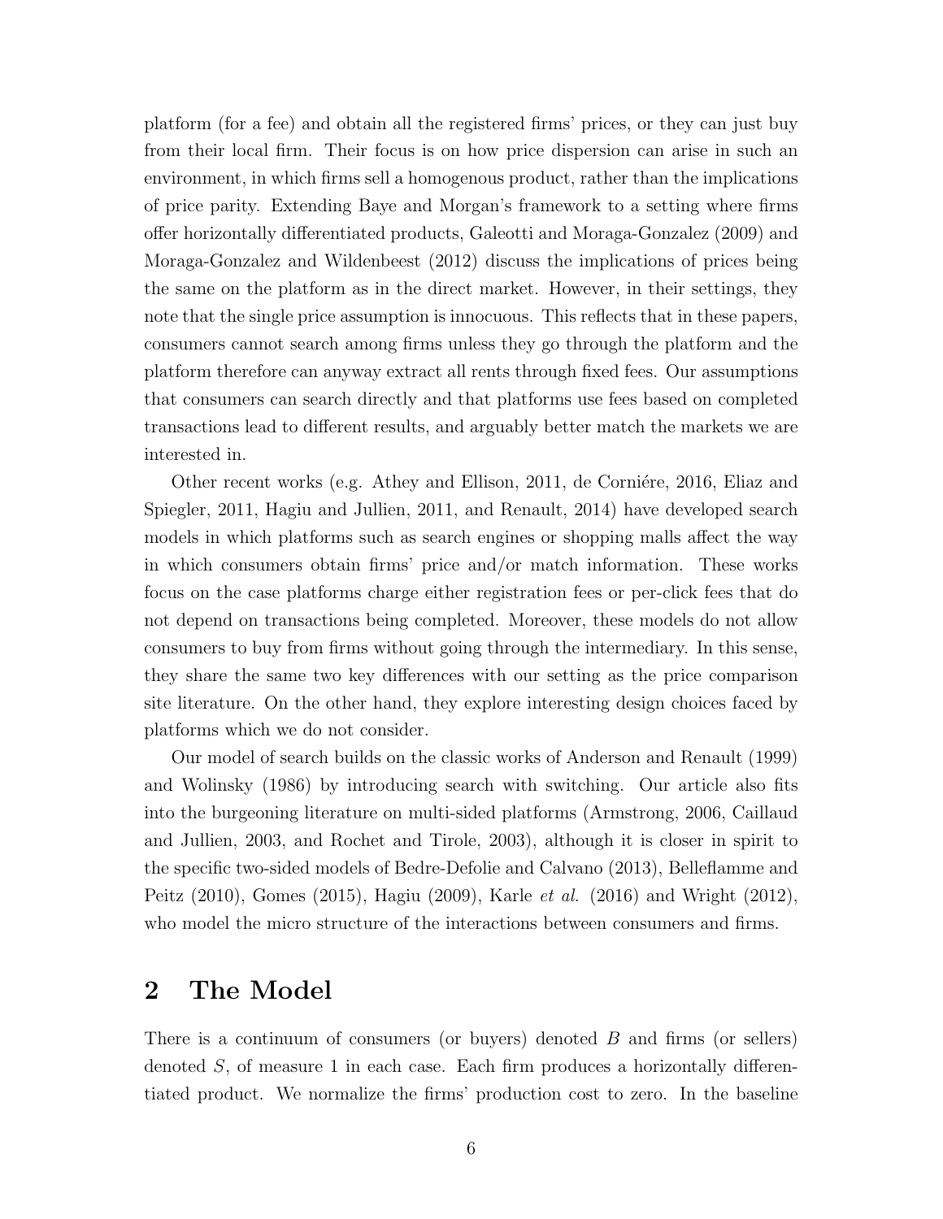platform (for a fee) and obtain all the registered firms' prices, or they can just buy from their local firm. Their focus is on how price dispersion can arise in such an environment, in which firms sell a homogenous product, rather than the implications of price parity. Extending Baye and Morgan's framework to a setting where firms offer horizontally differentiated products, Galeotti and Moraga-Gonzalez (2009) and Moraga-Gonzalez and Wildenbeest (2012) discuss the implications of prices being the same on the platform as in the direct market. However, in their settings, they note that the single price assumption is innocuous. This reflects that in these papers, consumers cannot search among firms unless they go through the platform and the platform therefore can anyway extract all rents through fixed fees. Our assumptions that consumers can search directly and that platforms use fees based on completed transactions lead to different results, and arguably better match the markets we are interested in.

Other recent works (e.g. Athey and Ellison, 2011, de Corniére, 2016, Eliaz and Spiegler, 2011, Hagiu and Jullien, 2011, and Renault, 2014) have developed search models in which platforms such as search engines or shopping malls affect the way in which consumers obtain firms' price and/or match information. These works focus on the case platforms charge either registration fees or per-click fees that do not depend on transactions being completed. Moreover, these models do not allow consumers to buy from firms without going through the intermediary. In this sense, they share the same two key differences with our setting as the price comparison site literature. On the other hand, they explore interesting design choices faced by platforms which we do not consider.

Our model of search builds on the classic works of Anderson and Renault (1999) and Wolinsky (1986) by introducing search with switching. Our article also fits into the burgeoning literature on multi-sided platforms (Armstrong, 2006, Caillaud and Jullien, 2003, and Rochet and Tirole, 2003), although it is closer in spirit to the specific two-sided models of Bedre-Defolie and Calvano (2013), Belleflamme and Peitz (2010), Gomes (2015), Hagiu (2009), Karle *et al.* (2016) and Wright (2012), who model the micro structure of the interactions between consumers and firms.

## 2 The Model

There is a continuum of consumers (or buyers) denoted $B$ and firms (or sellers) denoted $S$, of measure 1 in each case. Each firm produces a horizontally differentiated product. We normalize the firms' production cost to zero. In the baseline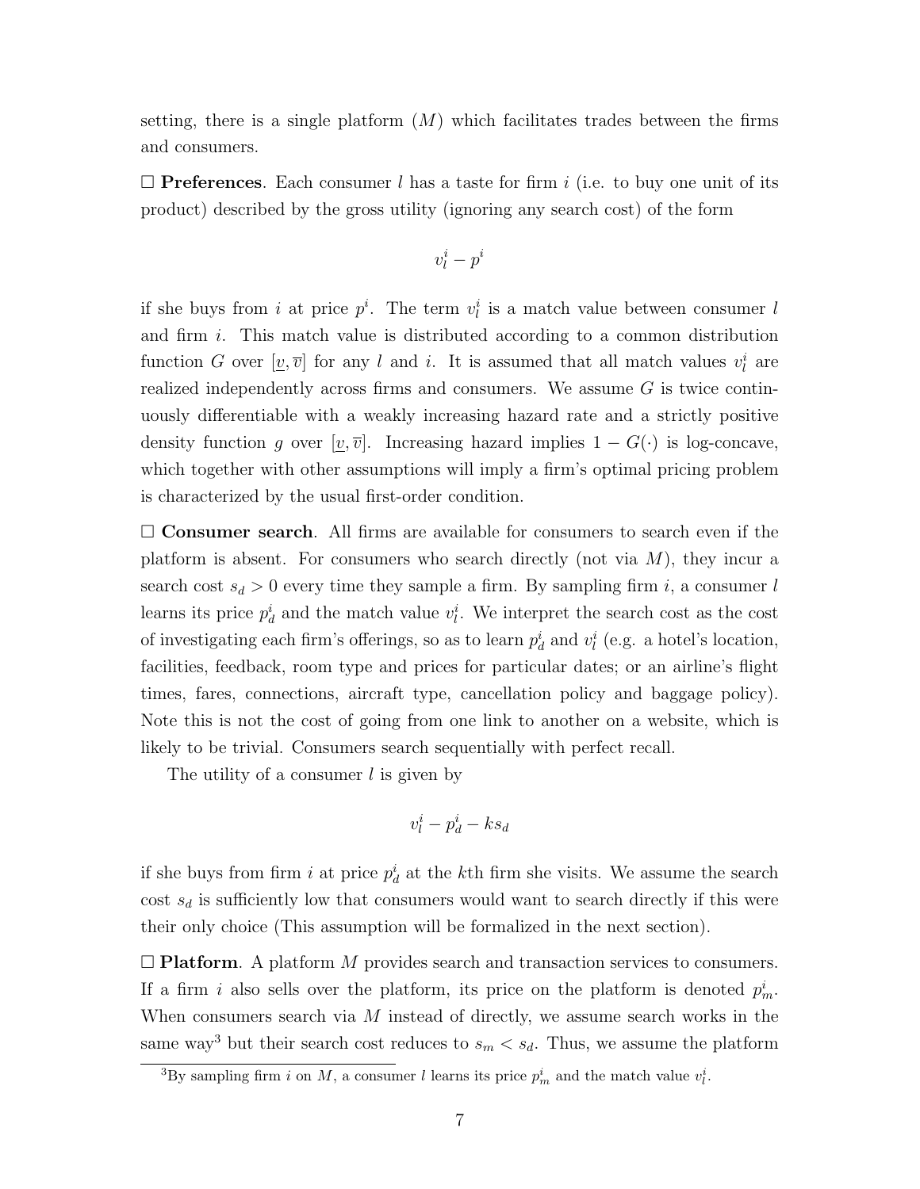setting, there is a single platform ($M$) which facilitates trades between the firms and consumers.

□ **Preferences**. Each consumer $l$ has a taste for firm $i$ (i.e. to buy one unit of its product) described by the gross utility (ignoring any search cost) of the form

$$v_l^i - p^i$$

if she buys from $i$ at price $p^i$. The term $v_l^i$ is a match value between consumer $l$ and firm $i$. This match value is distributed according to a common distribution function $G$ over $[\underline{v}, \overline{v}]$ for any $l$ and $i$. It is assumed that all match values $v_l^i$ are realized independently across firms and consumers. We assume $G$ is twice continuously differentiable with a weakly increasing hazard rate and a strictly positive density function $g$ over $[\underline{v}, \overline{v}]$. Increasing hazard implies $1 - G(\cdot)$ is log-concave, which together with other assumptions will imply a firm's optimal pricing problem is characterized by the usual first-order condition.

□ **Consumer search**. All firms are available for consumers to search even if the platform is absent. For consumers who search directly (not via $M$), they incur a search cost $s_d > 0$ every time they sample a firm. By sampling firm $i$, a consumer $l$ learns its price $p_d^i$ and the match value $v_l^i$. We interpret the search cost as the cost of investigating each firm's offerings, so as to learn $p_d^i$ and $v_l^i$ (e.g. a hotel's location, facilities, feedback, room type and prices for particular dates; or an airline's flight times, fares, connections, aircraft type, cancellation policy and baggage policy). Note this is not the cost of going from one link to another on a website, which is likely to be trivial. Consumers search sequentially with perfect recall.

The utility of a consumer $l$ is given by

$$v_l^i - p_d^i - ks_d$$

if she buys from firm $i$ at price $p_d^i$ at the $k$th firm she visits. We assume the search cost $s_d$ is sufficiently low that consumers would want to search directly if this were their only choice (This assumption will be formalized in the next section).

□ **Platform**. A platform $M$ provides search and transaction services to consumers. If a firm $i$ also sells over the platform, its price on the platform is denoted $p_m^i$. When consumers search via $M$ instead of directly, we assume search works in the same way[3] but their search cost reduces to $s_m < s_d$. Thus, we assume the platform

[3]By sampling firm $i$ on $M$, a consumer $l$ learns its price $p_m^i$ and the match value $v_l^i$.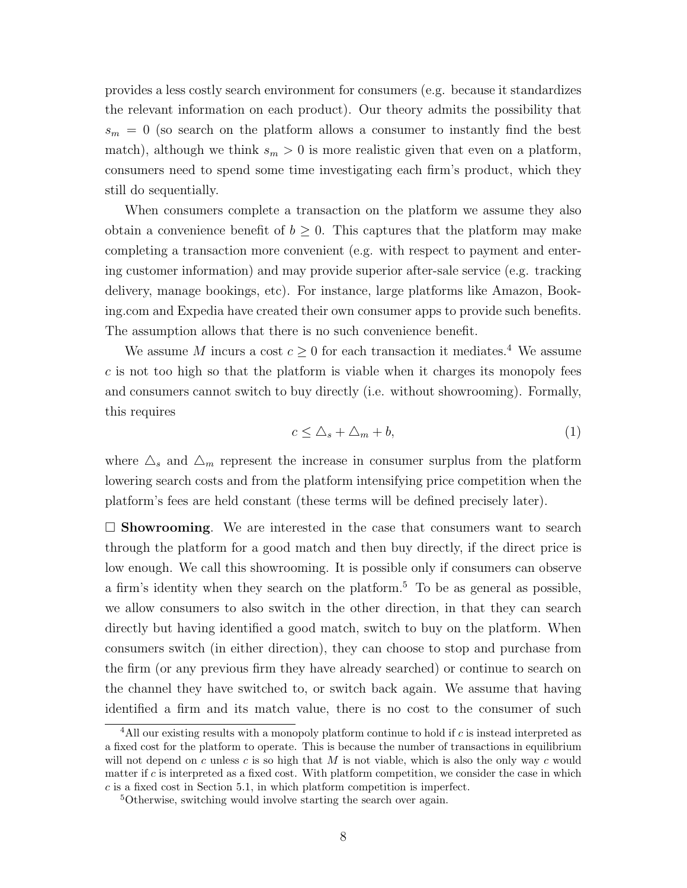provides a less costly search environment for consumers (e.g. because it standardizes the relevant information on each product). Our theory admits the possibility that $s_m = 0$ (so search on the platform allows a consumer to instantly find the best match), although we think $s_m > 0$ is more realistic given that even on a platform, consumers need to spend some time investigating each firm's product, which they still do sequentially.

When consumers complete a transaction on the platform we assume they also obtain a convenience benefit of $b \geq 0$. This captures that the platform may make completing a transaction more convenient (e.g. with respect to payment and entering customer information) and may provide superior after-sale service (e.g. tracking delivery, manage bookings, etc). For instance, large platforms like Amazon, Booking.com and Expedia have created their own consumer apps to provide such benefits. The assumption allows that there is no such convenience benefit.

We assume $M$ incurs a cost $c \geq 0$ for each transaction it mediates.[4] We assume $c$ is not too high so that the platform is viable when it charges its monopoly fees and consumers cannot switch to buy directly (i.e. without showrooming). Formally, this requires

$$c \leq \triangle_s + \triangle_m + b, \tag{1}$$

where $\triangle_s$ and $\triangle_m$ represent the increase in consumer surplus from the platform lowering search costs and from the platform intensifying price competition when the platform's fees are held constant (these terms will be defined precisely later).

□ **Showrooming**. We are interested in the case that consumers want to search through the platform for a good match and then buy directly, if the direct price is low enough. We call this showrooming. It is possible only if consumers can observe a firm's identity when they search on the platform.[5] To be as general as possible, we allow consumers to also switch in the other direction, in that they can search directly but having identified a good match, switch to buy on the platform. When consumers switch (in either direction), they can choose to stop and purchase from the firm (or any previous firm they have already searched) or continue to search on the channel they have switched to, or switch back again. We assume that having identified a firm and its match value, there is no cost to the consumer of such

[4] All our existing results with a monopoly platform continue to hold if $c$ is instead interpreted as a fixed cost for the platform to operate. This is because the number of transactions in equilibrium will not depend on $c$ unless $c$ is so high that $M$ is not viable, which is also the only way $c$ would matter if $c$ is interpreted as a fixed cost. With platform competition, we consider the case in which $c$ is a fixed cost in Section 5.1, in which platform competition is imperfect.

[5] Otherwise, switching would involve starting the search over again.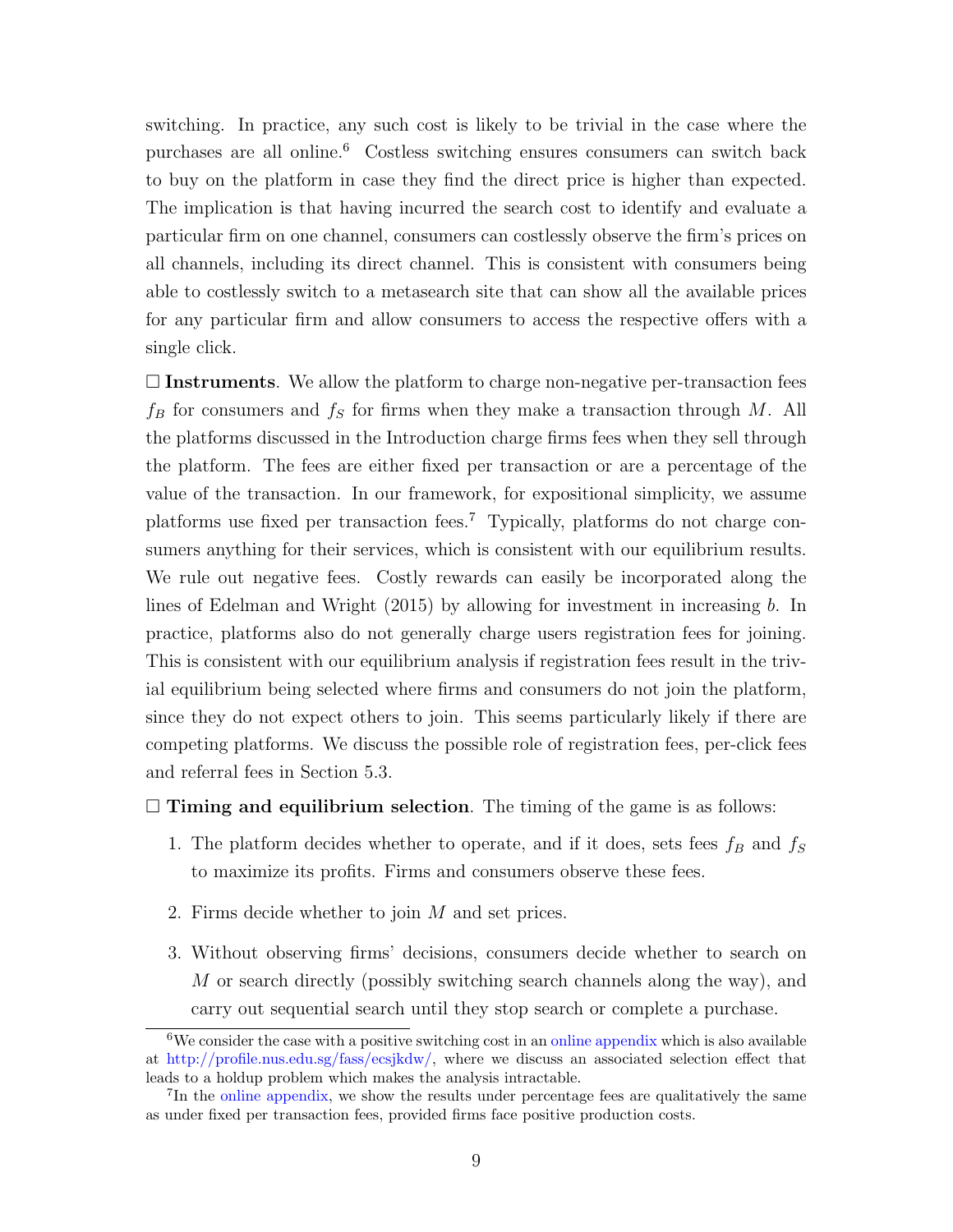switching. In practice, any such cost is likely to be trivial in the case where the purchases are all online.[6] Costless switching ensures consumers can switch back to buy on the platform in case they find the direct price is higher than expected. The implication is that having incurred the search cost to identify and evaluate a particular firm on one channel, consumers can costlessly observe the firm's prices on all channels, including its direct channel. This is consistent with consumers being able to costlessly switch to a metasearch site that can show all the available prices for any particular firm and allow consumers to access the respective offers with a single click.

□ **Instruments**. We allow the platform to charge non-negative per-transaction fees $f_B$ for consumers and $f_S$ for firms when they make a transaction through $M$. All the platforms discussed in the Introduction charge firms fees when they sell through the platform. The fees are either fixed per transaction or are a percentage of the value of the transaction. In our framework, for expositional simplicity, we assume platforms use fixed per transaction fees.[7] Typically, platforms do not charge consumers anything for their services, which is consistent with our equilibrium results. We rule out negative fees. Costly rewards can easily be incorporated along the lines of Edelman and Wright (2015) by allowing for investment in increasing $b$. In practice, platforms also do not generally charge users registration fees for joining. This is consistent with our equilibrium analysis if registration fees result in the trivial equilibrium being selected where firms and consumers do not join the platform, since they do not expect others to join. This seems particularly likely if there are competing platforms. We discuss the possible role of registration fees, per-click fees and referral fees in Section 5.3.

□ **Timing and equilibrium selection**. The timing of the game is as follows:

1. The platform decides whether to operate, and if it does, sets fees $f_B$ and $f_S$ to maximize its profits. Firms and consumers observe these fees.
2. Firms decide whether to join $M$ and set prices.
3. Without observing firms' decisions, consumers decide whether to search on $M$ or search directly (possibly switching search channels along the way), and carry out sequential search until they stop search or complete a purchase.

[6] We consider the case with a positive switching cost in an online appendix which is also available at http://profile.nus.edu.sg/fass/ecsjkdw/, where we discuss an associated selection effect that leads to a holdup problem which makes the analysis intractable.

[7] In the online appendix, we show the results under percentage fees are qualitatively the same as under fixed per transaction fees, provided firms face positive production costs.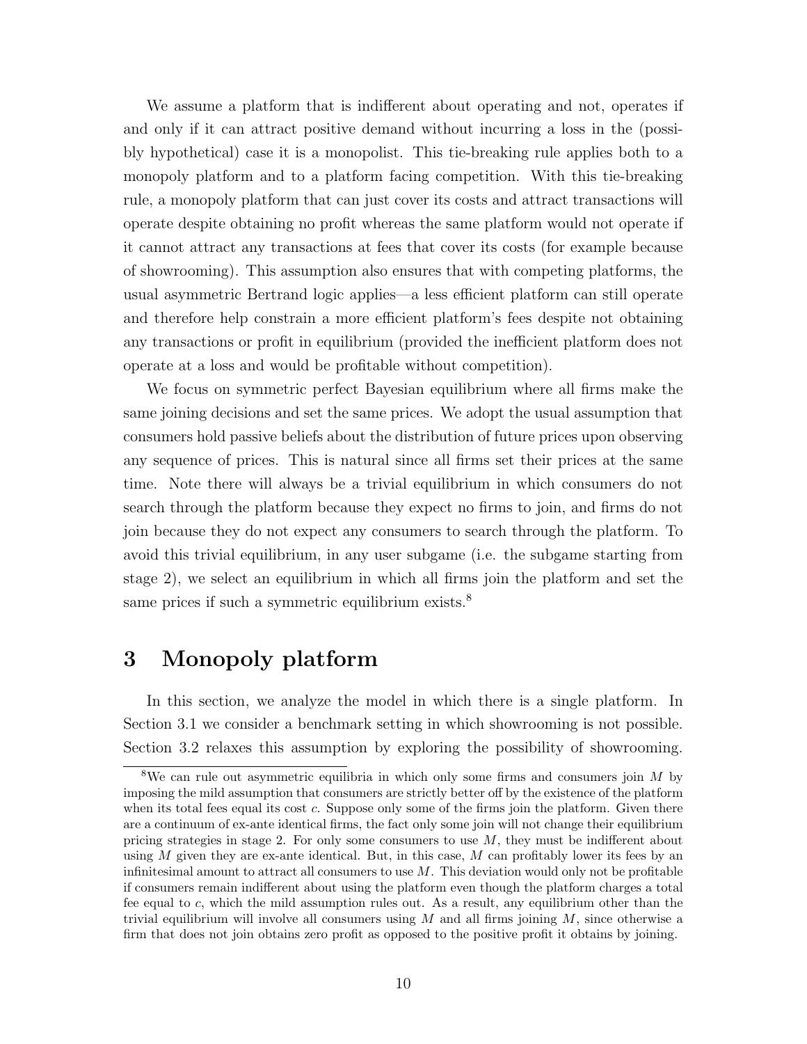We assume a platform that is indifferent about operating and not, operates if and only if it can attract positive demand without incurring a loss in the (possibly hypothetical) case it is a monopolist. This tie-breaking rule applies both to a monopoly platform and to a platform facing competition. With this tie-breaking rule, a monopoly platform that can just cover its costs and attract transactions will operate despite obtaining no profit whereas the same platform would not operate if it cannot attract any transactions at fees that cover its costs (for example because of showrooming). This assumption also ensures that with competing platforms, the usual asymmetric Bertrand logic applies—a less efficient platform can still operate and therefore help constrain a more efficient platform's fees despite not obtaining any transactions or profit in equilibrium (provided the inefficient platform does not operate at a loss and would be profitable without competition).

We focus on symmetric perfect Bayesian equilibrium where all firms make the same joining decisions and set the same prices. We adopt the usual assumption that consumers hold passive beliefs about the distribution of future prices upon observing any sequence of prices. This is natural since all firms set their prices at the same time. Note there will always be a trivial equilibrium in which consumers do not search through the platform because they expect no firms to join, and firms do not join because they do not expect any consumers to search through the platform. To avoid this trivial equilibrium, in any user subgame (i.e. the subgame starting from stage 2), we select an equilibrium in which all firms join the platform and set the same prices if such a symmetric equilibrium exists.[8]

# 3 Monopoly platform

In this section, we analyze the model in which there is a single platform. In Section 3.1 we consider a benchmark setting in which showrooming is not possible. Section 3.2 relaxes this assumption by exploring the possibility of showrooming.

[8] We can rule out asymmetric equilibria in which only some firms and consumers join $M$ by imposing the mild assumption that consumers are strictly better off by the existence of the platform when its total fees equal its cost $c$. Suppose only some of the firms join the platform. Given there are a continuum of ex-ante identical firms, the fact only some join will not change their equilibrium pricing strategies in stage 2. For only some consumers to use $M$, they must be indifferent about using $M$ given they are ex-ante identical. But, in this case, $M$ can profitably lower its fees by an infinitesimal amount to attract all consumers to use $M$. This deviation would only not be profitable if consumers remain indifferent about using the platform even though the platform charges a total fee equal to $c$, which the mild assumption rules out. As a result, any equilibrium other than the trivial equilibrium will involve all consumers using $M$ and all firms joining $M$, since otherwise a firm that does not join obtains zero profit as opposed to the positive profit it obtains by joining.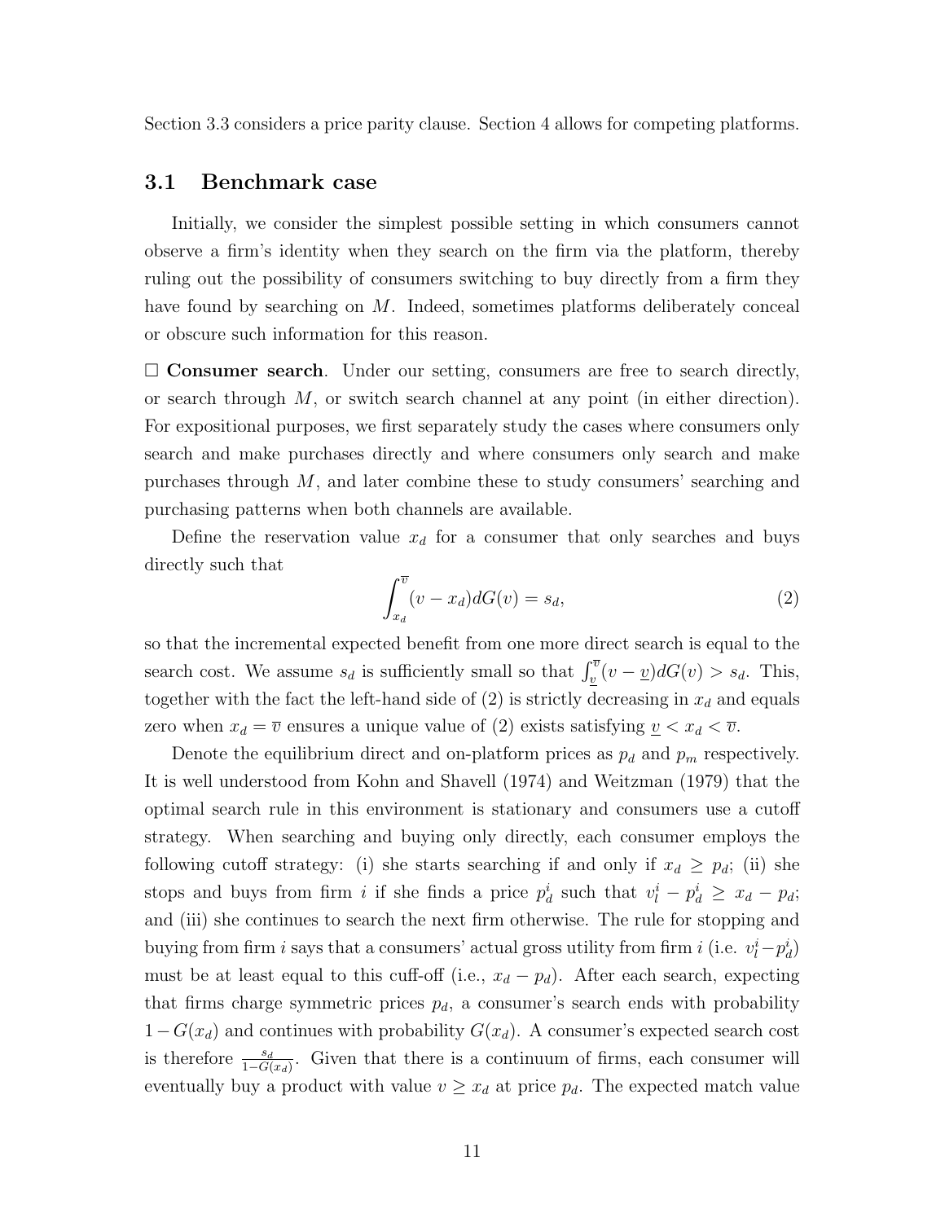Section 3.3 considers a price parity clause. Section 4 allows for competing platforms.

## 3.1 Benchmark case

Initially, we consider the simplest possible setting in which consumers cannot observe a firm's identity when they search on the firm via the platform, thereby ruling out the possibility of consumers switching to buy directly from a firm they have found by searching on $M$. Indeed, sometimes platforms deliberately conceal or obscure such information for this reason.

□ **Consumer search**. Under our setting, consumers are free to search directly, or search through $M$, or switch search channel at any point (in either direction). For expositional purposes, we first separately study the cases where consumers only search and make purchases directly and where consumers only search and make purchases through $M$, and later combine these to study consumers' searching and purchasing patterns when both channels are available.

Define the reservation value $x_d$ for a consumer that only searches and buys directly such that

$$\int_{x_d}^{\overline{v}} (v - x_d) dG(v) = s_d, \tag{2}$$

so that the incremental expected benefit from one more direct search is equal to the search cost. We assume $s_d$ is sufficiently small so that $\int_{\underline{v}}^{\overline{v}} (v - \underline{v}) dG(v) > s_d$. This, together with the fact the left-hand side of (2) is strictly decreasing in $x_d$ and equals zero when $x_d = \overline{v}$ ensures a unique value of (2) exists satisfying $\underline{v} < x_d < \overline{v}$.

Denote the equilibrium direct and on-platform prices as $p_d$ and $p_m$ respectively. It is well understood from Kohn and Shavell (1974) and Weitzman (1979) that the optimal search rule in this environment is stationary and consumers use a cutoff strategy. When searching and buying only directly, each consumer employs the following cutoff strategy: (i) she starts searching if and only if $x_d \geq p_d$; (ii) she stops and buys from firm $i$ if she finds a price $p_d^i$ such that $v_l^i - p_d^i \geq x_d - p_d$; and (iii) she continues to search the next firm otherwise. The rule for stopping and buying from firm $i$ says that a consumers' actual gross utility from firm $i$ (i.e. $v_l^i - p_d^i$) must be at least equal to this cuff-off (i.e., $x_d - p_d$). After each search, expecting that firms charge symmetric prices $p_d$, a consumer's search ends with probability $1 - G(x_d)$ and continues with probability $G(x_d)$. A consumer's expected search cost is therefore $\frac{s_d}{1-G(x_d)}$. Given that there is a continuum of firms, each consumer will eventually buy a product with value $v \geq x_d$ at price $p_d$. The expected match value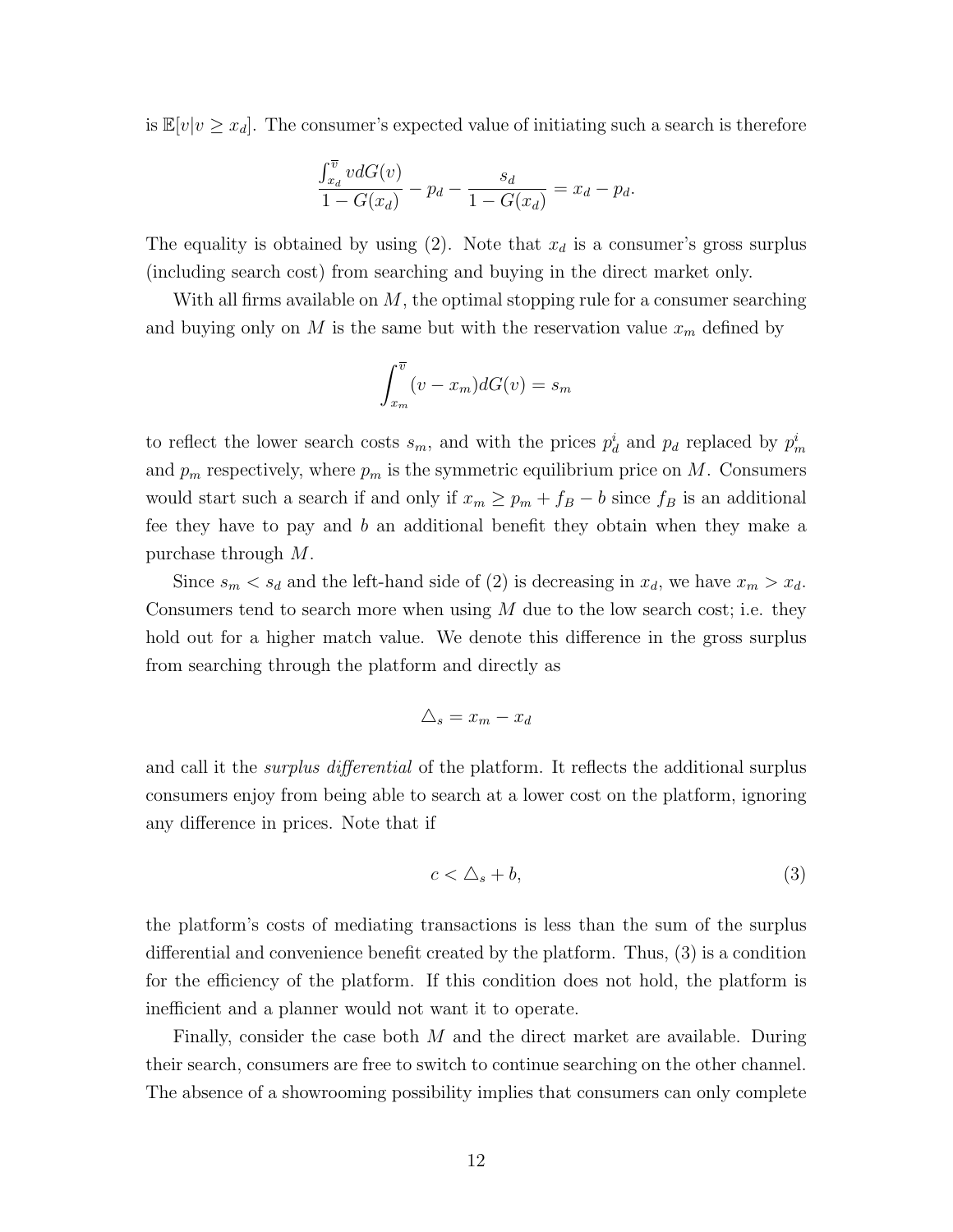is $\mathbb{E}[v|v \geq x_d]$. The consumer's expected value of initiating such a search is therefore

$$\frac{\int_{x_d}^{\overline{v}} v dG(v)}{1 - G(x_d)} - p_d - \frac{s_d}{1 - G(x_d)} = x_d - p_d.$$

The equality is obtained by using (2). Note that $x_d$ is a consumer's gross surplus (including search cost) from searching and buying in the direct market only.

With all firms available on $M$, the optimal stopping rule for a consumer searching and buying only on $M$ is the same but with the reservation value $x_m$ defined by

$$\int_{x_m}^{\overline{v}} (v - x_m) dG(v) = s_m$$

to reflect the lower search costs $s_m$, and with the prices $p_d^i$ and $p_d$ replaced by $p_m^i$ and $p_m$ respectively, where $p_m$ is the symmetric equilibrium price on $M$. Consumers would start such a search if and only if $x_m \geq p_m + f_B - b$ since $f_B$ is an additional fee they have to pay and $b$ an additional benefit they obtain when they make a purchase through $M$.

Since $s_m < s_d$ and the left-hand side of (2) is decreasing in $x_d$, we have $x_m > x_d$. Consumers tend to search more when using $M$ due to the low search cost; i.e. they hold out for a higher match value. We denote this difference in the gross surplus from searching through the platform and directly as

$$\triangle_s = x_m - x_d$$

and call it the *surplus differential* of the platform. It reflects the additional surplus consumers enjoy from being able to search at a lower cost on the platform, ignoring any difference in prices. Note that if

$$c < \triangle_s + b, \tag{3}$$

the platform's costs of mediating transactions is less than the sum of the surplus differential and convenience benefit created by the platform. Thus, (3) is a condition for the efficiency of the platform. If this condition does not hold, the platform is inefficient and a planner would not want it to operate.

Finally, consider the case both $M$ and the direct market are available. During their search, consumers are free to switch to continue searching on the other channel. The absence of a showrooming possibility implies that consumers can only complete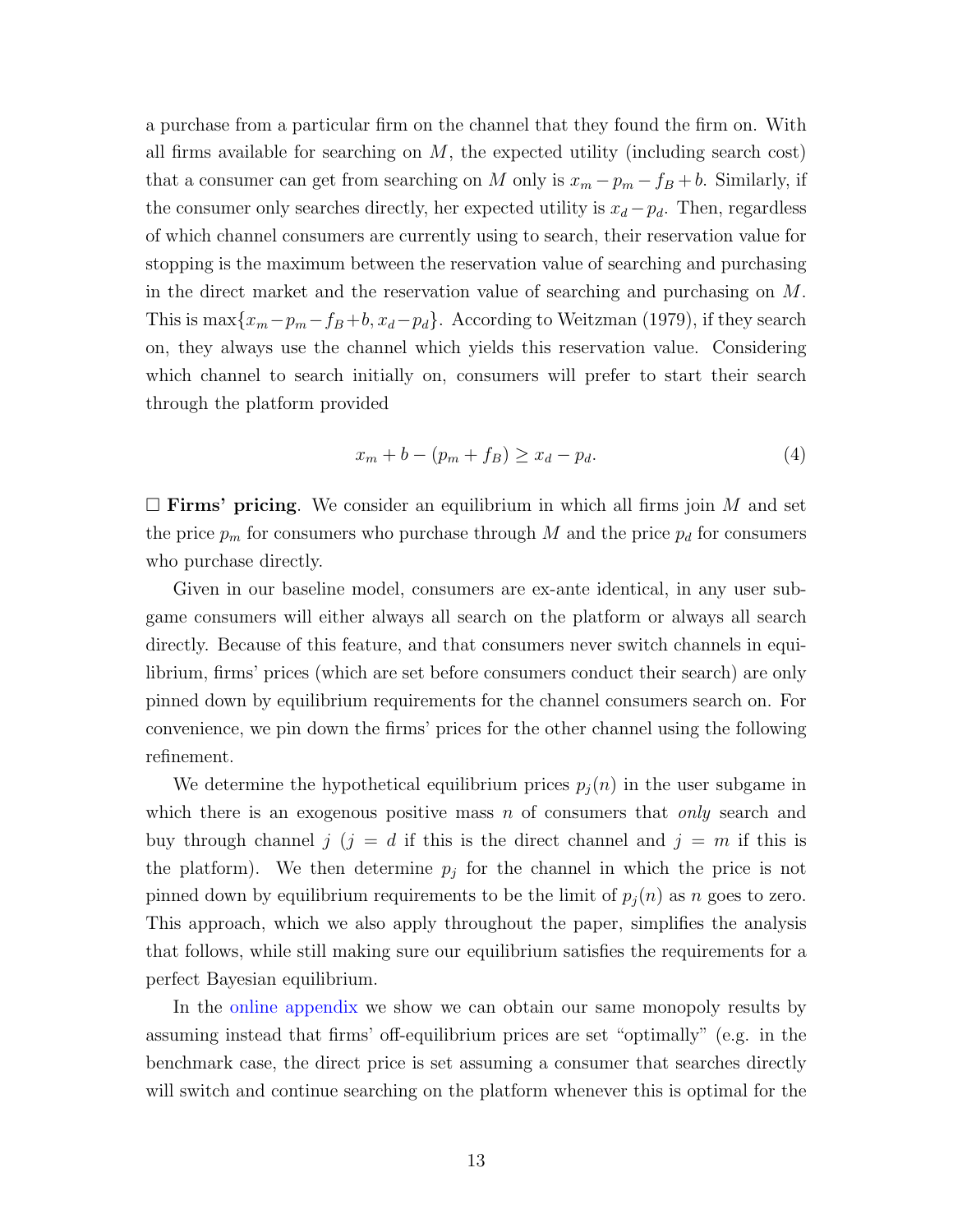a purchase from a particular firm on the channel that they found the firm on. With all firms available for searching on $M$, the expected utility (including search cost) that a consumer can get from searching on $M$ only is $x_m - p_m - f_B + b$. Similarly, if the consumer only searches directly, her expected utility is $x_d - p_d$. Then, regardless of which channel consumers are currently using to search, their reservation value for stopping is the maximum between the reservation value of searching and purchasing in the direct market and the reservation value of searching and purchasing on $M$. This is $\max\{x_m - p_m - f_B + b, x_d - p_d\}$. According to Weitzman (1979), if they search on, they always use the channel which yields this reservation value. Considering which channel to search initially on, consumers will prefer to start their search through the platform provided

$$x_m + b - (p_m + f_B) \geq x_d - p_d. \tag{4}$$

□ **Firms' pricing**. We consider an equilibrium in which all firms join $M$ and set the price $p_m$ for consumers who purchase through $M$ and the price $p_d$ for consumers who purchase directly.

Given in our baseline model, consumers are ex-ante identical, in any user subgame consumers will either always all search on the platform or always all search directly. Because of this feature, and that consumers never switch channels in equilibrium, firms' prices (which are set before consumers conduct their search) are only pinned down by equilibrium requirements for the channel consumers search on. For convenience, we pin down the firms' prices for the other channel using the following refinement.

We determine the hypothetical equilibrium prices $p_j(n)$ in the user subgame in which there is an exogenous positive mass $n$ of consumers that *only* search and buy through channel $j$ ($j = d$ if this is the direct channel and $j = m$ if this is the platform). We then determine $p_j$ for the channel in which the price is not pinned down by equilibrium requirements to be the limit of $p_j(n)$ as $n$ goes to zero. This approach, which we also apply throughout the paper, simplifies the analysis that follows, while still making sure our equilibrium satisfies the requirements for a perfect Bayesian equilibrium.

In the online appendix we show we can obtain our same monopoly results by assuming instead that firms' off-equilibrium prices are set "optimally" (e.g. in the benchmark case, the direct price is set assuming a consumer that searches directly will switch and continue searching on the platform whenever this is optimal for the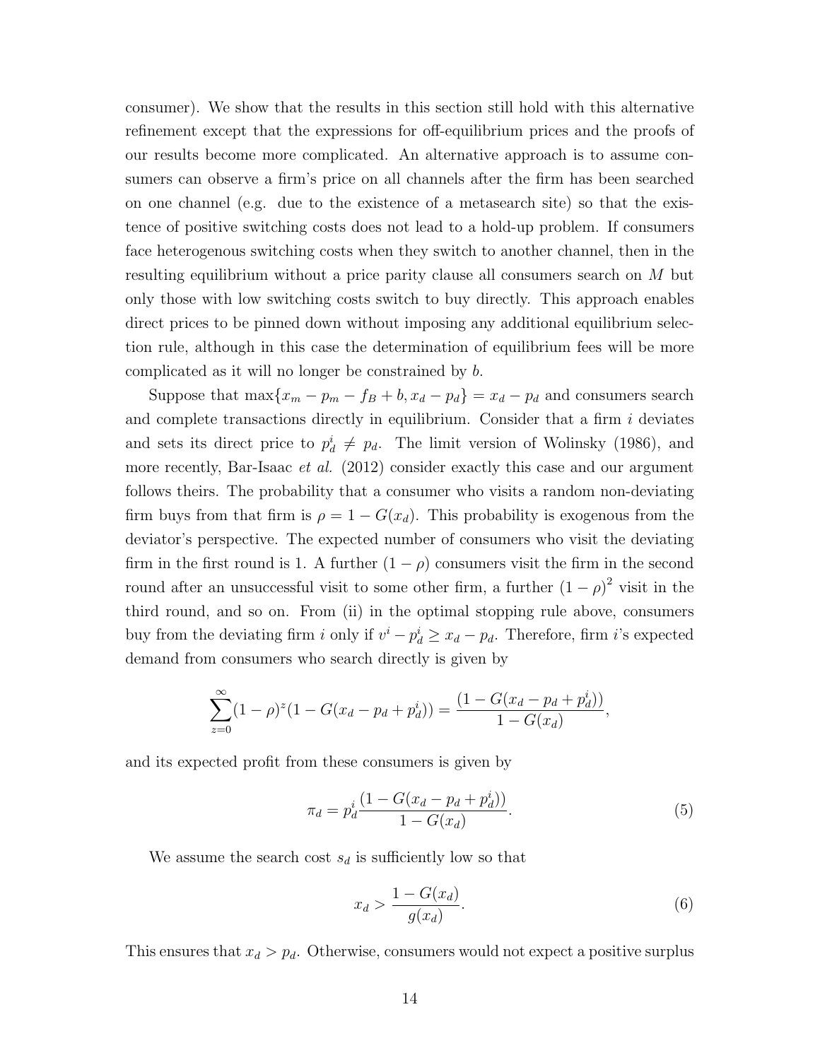consumer). We show that the results in this section still hold with this alternative refinement except that the expressions for off-equilibrium prices and the proofs of our results become more complicated. An alternative approach is to assume consumers can observe a firm's price on all channels after the firm has been searched on one channel (e.g. due to the existence of a metasearch site) so that the existence of positive switching costs does not lead to a hold-up problem. If consumers face heterogenous switching costs when they switch to another channel, then in the resulting equilibrium without a price parity clause all consumers search on $M$ but only those with low switching costs switch to buy directly. This approach enables direct prices to be pinned down without imposing any additional equilibrium selection rule, although in this case the determination of equilibrium fees will be more complicated as it will no longer be constrained by $b$.

Suppose that $\max\{x_m - p_m - f_B + b, x_d - p_d\} = x_d - p_d$ and consumers search and complete transactions directly in equilibrium. Consider that a firm $i$ deviates and sets its direct price to $p_d^i \neq p_d$. The limit version of Wolinsky (1986), and more recently, Bar-Isaac *et al.* (2012) consider exactly this case and our argument follows theirs. The probability that a consumer who visits a random non-deviating firm buys from that firm is $\rho = 1 - G(x_d)$. This probability is exogenous from the deviator's perspective. The expected number of consumers who visit the deviating firm in the first round is 1. A further $(1-\rho)$ consumers visit the firm in the second round after an unsuccessful visit to some other firm, a further $(1-\rho)^2$ visit in the third round, and so on. From (ii) in the optimal stopping rule above, consumers buy from the deviating firm $i$ only if $v^i - p_d^i \geq x_d - p_d$. Therefore, firm $i$'s expected demand from consumers who search directly is given by

$$\sum_{z=0}^{\infty}(1-\rho)^z(1 - G(x_d - p_d + p_d^i)) = \frac{(1 - G(x_d - p_d + p_d^i))}{1 - G(x_d)},$$

and its expected profit from these consumers is given by

$$\pi_d = p_d^i \frac{(1 - G(x_d - p_d + p_d^i))}{1 - G(x_d)}. \tag{5}$$

We assume the search cost $s_d$ is sufficiently low so that

$$x_d > \frac{1 - G(x_d)}{g(x_d)}. \tag{6}$$

This ensures that $x_d > p_d$. Otherwise, consumers would not expect a positive surplus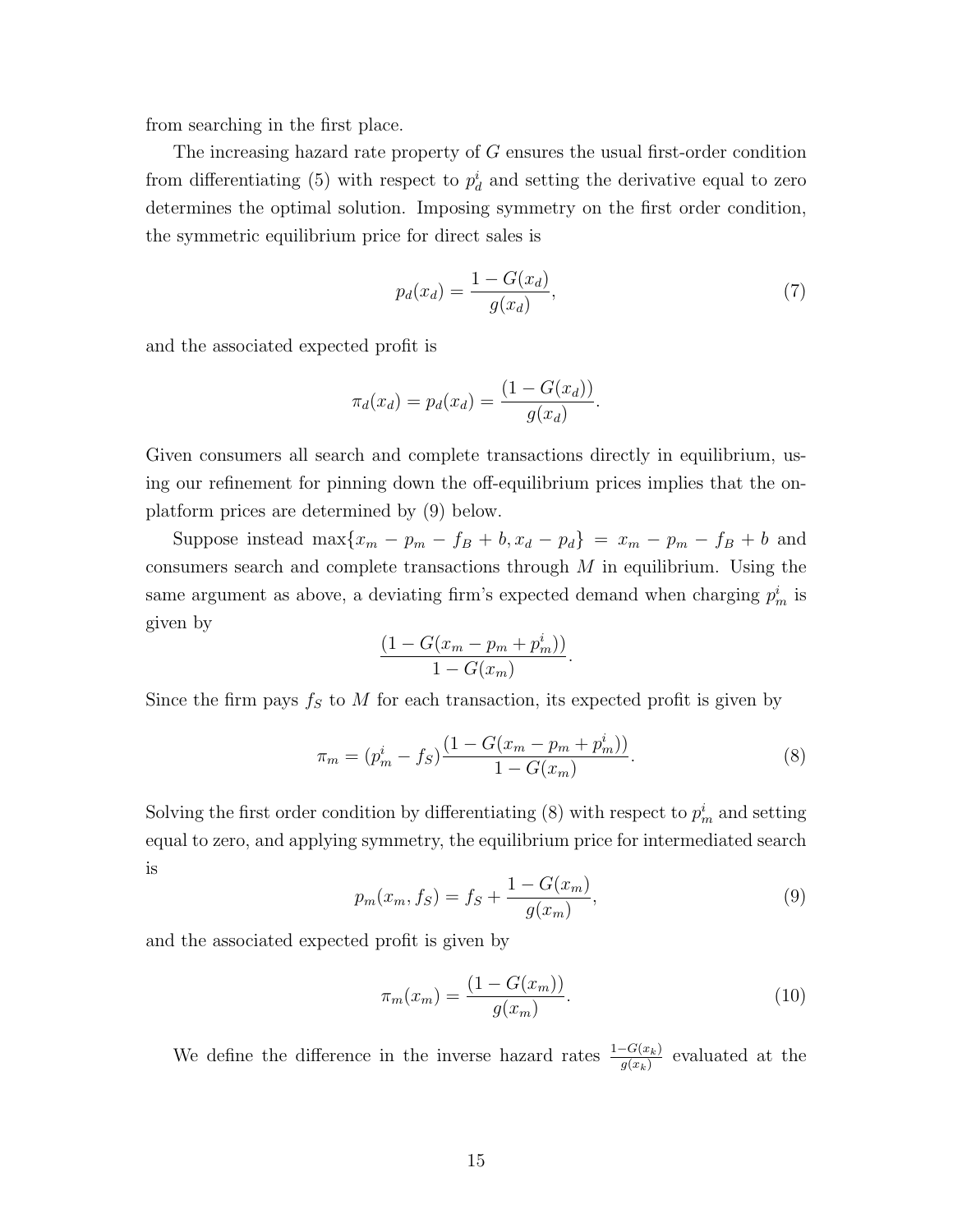from searching in the first place.

The increasing hazard rate property of $G$ ensures the usual first-order condition from differentiating (5) with respect to $p_d^i$ and setting the derivative equal to zero determines the optimal solution. Imposing symmetry on the first order condition, the symmetric equilibrium price for direct sales is

$$p_d(x_d) = \frac{1 - G(x_d)}{g(x_d)}, \tag{7}$$

and the associated expected profit is

$$\pi_d(x_d) = p_d(x_d) = \frac{(1 - G(x_d))}{g(x_d)}.$$

Given consumers all search and complete transactions directly in equilibrium, using our refinement for pinning down the off-equilibrium prices implies that the on-platform prices are determined by (9) below.

Suppose instead $\max\{x_m - p_m - f_B + b, x_d - p_d\} = x_m - p_m - f_B + b$ and consumers search and complete transactions through $M$ in equilibrium. Using the same argument as above, a deviating firm's expected demand when charging $p_m^i$ is given by

$$\frac{(1 - G(x_m - p_m + p_m^i))}{1 - G(x_m)}.$$

Since the firm pays $f_S$ to $M$ for each transaction, its expected profit is given by

$$\pi_m = (p_m^i - f_S)\frac{(1 - G(x_m - p_m + p_m^i))}{1 - G(x_m)}. \tag{8}$$

Solving the first order condition by differentiating (8) with respect to $p_m^i$ and setting equal to zero, and applying symmetry, the equilibrium price for intermediated search is

$$p_m(x_m, f_S) = f_S + \frac{1 - G(x_m)}{g(x_m)}, \tag{9}$$

and the associated expected profit is given by

$$\pi_m(x_m) = \frac{(1 - G(x_m))}{g(x_m)}. \tag{10}$$

We define the difference in the inverse hazard rates $\frac{1-G(x_k)}{g(x_k)}$ evaluated at the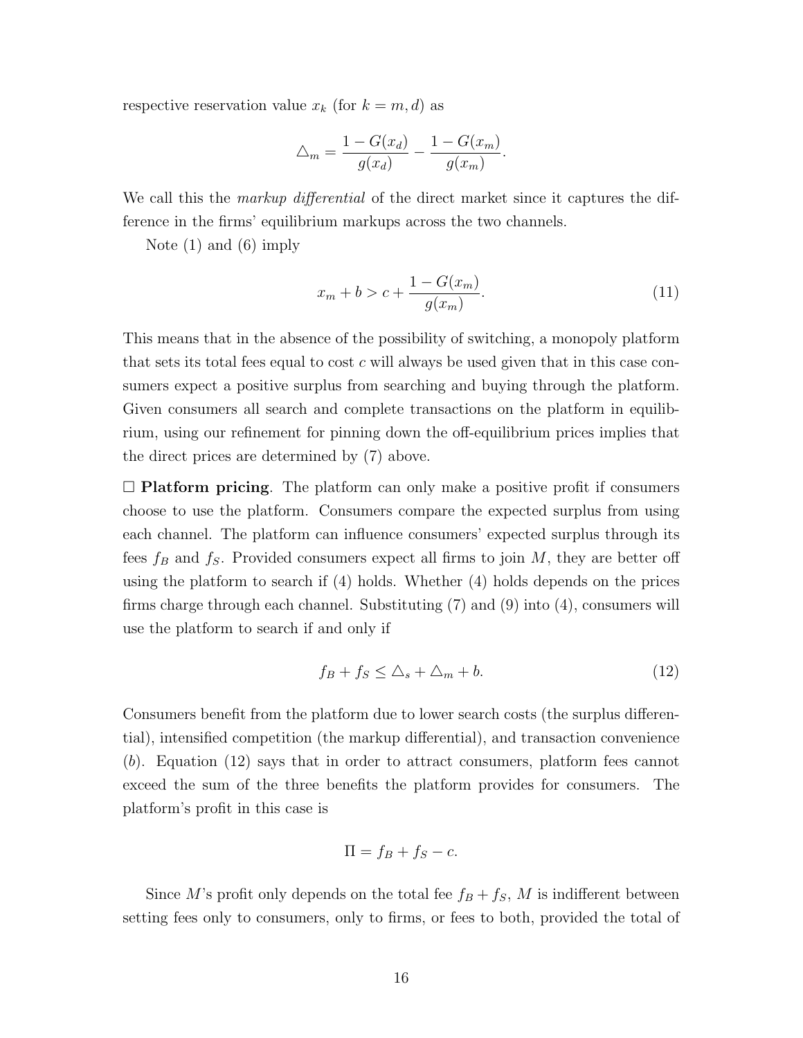respective reservation value $x_k$ (for $k = m, d$) as

$$\triangle_m = \frac{1 - G(x_d)}{g(x_d)} - \frac{1 - G(x_m)}{g(x_m)}.$$

We call this the *markup differential* of the direct market since it captures the difference in the firms' equilibrium markups across the two channels.

Note (1) and (6) imply

$$x_m + b > c + \frac{1 - G(x_m)}{g(x_m)}. \tag{11}$$

This means that in the absence of the possibility of switching, a monopoly platform that sets its total fees equal to cost $c$ will always be used given that in this case consumers expect a positive surplus from searching and buying through the platform. Given consumers all search and complete transactions on the platform in equilibrium, using our refinement for pinning down the off-equilibrium prices implies that the direct prices are determined by (7) above.

□ **Platform pricing**. The platform can only make a positive profit if consumers choose to use the platform. Consumers compare the expected surplus from using each channel. The platform can influence consumers' expected surplus through its fees $f_B$ and $f_S$. Provided consumers expect all firms to join $M$, they are better off using the platform to search if (4) holds. Whether (4) holds depends on the prices firms charge through each channel. Substituting (7) and (9) into (4), consumers will use the platform to search if and only if

$$f_B + f_S \leq \triangle_s + \triangle_m + b. \tag{12}$$

Consumers benefit from the platform due to lower search costs (the surplus differential), intensified competition (the markup differential), and transaction convenience ($b$). Equation (12) says that in order to attract consumers, platform fees cannot exceed the sum of the three benefits the platform provides for consumers. The platform's profit in this case is

$$\Pi = f_B + f_S - c.$$

Since $M$'s profit only depends on the total fee $f_B + f_S$, $M$ is indifferent between setting fees only to consumers, only to firms, or fees to both, provided the total of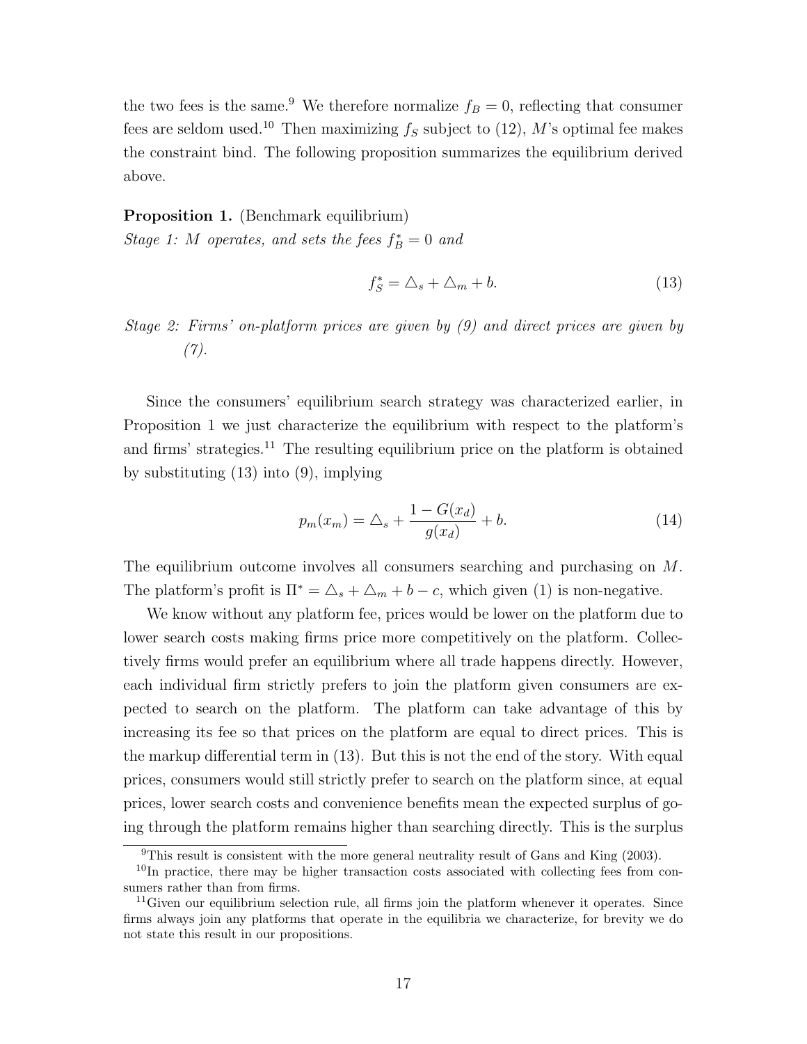the two fees is the same.[9] We therefore normalize $f_B = 0$, reflecting that consumer fees are seldom used.[10] Then maximizing $f_S$ subject to (12), $M$'s optimal fee makes the constraint bind. The following proposition summarizes the equilibrium derived above.

**Proposition 1.** (Benchmark equilibrium)
*Stage 1: $M$ operates, and sets the fees $f_B^* = 0$ and*

$$f_S^* = \triangle_s + \triangle_m + b. \tag{13}$$

*Stage 2: Firms' on-platform prices are given by (9) and direct prices are given by (7).*

Since the consumers' equilibrium search strategy was characterized earlier, in Proposition 1 we just characterize the equilibrium with respect to the platform's and firms' strategies.[11] The resulting equilibrium price on the platform is obtained by substituting (13) into (9), implying

$$p_m(x_m) = \triangle_s + \frac{1 - G(x_d)}{g(x_d)} + b. \tag{14}$$

The equilibrium outcome involves all consumers searching and purchasing on $M$. The platform's profit is $\Pi^* = \triangle_s + \triangle_m + b - c$, which given (1) is non-negative.

We know without any platform fee, prices would be lower on the platform due to lower search costs making firms price more competitively on the platform. Collectively firms would prefer an equilibrium where all trade happens directly. However, each individual firm strictly prefers to join the platform given consumers are expected to search on the platform. The platform can take advantage of this by increasing its fee so that prices on the platform are equal to direct prices. This is the markup differential term in (13). But this is not the end of the story. With equal prices, consumers would still strictly prefer to search on the platform since, at equal prices, lower search costs and convenience benefits mean the expected surplus of going through the platform remains higher than searching directly. This is the surplus

[9]This result is consistent with the more general neutrality result of Gans and King (2003).

[10]In practice, there may be higher transaction costs associated with collecting fees from consumers rather than from firms.

[11]Given our equilibrium selection rule, all firms join the platform whenever it operates. Since firms always join any platforms that operate in the equilibria we characterize, for brevity we do not state this result in our propositions.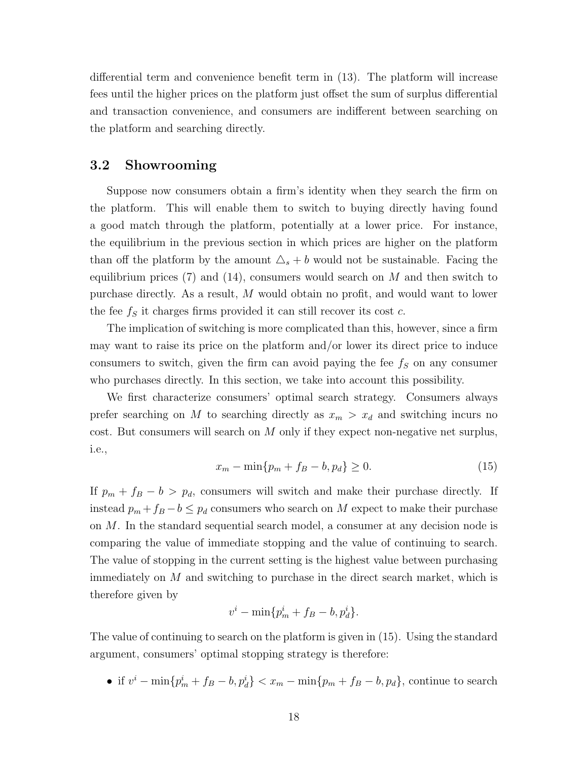differential term and convenience benefit term in (13). The platform will increase fees until the higher prices on the platform just offset the sum of surplus differential and transaction convenience, and consumers are indifferent between searching on the platform and searching directly.

## 3.2 Showrooming

Suppose now consumers obtain a firm's identity when they search the firm on the platform. This will enable them to switch to buying directly having found a good match through the platform, potentially at a lower price. For instance, the equilibrium in the previous section in which prices are higher on the platform than off the platform by the amount $\triangle_s + b$ would not be sustainable. Facing the equilibrium prices (7) and (14), consumers would search on $M$ and then switch to purchase directly. As a result, $M$ would obtain no profit, and would want to lower the fee $f_S$ it charges firms provided it can still recover its cost $c$.

The implication of switching is more complicated than this, however, since a firm may want to raise its price on the platform and/or lower its direct price to induce consumers to switch, given the firm can avoid paying the fee $f_S$ on any consumer who purchases directly. In this section, we take into account this possibility.

We first characterize consumers' optimal search strategy. Consumers always prefer searching on $M$ to searching directly as $x_m > x_d$ and switching incurs no cost. But consumers will search on $M$ only if they expect non-negative net surplus, i.e.,

$$x_m - \min\{p_m + f_B - b, p_d\} \geq 0. \tag{15}$$

If $p_m + f_B - b > p_d$, consumers will switch and make their purchase directly. If instead $p_m + f_B - b \leq p_d$ consumers who search on $M$ expect to make their purchase on $M$. In the standard sequential search model, a consumer at any decision node is comparing the value of immediate stopping and the value of continuing to search. The value of stopping in the current setting is the highest value between purchasing immediately on $M$ and switching to purchase in the direct search market, which is therefore given by

$$v^i - \min\{p_m^i + f_B - b, p_d^i\}.$$

The value of continuing to search on the platform is given in (15). Using the standard argument, consumers' optimal stopping strategy is therefore:

- if $v^i - \min\{p_m^i + f_B - b, p_d^i\} < x_m - \min\{p_m + f_B - b, p_d\}$, continue to search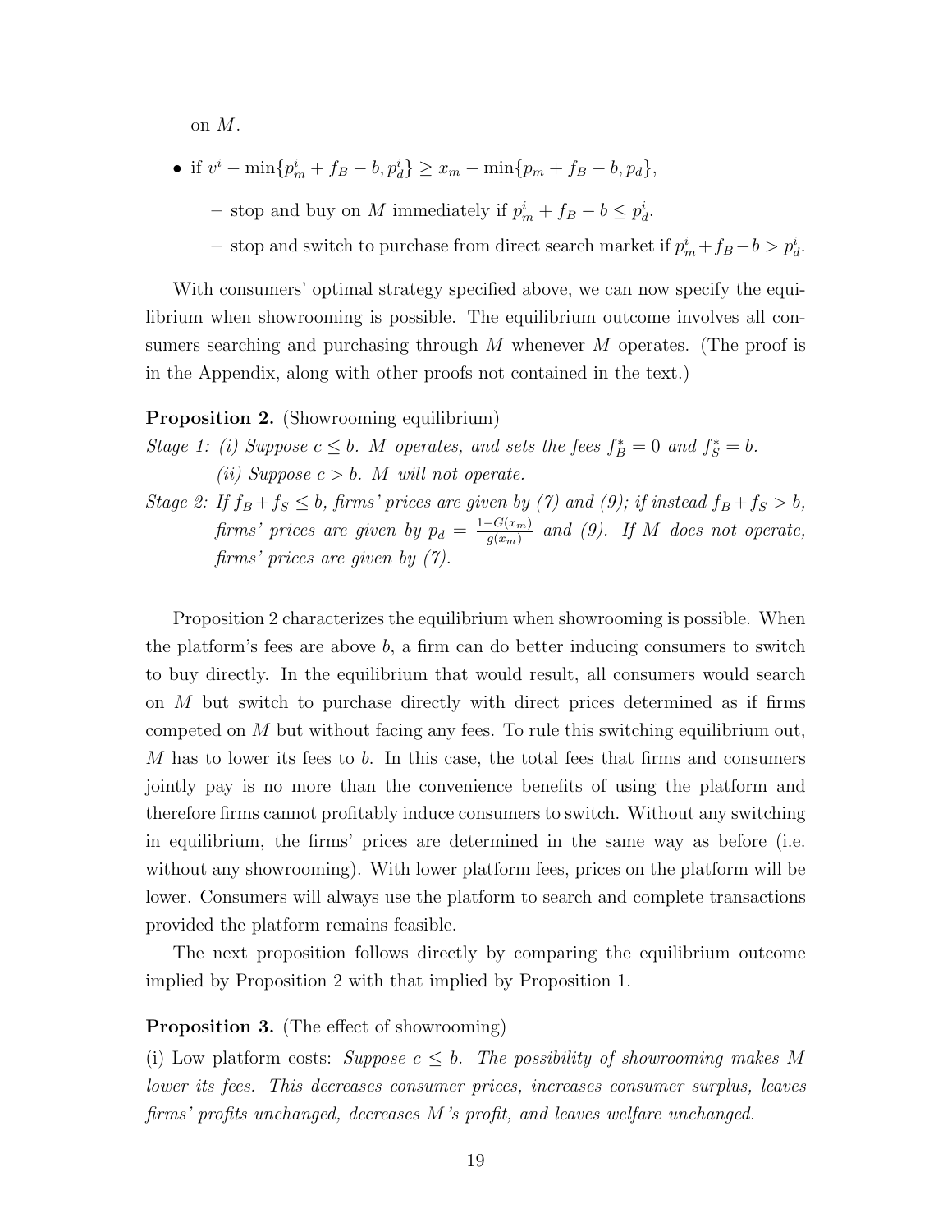on $M$.

- if $v^i - \min\{p_m^i + f_B - b, p_d^i\} \geq x_m - \min\{p_m + f_B - b, p_d\}$,
  - stop and buy on $M$ immediately if $p_m^i + f_B - b \leq p_d^i$.
  - stop and switch to purchase from direct search market if $p_m^i + f_B - b > p_d^i$.

With consumers' optimal strategy specified above, we can now specify the equilibrium when showrooming is possible. The equilibrium outcome involves all consumers searching and purchasing through $M$ whenever $M$ operates. (The proof is in the Appendix, along with other proofs not contained in the text.)

**Proposition 2.** (Showrooming equilibrium)

*Stage 1: (i) Suppose $c \leq b$. $M$ operates, and sets the fees $f_B^* = 0$ and $f_S^* = b$.*

*(ii) Suppose $c > b$. $M$ will not operate.*

*Stage 2: If $f_B + f_S \leq b$, firms' prices are given by (7) and (9); if instead $f_B + f_S > b$, firms' prices are given by $p_d = \frac{1-G(x_m)}{g(x_m)}$ and (9). If $M$ does not operate, firms' prices are given by (7).*

Proposition 2 characterizes the equilibrium when showrooming is possible. When the platform's fees are above $b$, a firm can do better inducing consumers to switch to buy directly. In the equilibrium that would result, all consumers would search on $M$ but switch to purchase directly with direct prices determined as if firms competed on $M$ but without facing any fees. To rule this switching equilibrium out, $M$ has to lower its fees to $b$. In this case, the total fees that firms and consumers jointly pay is no more than the convenience benefits of using the platform and therefore firms cannot profitably induce consumers to switch. Without any switching in equilibrium, the firms' prices are determined in the same way as before (i.e. without any showrooming). With lower platform fees, prices on the platform will be lower. Consumers will always use the platform to search and complete transactions provided the platform remains feasible.

The next proposition follows directly by comparing the equilibrium outcome implied by Proposition 2 with that implied by Proposition 1.

**Proposition 3.** (The effect of showrooming)

(i) Low platform costs: *Suppose $c \leq b$. The possibility of showrooming makes $M$ lower its fees. This decreases consumer prices, increases consumer surplus, leaves firms' profits unchanged, decreases $M$'s profit, and leaves welfare unchanged.*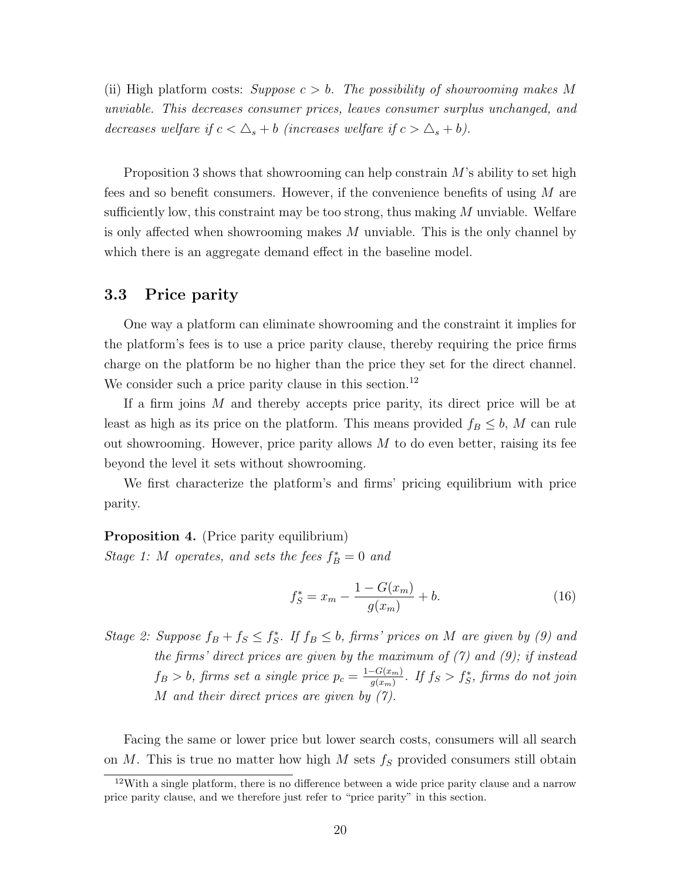(ii) High platform costs: *Suppose $c > b$. The possibility of showrooming makes $M$ unviable. This decreases consumer prices, leaves consumer surplus unchanged, and decreases welfare if $c < \triangle_s + b$ (increases welfare if $c > \triangle_s + b$).*

Proposition 3 shows that showrooming can help constrain $M$'s ability to set high fees and so benefit consumers. However, if the convenience benefits of using $M$ are sufficiently low, this constraint may be too strong, thus making $M$ unviable. Welfare is only affected when showrooming makes $M$ unviable. This is the only channel by which there is an aggregate demand effect in the baseline model.

### 3.3 Price parity

One way a platform can eliminate showrooming and the constraint it implies for the platform's fees is to use a price parity clause, thereby requiring the price firms charge on the platform be no higher than the price they set for the direct channel. We consider such a price parity clause in this section.[12]

If a firm joins $M$ and thereby accepts price parity, its direct price will be at least as high as its price on the platform. This means provided $f_B \leq b$, $M$ can rule out showrooming. However, price parity allows $M$ to do even better, raising its fee beyond the level it sets without showrooming.

We first characterize the platform's and firms' pricing equilibrium with price parity.

**Proposition 4.** (Price parity equilibrium)

*Stage 1: $M$ operates, and sets the fees $f_B^* = 0$ and*

$$f_S^* = x_m - \frac{1 - G(x_m)}{g(x_m)} + b. \tag{16}$$

*Stage 2: Suppose $f_B + f_S \leq f_S^*$. If $f_B \leq b$, firms' prices on $M$ are given by (9) and the firms' direct prices are given by the maximum of (7) and (9); if instead $f_B > b$, firms set a single price $p_c = \frac{1-G(x_m)}{g(x_m)}$. If $f_S > f_S^*$, firms do not join $M$ and their direct prices are given by (7).*

Facing the same or lower price but lower search costs, consumers will all search on $M$. This is true no matter how high $M$ sets $f_S$ provided consumers still obtain

[12]With a single platform, there is no difference between a wide price parity clause and a narrow price parity clause, and we therefore just refer to "price parity" in this section.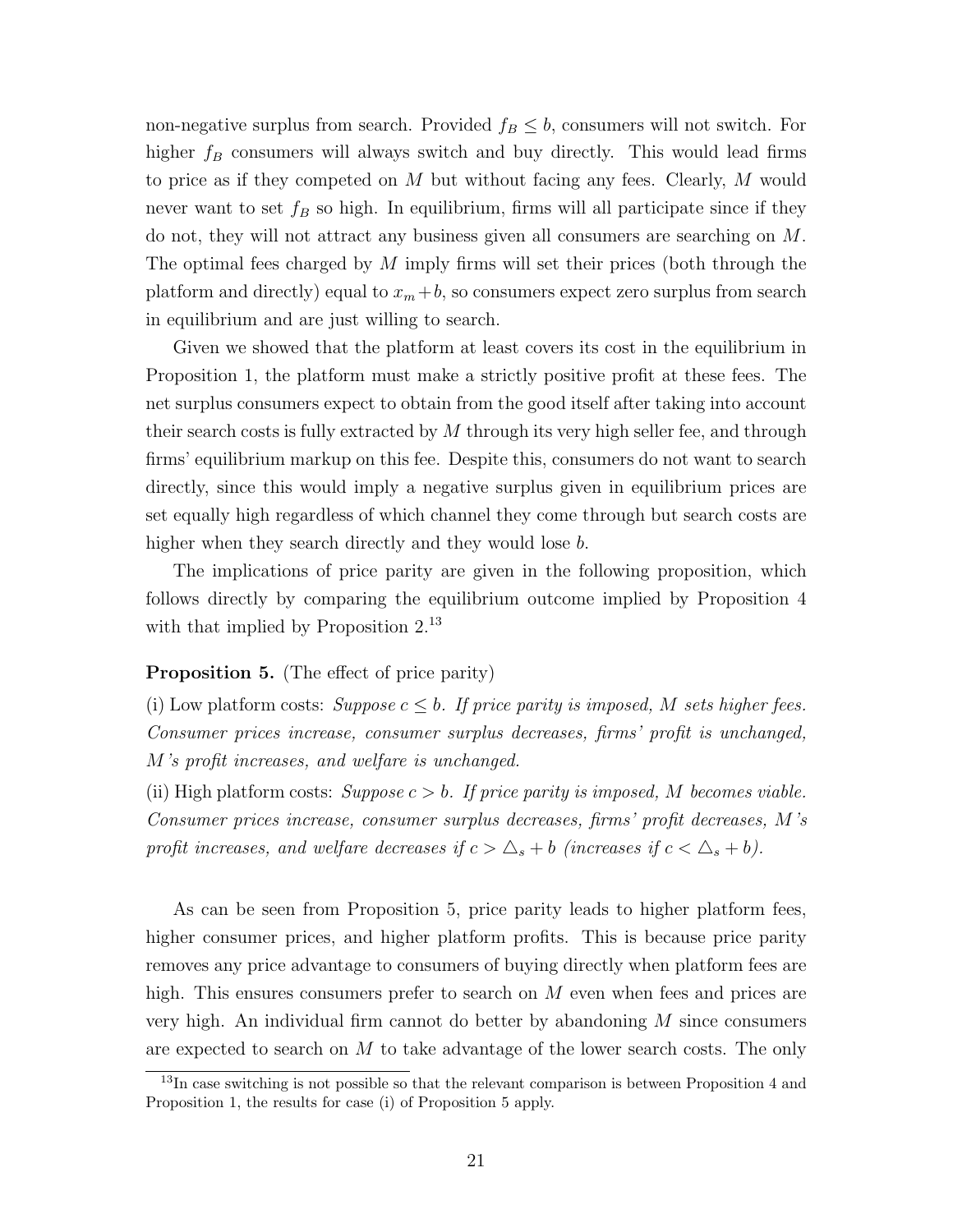non-negative surplus from search. Provided $f_B \leq b$, consumers will not switch. For higher $f_B$ consumers will always switch and buy directly. This would lead firms to price as if they competed on $M$ but without facing any fees. Clearly, $M$ would never want to set $f_B$ so high. In equilibrium, firms will all participate since if they do not, they will not attract any business given all consumers are searching on $M$. The optimal fees charged by $M$ imply firms will set their prices (both through the platform and directly) equal to $x_m + b$, so consumers expect zero surplus from search in equilibrium and are just willing to search.

Given we showed that the platform at least covers its cost in the equilibrium in Proposition 1, the platform must make a strictly positive profit at these fees. The net surplus consumers expect to obtain from the good itself after taking into account their search costs is fully extracted by $M$ through its very high seller fee, and through firms' equilibrium markup on this fee. Despite this, consumers do not want to search directly, since this would imply a negative surplus given in equilibrium prices are set equally high regardless of which channel they come through but search costs are higher when they search directly and they would lose $b$.

The implications of price parity are given in the following proposition, which follows directly by comparing the equilibrium outcome implied by Proposition 4 with that implied by Proposition 2.[13]

**Proposition 5.** (The effect of price parity)

(i) Low platform costs: *Suppose $c \leq b$. If price parity is imposed, $M$ sets higher fees. Consumer prices increase, consumer surplus decreases, firms' profit is unchanged, $M$'s profit increases, and welfare is unchanged.*

(ii) High platform costs: *Suppose $c > b$. If price parity is imposed, $M$ becomes viable. Consumer prices increase, consumer surplus decreases, firms' profit decreases, $M$'s profit increases, and welfare decreases if $c > \triangle_s + b$ (increases if $c < \triangle_s + b$).*

As can be seen from Proposition 5, price parity leads to higher platform fees, higher consumer prices, and higher platform profits. This is because price parity removes any price advantage to consumers of buying directly when platform fees are high. This ensures consumers prefer to search on $M$ even when fees and prices are very high. An individual firm cannot do better by abandoning $M$ since consumers are expected to search on $M$ to take advantage of the lower search costs. The only

[13] In case switching is not possible so that the relevant comparison is between Proposition 4 and Proposition 1, the results for case (i) of Proposition 5 apply.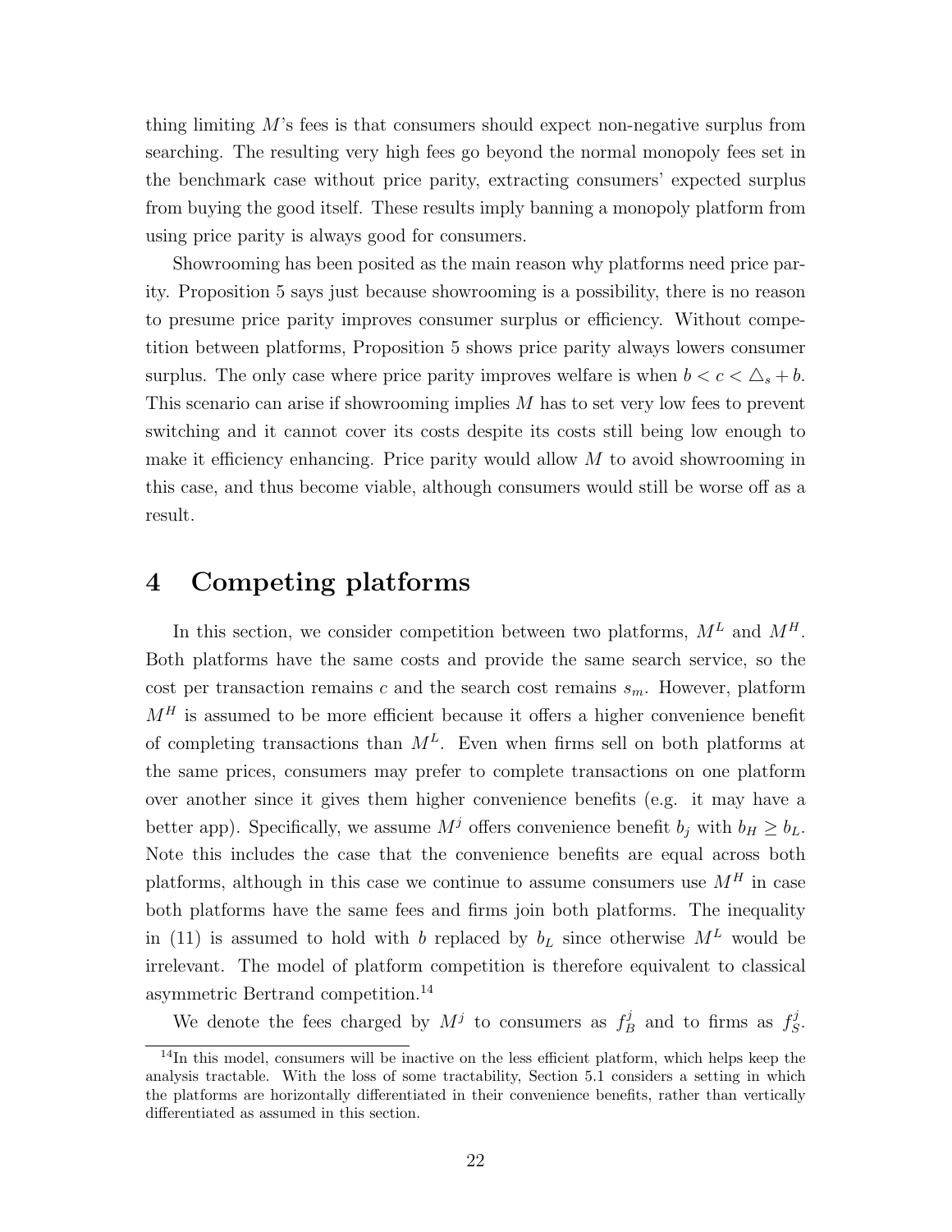thing limiting $M$'s fees is that consumers should expect non-negative surplus from searching. The resulting very high fees go beyond the normal monopoly fees set in the benchmark case without price parity, extracting consumers' expected surplus from buying the good itself. These results imply banning a monopoly platform from using price parity is always good for consumers.

Showrooming has been posited as the main reason why platforms need price parity. Proposition 5 says just because showrooming is a possibility, there is no reason to presume price parity improves consumer surplus or efficiency. Without competition between platforms, Proposition 5 shows price parity always lowers consumer surplus. The only case where price parity improves welfare is when $b < c < \triangle_s + b$. This scenario can arise if showrooming implies $M$ has to set very low fees to prevent switching and it cannot cover its costs despite its costs still being low enough to make it efficiency enhancing. Price parity would allow $M$ to avoid showrooming in this case, and thus become viable, although consumers would still be worse off as a result.

# 4 Competing platforms

In this section, we consider competition between two platforms, $M^L$ and $M^H$. Both platforms have the same costs and provide the same search service, so the cost per transaction remains $c$ and the search cost remains $s_m$. However, platform $M^H$ is assumed to be more efficient because it offers a higher convenience benefit of completing transactions than $M^L$. Even when firms sell on both platforms at the same prices, consumers may prefer to complete transactions on one platform over another since it gives them higher convenience benefits (e.g. it may have a better app). Specifically, we assume $M^j$ offers convenience benefit $b_j$ with $b_H \geq b_L$. Note this includes the case that the convenience benefits are equal across both platforms, although in this case we continue to assume consumers use $M^H$ in case both platforms have the same fees and firms join both platforms. The inequality in (11) is assumed to hold with $b$ replaced by $b_L$ since otherwise $M^L$ would be irrelevant. The model of platform competition is therefore equivalent to classical asymmetric Bertrand competition.[14]

We denote the fees charged by $M^j$ to consumers as $f_B^j$ and to firms as $f_S^j$.

[14]In this model, consumers will be inactive on the less efficient platform, which helps keep the analysis tractable. With the loss of some tractability, Section 5.1 considers a setting in which the platforms are horizontally differentiated in their convenience benefits, rather than vertically differentiated as assumed in this section.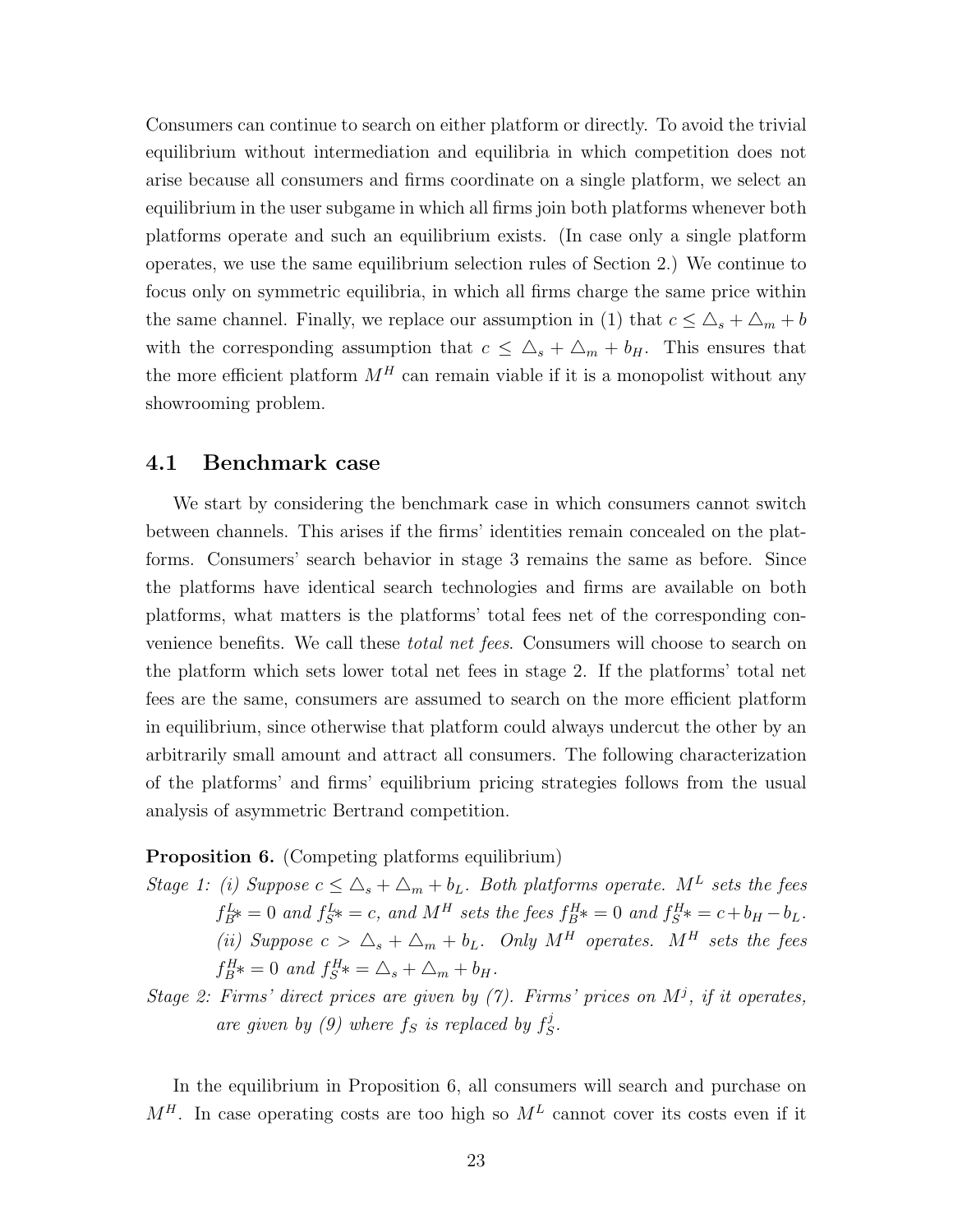Consumers can continue to search on either platform or directly. To avoid the trivial equilibrium without intermediation and equilibria in which competition does not arise because all consumers and firms coordinate on a single platform, we select an equilibrium in the user subgame in which all firms join both platforms whenever both platforms operate and such an equilibrium exists. (In case only a single platform operates, we use the same equilibrium selection rules of Section 2.) We continue to focus only on symmetric equilibria, in which all firms charge the same price within the same channel. Finally, we replace our assumption in (1) that $c \leq \triangle_s + \triangle_m + b$ with the corresponding assumption that $c \leq \triangle_s + \triangle_m + b_H$. This ensures that the more efficient platform $M^H$ can remain viable if it is a monopolist without any showrooming problem.

## 4.1 Benchmark case

We start by considering the benchmark case in which consumers cannot switch between channels. This arises if the firms' identities remain concealed on the platforms. Consumers' search behavior in stage 3 remains the same as before. Since the platforms have identical search technologies and firms are available on both platforms, what matters is the platforms' total fees net of the corresponding convenience benefits. We call these *total net fees*. Consumers will choose to search on the platform which sets lower total net fees in stage 2. If the platforms' total net fees are the same, consumers are assumed to search on the more efficient platform in equilibrium, since otherwise that platform could always undercut the other by an arbitrarily small amount and attract all consumers. The following characterization of the platforms' and firms' equilibrium pricing strategies follows from the usual analysis of asymmetric Bertrand competition.

**Proposition 6.** (Competing platforms equilibrium)

*Stage 1: (i) Suppose $c \leq \triangle_s + \triangle_m + b_L$. Both platforms operate. $M^L$ sets the fees $f_B^L* = 0$ and $f_S^L* = c$, and $M^H$ sets the fees $f_B^H* = 0$ and $f_S^H* = c + b_H - b_L$. (ii) Suppose $c > \triangle_s + \triangle_m + b_L$. Only $M^H$ operates. $M^H$ sets the fees $f_B^H* = 0$ and $f_S^H* = \triangle_s + \triangle_m + b_H$.*

*Stage 2: Firms' direct prices are given by (7). Firms' prices on $M^j$, if it operates, are given by (9) where $f_S$ is replaced by $f_S^j$.*

In the equilibrium in Proposition 6, all consumers will search and purchase on $M^H$. In case operating costs are too high so $M^L$ cannot cover its costs even if it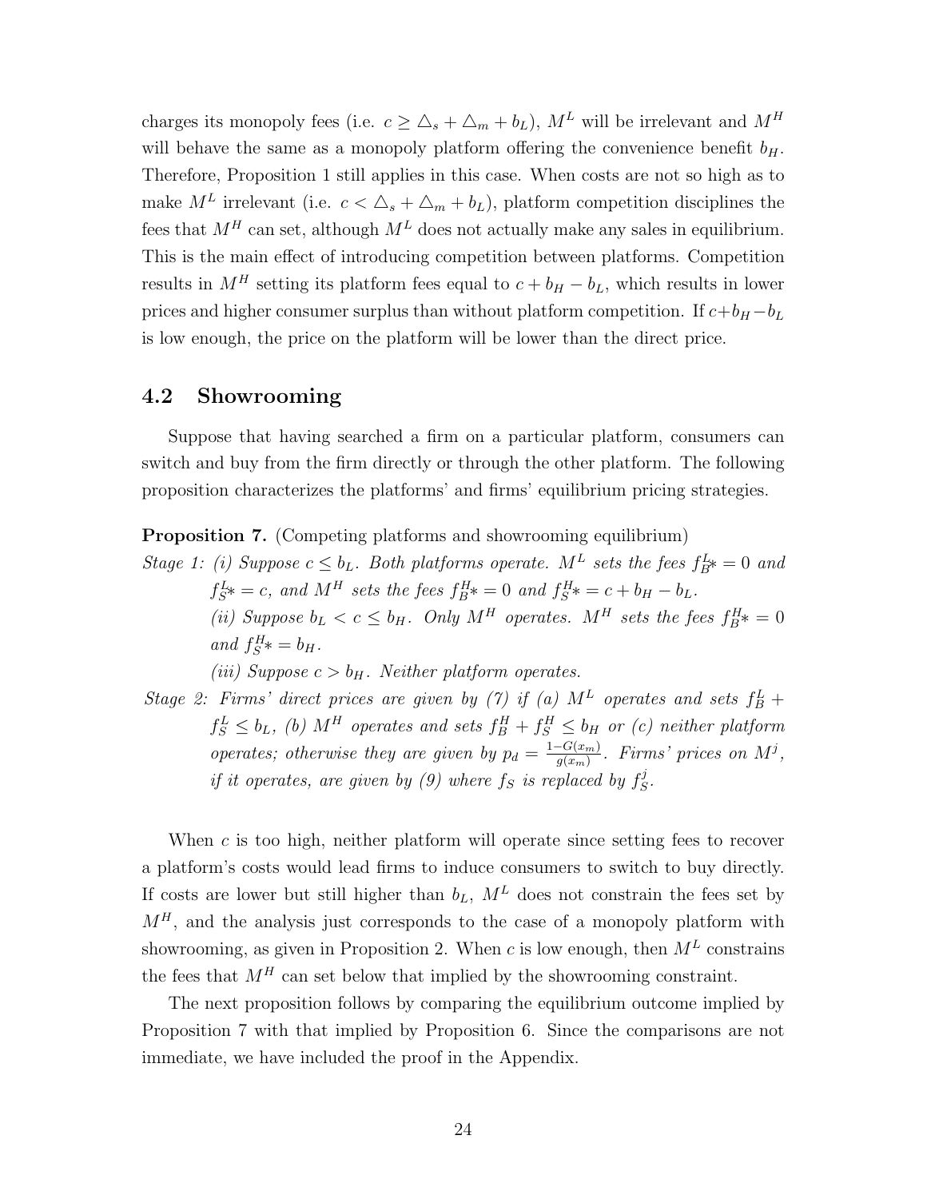charges its monopoly fees (i.e. $c \geq \triangle_s + \triangle_m + b_L$), $M^L$ will be irrelevant and $M^H$ will behave the same as a monopoly platform offering the convenience benefit $b_H$. Therefore, Proposition 1 still applies in this case. When costs are not so high as to make $M^L$ irrelevant (i.e. $c < \triangle_s + \triangle_m + b_L$), platform competition disciplines the fees that $M^H$ can set, although $M^L$ does not actually make any sales in equilibrium. This is the main effect of introducing competition between platforms. Competition results in $M^H$ setting its platform fees equal to $c + b_H - b_L$, which results in lower prices and higher consumer surplus than without platform competition. If $c+b_H-b_L$ is low enough, the price on the platform will be lower than the direct price.

## 4.2 Showrooming

Suppose that having searched a firm on a particular platform, consumers can switch and buy from the firm directly or through the other platform. The following proposition characterizes the platforms' and firms' equilibrium pricing strategies.

**Proposition 7.** (Competing platforms and showrooming equilibrium)

*Stage 1: (i) Suppose $c \leq b_L$. Both platforms operate. $M^L$ sets the fees $f_B^L* = 0$ and $f_S^L* = c$, and $M^H$ sets the fees $f_B^H* = 0$ and $f_S^H* = c + b_H - b_L$.*

*(ii) Suppose $b_L < c \leq b_H$. Only $M^H$ operates. $M^H$ sets the fees $f_B^H* = 0$ and $f_S^H* = b_H$.*

*(iii) Suppose $c > b_H$. Neither platform operates.*

*Stage 2: Firms' direct prices are given by (7) if (a) $M^L$ operates and sets $f_B^L + f_S^L \leq b_L$, (b) $M^H$ operates and sets $f_B^H + f_S^H \leq b_H$ or (c) neither platform operates; otherwise they are given by $p_d = \frac{1-G(x_m)}{g(x_m)}$. Firms' prices on $M^j$, if it operates, are given by (9) where $f_S$ is replaced by $f_S^j$.*

When $c$ is too high, neither platform will operate since setting fees to recover a platform's costs would lead firms to induce consumers to switch to buy directly. If costs are lower but still higher than $b_L$, $M^L$ does not constrain the fees set by $M^H$, and the analysis just corresponds to the case of a monopoly platform with showrooming, as given in Proposition 2. When $c$ is low enough, then $M^L$ constrains the fees that $M^H$ can set below that implied by the showrooming constraint.

The next proposition follows by comparing the equilibrium outcome implied by Proposition 7 with that implied by Proposition 6. Since the comparisons are not immediate, we have included the proof in the Appendix.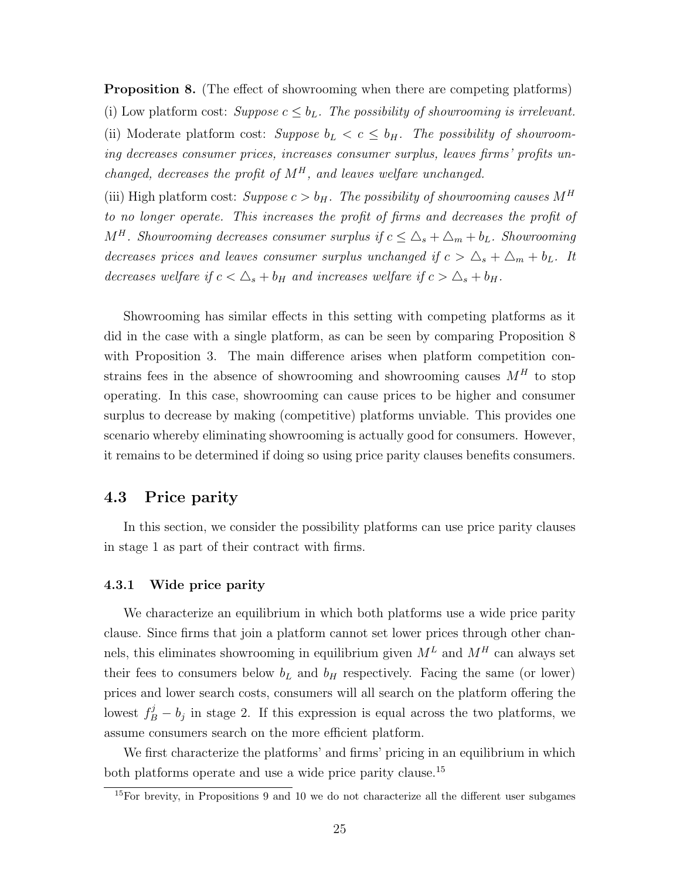**Proposition 8.** (The effect of showrooming when there are competing platforms)

(i) Low platform cost: *Suppose* $c \leq b_L$*. The possibility of showrooming is irrelevant.*

(ii) Moderate platform cost: *Suppose* $b_L < c \leq b_H$*. The possibility of showrooming decreases consumer prices, increases consumer surplus, leaves firms' profits unchanged, decreases the profit of* $M^H$*, and leaves welfare unchanged.*

(iii) High platform cost: *Suppose* $c > b_H$*. The possibility of showrooming causes* $M^H$ *to no longer operate. This increases the profit of firms and decreases the profit of* $M^H$*. Showrooming decreases consumer surplus if* $c \leq \triangle_s + \triangle_m + b_L$*. Showrooming decreases prices and leaves consumer surplus unchanged if* $c > \triangle_s + \triangle_m + b_L$*. It decreases welfare if* $c < \triangle_s + b_H$ *and increases welfare if* $c > \triangle_s + b_H$*.*

Showrooming has similar effects in this setting with competing platforms as it did in the case with a single platform, as can be seen by comparing Proposition 8 with Proposition 3. The main difference arises when platform competition constrains fees in the absence of showrooming and showrooming causes $M^H$ to stop operating. In this case, showrooming can cause prices to be higher and consumer surplus to decrease by making (competitive) platforms unviable. This provides one scenario whereby eliminating showrooming is actually good for consumers. However, it remains to be determined if doing so using price parity clauses benefits consumers.

## 4.3 Price parity

In this section, we consider the possibility platforms can use price parity clauses in stage 1 as part of their contract with firms.

### 4.3.1 Wide price parity

We characterize an equilibrium in which both platforms use a wide price parity clause. Since firms that join a platform cannot set lower prices through other channels, this eliminates showrooming in equilibrium given $M^L$ and $M^H$ can always set their fees to consumers below $b_L$ and $b_H$ respectively. Facing the same (or lower) prices and lower search costs, consumers will all search on the platform offering the lowest $f_B^j - b_j$ in stage 2. If this expression is equal across the two platforms, we assume consumers search on the more efficient platform.

We first characterize the platforms' and firms' pricing in an equilibrium in which both platforms operate and use a wide price parity clause.[15]

[15] For brevity, in Propositions 9 and 10 we do not characterize all the different user subgames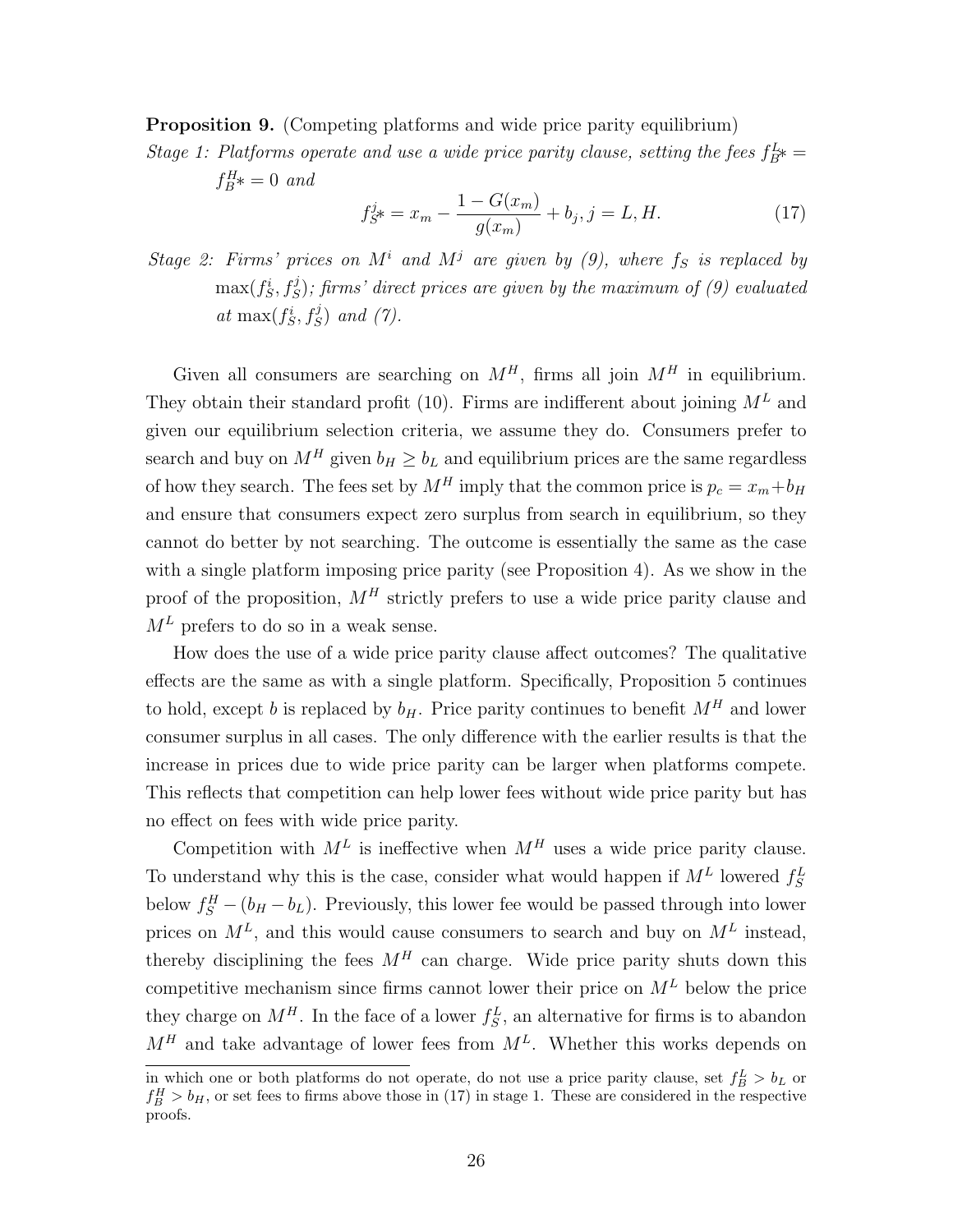**Proposition 9.** (Competing platforms and wide price parity equilibrium)

*Stage 1: Platforms operate and use a wide price parity clause, setting the fees* $f_B^{L*} = f_B^{H*} = 0$ *and*

$$f_S^{j*} = x_m - \frac{1 - G(x_m)}{g(x_m)} + b_j, j = L, H. \tag{17}$$

*Stage 2: Firms' prices on* $M^i$ *and* $M^j$ *are given by (9), where* $f_S$ *is replaced by* $\max(f_S^i, f_S^j)$*; firms' direct prices are given by the maximum of (9) evaluated at* $\max(f_S^i, f_S^j)$ *and (7).*

Given all consumers are searching on $M^H$, firms all join $M^H$ in equilibrium. They obtain their standard profit (10). Firms are indifferent about joining $M^L$ and given our equilibrium selection criteria, we assume they do. Consumers prefer to search and buy on $M^H$ given $b_H \geq b_L$ and equilibrium prices are the same regardless of how they search. The fees set by $M^H$ imply that the common price is $p_c = x_m + b_H$ and ensure that consumers expect zero surplus from search in equilibrium, so they cannot do better by not searching. The outcome is essentially the same as the case with a single platform imposing price parity (see Proposition 4). As we show in the proof of the proposition, $M^H$ strictly prefers to use a wide price parity clause and $M^L$ prefers to do so in a weak sense.

How does the use of a wide price parity clause affect outcomes? The qualitative effects are the same as with a single platform. Specifically, Proposition 5 continues to hold, except $b$ is replaced by $b_H$. Price parity continues to benefit $M^H$ and lower consumer surplus in all cases. The only difference with the earlier results is that the increase in prices due to wide price parity can be larger when platforms compete. This reflects that competition can help lower fees without wide price parity but has no effect on fees with wide price parity.

Competition with $M^L$ is ineffective when $M^H$ uses a wide price parity clause. To understand why this is the case, consider what would happen if $M^L$ lowered $f_S^L$ below $f_S^H - (b_H - b_L)$. Previously, this lower fee would be passed through into lower prices on $M^L$, and this would cause consumers to search and buy on $M^L$ instead, thereby disciplining the fees $M^H$ can charge. Wide price parity shuts down this competitive mechanism since firms cannot lower their price on $M^L$ below the price they charge on $M^H$. In the face of a lower $f_S^L$, an alternative for firms is to abandon $M^H$ and take advantage of lower fees from $M^L$. Whether this works depends on

in which one or both platforms do not operate, do not use a price parity clause, set $f_B^L > b_L$ or $f_B^H > b_H$, or set fees to firms above those in (17) in stage 1. These are considered in the respective proofs.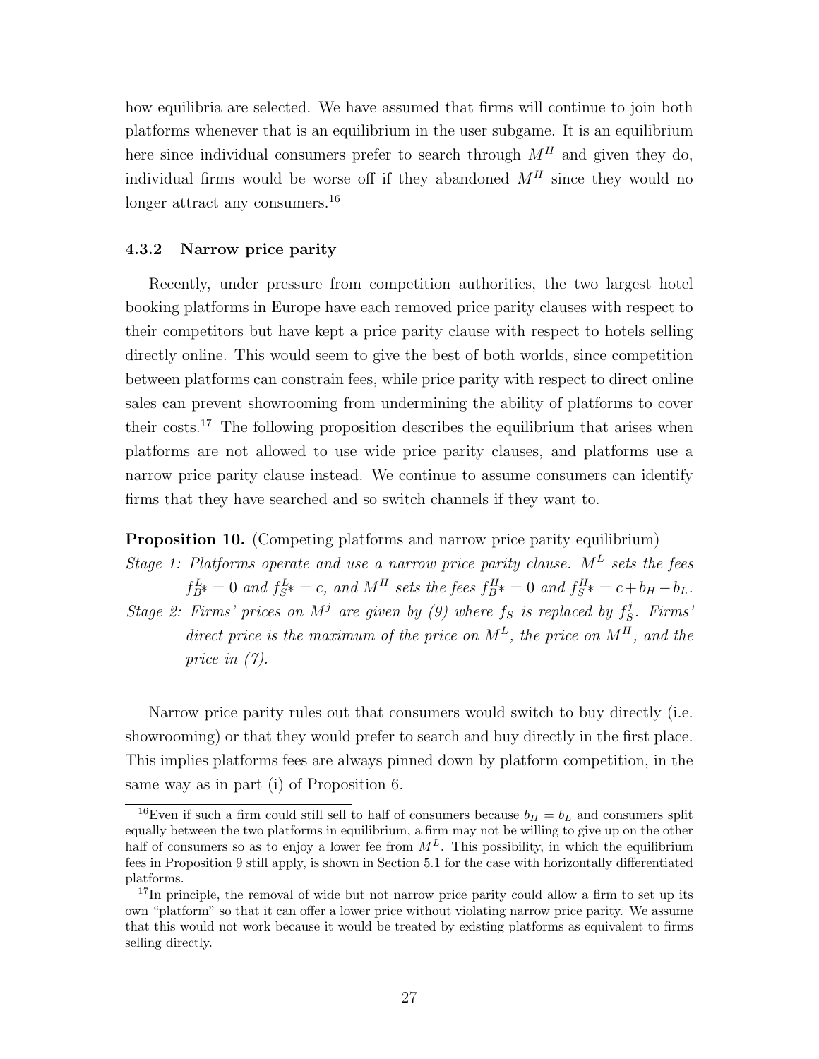how equilibria are selected. We have assumed that firms will continue to join both platforms whenever that is an equilibrium in the user subgame. It is an equilibrium here since individual consumers prefer to search through $M^H$ and given they do, individual firms would be worse off if they abandoned $M^H$ since they would no longer attract any consumers.[16]

### 4.3.2 Narrow price parity

Recently, under pressure from competition authorities, the two largest hotel booking platforms in Europe have each removed price parity clauses with respect to their competitors but have kept a price parity clause with respect to hotels selling directly online. This would seem to give the best of both worlds, since competition between platforms can constrain fees, while price parity with respect to direct online sales can prevent showrooming from undermining the ability of platforms to cover their costs.[17] The following proposition describes the equilibrium that arises when platforms are not allowed to use wide price parity clauses, and platforms use a narrow price parity clause instead. We continue to assume consumers can identify firms that they have searched and so switch channels if they want to.

**Proposition 10.** (Competing platforms and narrow price parity equilibrium)

*Stage 1: Platforms operate and use a narrow price parity clause.* $M^L$ *sets the fees* $f_B^L* = 0$ *and* $f_S^L* = c$*, and* $M^H$ *sets the fees* $f_B^H* = 0$ *and* $f_S^H* = c + b_H - b_L$*.*

*Stage 2: Firms' prices on* $M^j$ *are given by (9) where* $f_S$ *is replaced by* $f_S^j$*. Firms' direct price is the maximum of the price on* $M^L$*, the price on* $M^H$*, and the price in (7).*

Narrow price parity rules out that consumers would switch to buy directly (i.e. showrooming) or that they would prefer to search and buy directly in the first place. This implies platforms fees are always pinned down by platform competition, in the same way as in part (i) of Proposition 6.

[16] Even if such a firm could still sell to half of consumers because $b_H = b_L$ and consumers split equally between the two platforms in equilibrium, a firm may not be willing to give up on the other half of consumers so as to enjoy a lower fee from $M^L$. This possibility, in which the equilibrium fees in Proposition 9 still apply, is shown in Section 5.1 for the case with horizontally differentiated platforms.

[17] In principle, the removal of wide but not narrow price parity could allow a firm to set up its own "platform" so that it can offer a lower price without violating narrow price parity. We assume that this would not work because it would be treated by existing platforms as equivalent to firms selling directly.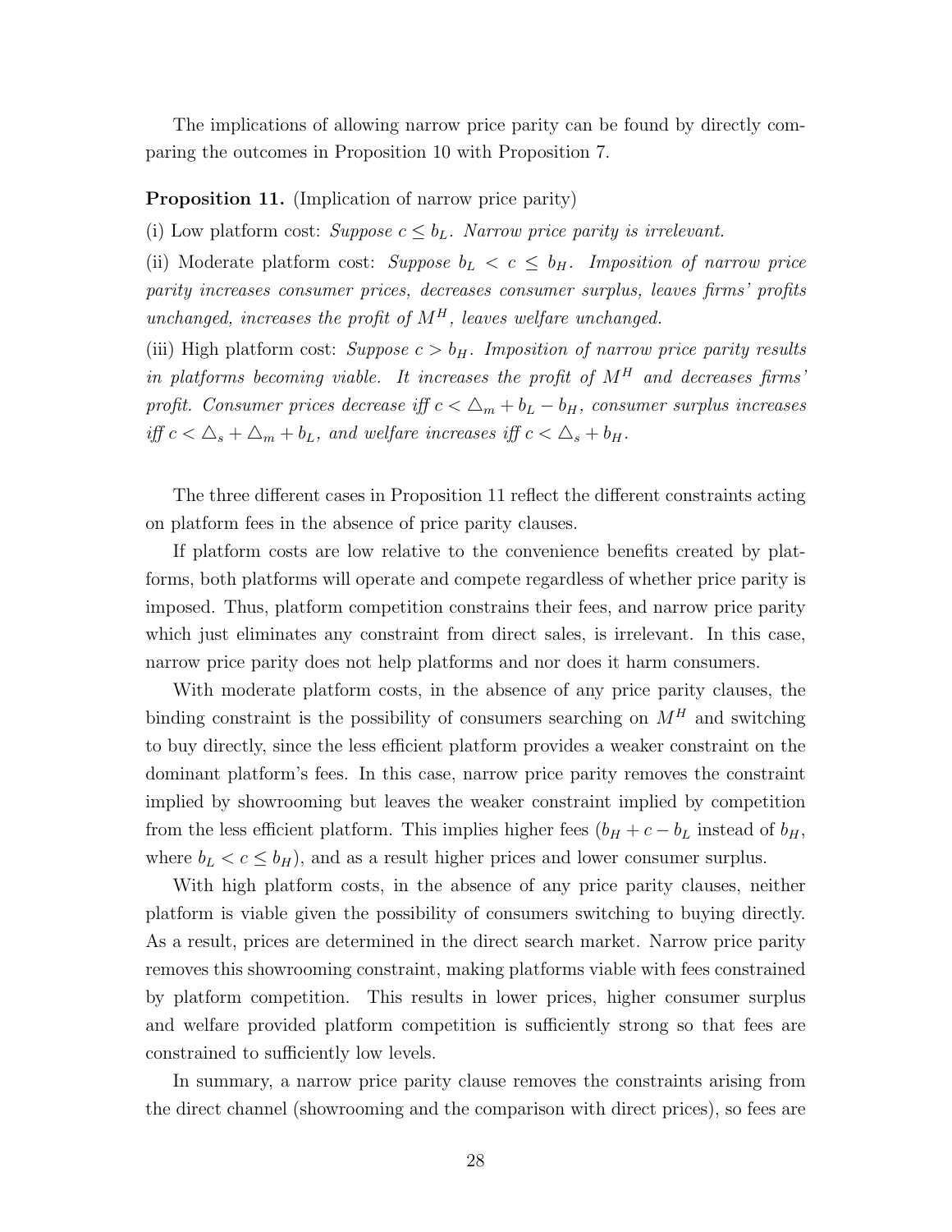The implications of allowing narrow price parity can be found by directly comparing the outcomes in Proposition 10 with Proposition 7.

**Proposition 11.** (Implication of narrow price parity)

(i) Low platform cost: *Suppose* $c \leq b_L$*. Narrow price parity is irrelevant.*

(ii) Moderate platform cost: *Suppose* $b_L < c \leq b_H$*. Imposition of narrow price parity increases consumer prices, decreases consumer surplus, leaves firms' profits unchanged, increases the profit of* $M^H$*, leaves welfare unchanged.*

(iii) High platform cost: *Suppose* $c > b_H$*. Imposition of narrow price parity results in platforms becoming viable. It increases the profit of* $M^H$ *and decreases firms' profit. Consumer prices decrease iff* $c < \triangle_m + b_L - b_H$*, consumer surplus increases iff* $c < \triangle_s + \triangle_m + b_L$*, and welfare increases iff* $c < \triangle_s + b_H$*.*

The three different cases in Proposition 11 reflect the different constraints acting on platform fees in the absence of price parity clauses.

If platform costs are low relative to the convenience benefits created by platforms, both platforms will operate and compete regardless of whether price parity is imposed. Thus, platform competition constrains their fees, and narrow price parity which just eliminates any constraint from direct sales, is irrelevant. In this case, narrow price parity does not help platforms and nor does it harm consumers.

With moderate platform costs, in the absence of any price parity clauses, the binding constraint is the possibility of consumers searching on $M^H$ and switching to buy directly, since the less efficient platform provides a weaker constraint on the dominant platform's fees. In this case, narrow price parity removes the constraint implied by showrooming but leaves the weaker constraint implied by competition from the less efficient platform. This implies higher fees ($b_H + c - b_L$ instead of $b_H$, where $b_L < c \leq b_H$), and as a result higher prices and lower consumer surplus.

With high platform costs, in the absence of any price parity clauses, neither platform is viable given the possibility of consumers switching to buying directly. As a result, prices are determined in the direct search market. Narrow price parity removes this showrooming constraint, making platforms viable with fees constrained by platform competition. This results in lower prices, higher consumer surplus and welfare provided platform competition is sufficiently strong so that fees are constrained to sufficiently low levels.

In summary, a narrow price parity clause removes the constraints arising from the direct channel (showrooming and the comparison with direct prices), so fees are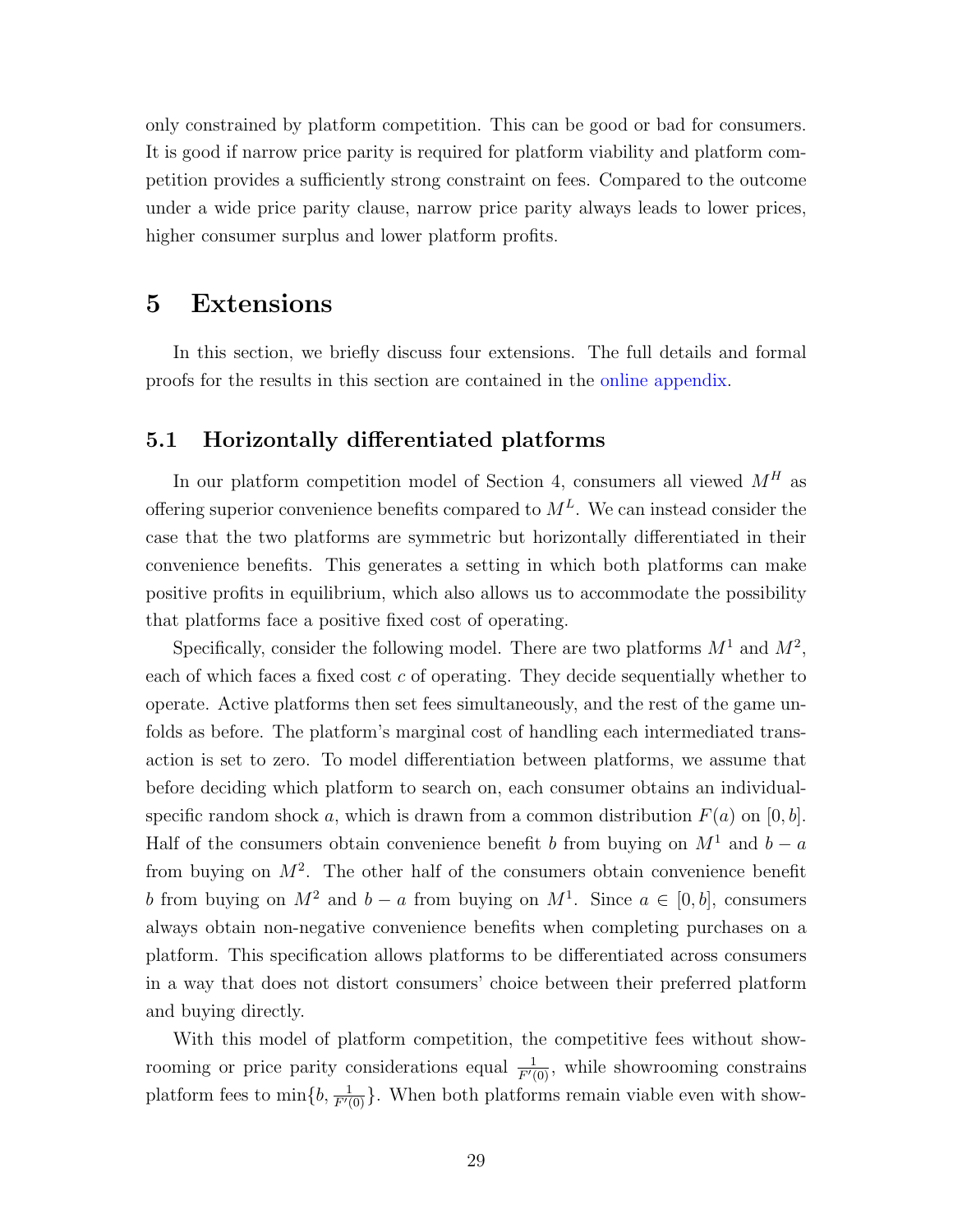only constrained by platform competition. This can be good or bad for consumers. It is good if narrow price parity is required for platform viability and platform competition provides a sufficiently strong constraint on fees. Compared to the outcome under a wide price parity clause, narrow price parity always leads to lower prices, higher consumer surplus and lower platform profits.

# 5 Extensions

In this section, we briefly discuss four extensions. The full details and formal proofs for the results in this section are contained in the online appendix.

## 5.1 Horizontally differentiated platforms

In our platform competition model of Section 4, consumers all viewed $M^H$ as offering superior convenience benefits compared to $M^L$. We can instead consider the case that the two platforms are symmetric but horizontally differentiated in their convenience benefits. This generates a setting in which both platforms can make positive profits in equilibrium, which also allows us to accommodate the possibility that platforms face a positive fixed cost of operating.

Specifically, consider the following model. There are two platforms $M^1$ and $M^2$, each of which faces a fixed cost $c$ of operating. They decide sequentially whether to operate. Active platforms then set fees simultaneously, and the rest of the game unfolds as before. The platform's marginal cost of handling each intermediated transaction is set to zero. To model differentiation between platforms, we assume that before deciding which platform to search on, each consumer obtains an individual-specific random shock $a$, which is drawn from a common distribution $F(a)$ on $[0, b]$. Half of the consumers obtain convenience benefit $b$ from buying on $M^1$ and $b - a$ from buying on $M^2$. The other half of the consumers obtain convenience benefit $b$ from buying on $M^2$ and $b - a$ from buying on $M^1$. Since $a \in [0, b]$, consumers always obtain non-negative convenience benefits when completing purchases on a platform. This specification allows platforms to be differentiated across consumers in a way that does not distort consumers' choice between their preferred platform and buying directly.

With this model of platform competition, the competitive fees without showrooming or price parity considerations equal $\frac{1}{F'(0)}$, while showrooming constrains platform fees to $\min\{b, \frac{1}{F'(0)}\}$. When both platforms remain viable even with show-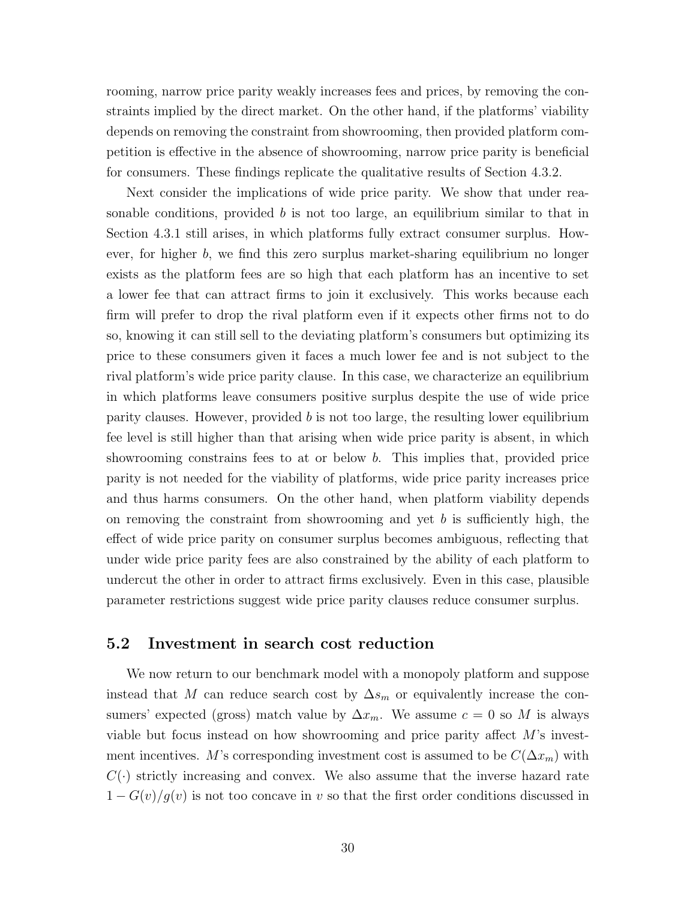rooming, narrow price parity weakly increases fees and prices, by removing the constraints implied by the direct market. On the other hand, if the platforms' viability depends on removing the constraint from showrooming, then provided platform competition is effective in the absence of showrooming, narrow price parity is beneficial for consumers. These findings replicate the qualitative results of Section 4.3.2.

Next consider the implications of wide price parity. We show that under reasonable conditions, provided $b$ is not too large, an equilibrium similar to that in Section 4.3.1 still arises, in which platforms fully extract consumer surplus. However, for higher $b$, we find this zero surplus market-sharing equilibrium no longer exists as the platform fees are so high that each platform has an incentive to set a lower fee that can attract firms to join it exclusively. This works because each firm will prefer to drop the rival platform even if it expects other firms not to do so, knowing it can still sell to the deviating platform's consumers but optimizing its price to these consumers given it faces a much lower fee and is not subject to the rival platform's wide price parity clause. In this case, we characterize an equilibrium in which platforms leave consumers positive surplus despite the use of wide price parity clauses. However, provided $b$ is not too large, the resulting lower equilibrium fee level is still higher than that arising when wide price parity is absent, in which showrooming constrains fees to at or below $b$. This implies that, provided price parity is not needed for the viability of platforms, wide price parity increases price and thus harms consumers. On the other hand, when platform viability depends on removing the constraint from showrooming and yet $b$ is sufficiently high, the effect of wide price parity on consumer surplus becomes ambiguous, reflecting that under wide price parity fees are also constrained by the ability of each platform to undercut the other in order to attract firms exclusively. Even in this case, plausible parameter restrictions suggest wide price parity clauses reduce consumer surplus.

## 5.2 Investment in search cost reduction

We now return to our benchmark model with a monopoly platform and suppose instead that $M$ can reduce search cost by $\Delta s_m$ or equivalently increase the consumers' expected (gross) match value by $\Delta x_m$. We assume $c = 0$ so $M$ is always viable but focus instead on how showrooming and price parity affect $M$'s investment incentives. $M$'s corresponding investment cost is assumed to be $C(\Delta x_m)$ with $C(\cdot)$ strictly increasing and convex. We also assume that the inverse hazard rate $1 - G(v)/g(v)$ is not too concave in $v$ so that the first order conditions discussed in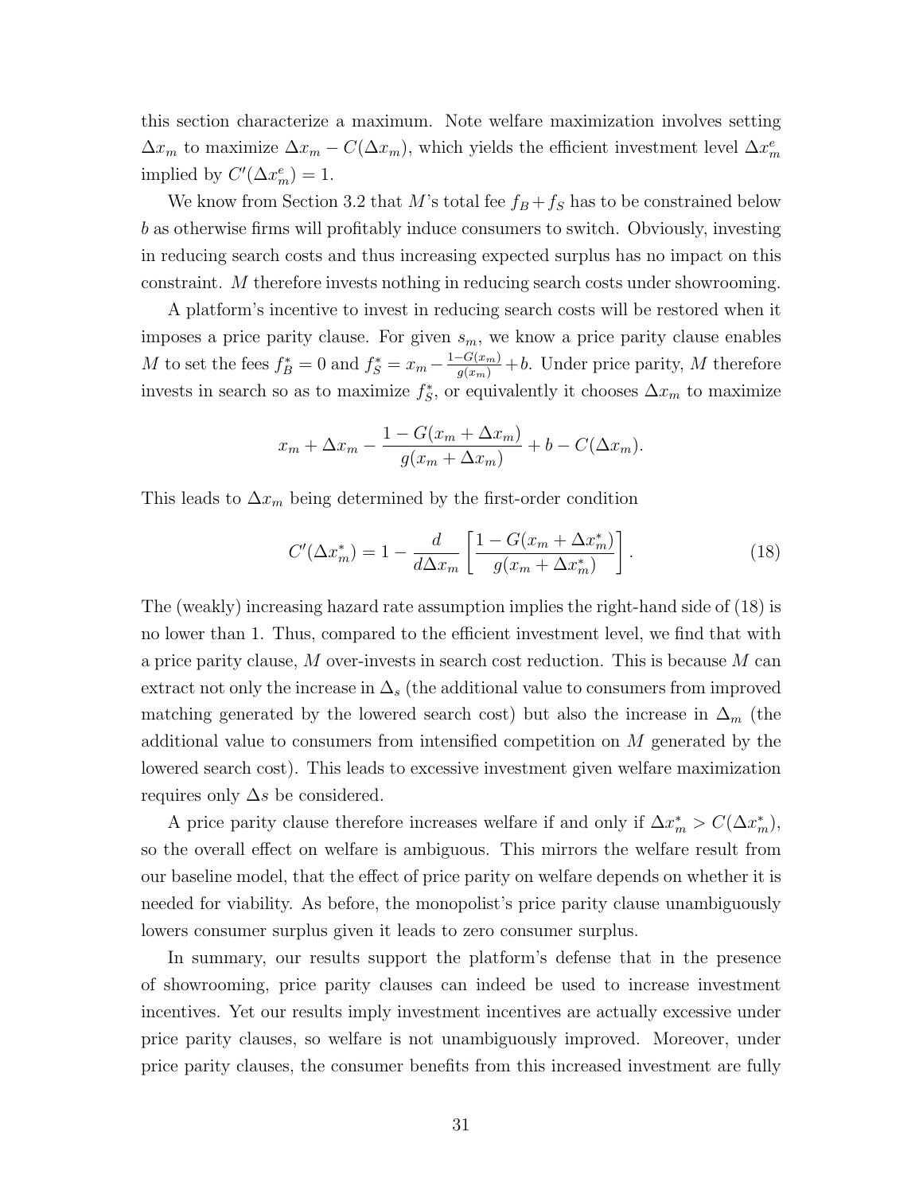this section characterize a maximum. Note welfare maximization involves setting $\Delta x_m$ to maximize $\Delta x_m - C(\Delta x_m)$, which yields the efficient investment level $\Delta x_m^e$ implied by $C'(\Delta x_m^e) = 1$.

We know from Section 3.2 that $M$'s total fee $f_B + f_S$ has to be constrained below $b$ as otherwise firms will profitably induce consumers to switch. Obviously, investing in reducing search costs and thus increasing expected surplus has no impact on this constraint. $M$ therefore invests nothing in reducing search costs under showrooming.

A platform's incentive to invest in reducing search costs will be restored when it imposes a price parity clause. For given $s_m$, we know a price parity clause enables $M$ to set the fees $f_B^* = 0$ and $f_S^* = x_m - \frac{1-G(x_m)}{g(x_m)} + b$. Under price parity, $M$ therefore invests in search so as to maximize $f_S^*$, or equivalently it chooses $\Delta x_m$ to maximize

$$x_m + \Delta x_m - \frac{1 - G(x_m + \Delta x_m)}{g(x_m + \Delta x_m)} + b - C(\Delta x_m).$$

This leads to $\Delta x_m$ being determined by the first-order condition

$$C'(\Delta x_m^*) = 1 - \frac{d}{d\Delta x_m}\left[\frac{1 - G(x_m + \Delta x_m^*)}{g(x_m + \Delta x_m^*)}\right]. \tag{18}$$

The (weakly) increasing hazard rate assumption implies the right-hand side of (18) is no lower than 1. Thus, compared to the efficient investment level, we find that with a price parity clause, $M$ over-invests in search cost reduction. This is because $M$ can extract not only the increase in $\Delta_s$ (the additional value to consumers from improved matching generated by the lowered search cost) but also the increase in $\Delta_m$ (the additional value to consumers from intensified competition on $M$ generated by the lowered search cost). This leads to excessive investment given welfare maximization requires only $\Delta s$ be considered.

A price parity clause therefore increases welfare if and only if $\Delta x_m^* > C(\Delta x_m^*)$, so the overall effect on welfare is ambiguous. This mirrors the welfare result from our baseline model, that the effect of price parity on welfare depends on whether it is needed for viability. As before, the monopolist's price parity clause unambiguously lowers consumer surplus given it leads to zero consumer surplus.

In summary, our results support the platform's defense that in the presence of showrooming, price parity clauses can indeed be used to increase investment incentives. Yet our results imply investment incentives are actually excessive under price parity clauses, so welfare is not unambiguously improved. Moreover, under price parity clauses, the consumer benefits from this increased investment are fully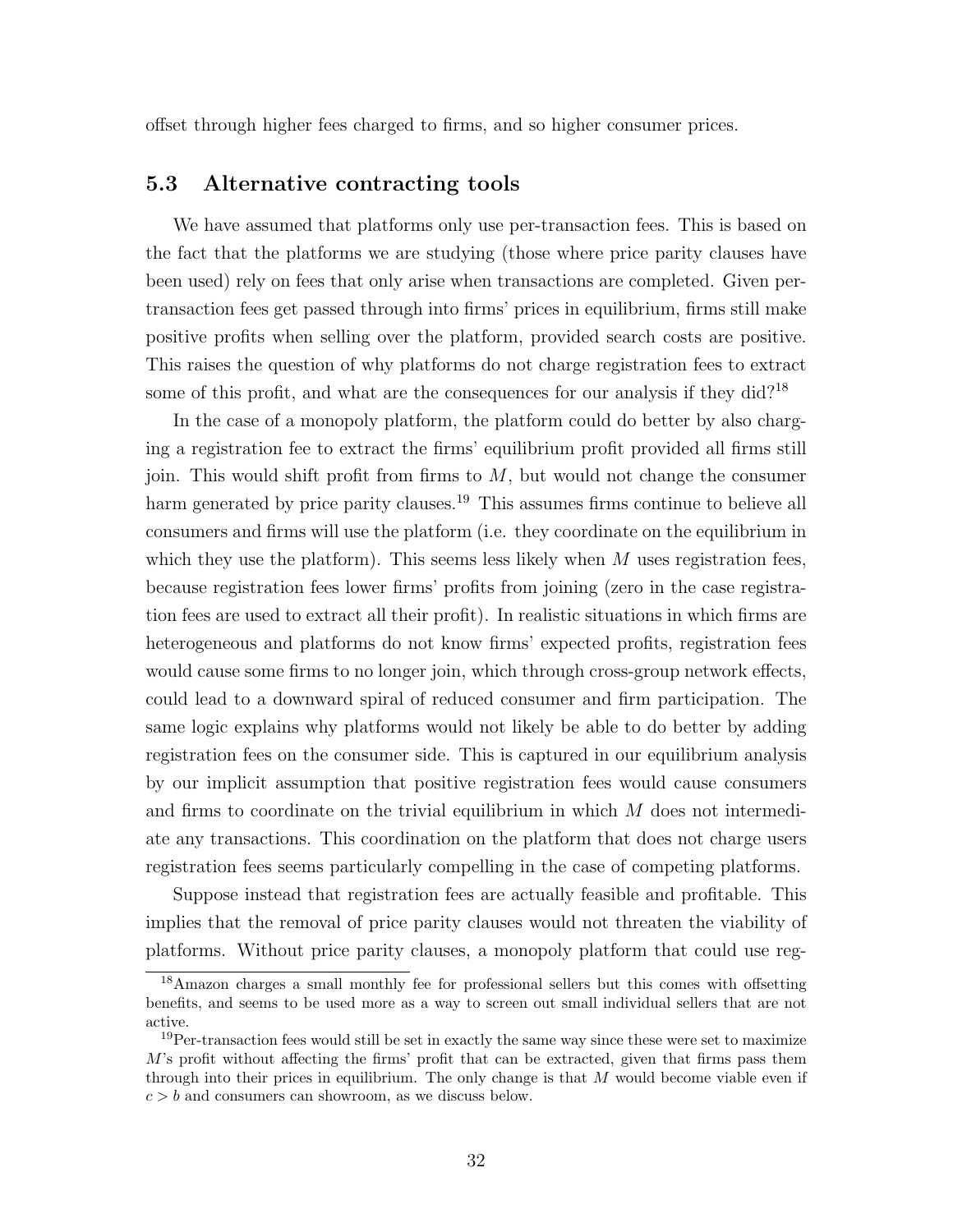offset through higher fees charged to firms, and so higher consumer prices.

### 5.3 Alternative contracting tools

We have assumed that platforms only use per-transaction fees. This is based on the fact that the platforms we are studying (those where price parity clauses have been used) rely on fees that only arise when transactions are completed. Given per-transaction fees get passed through into firms' prices in equilibrium, firms still make positive profits when selling over the platform, provided search costs are positive. This raises the question of why platforms do not charge registration fees to extract some of this profit, and what are the consequences for our analysis if they did?[18]

In the case of a monopoly platform, the platform could do better by also charging a registration fee to extract the firms' equilibrium profit provided all firms still join. This would shift profit from firms to $M$, but would not change the consumer harm generated by price parity clauses.[19] This assumes firms continue to believe all consumers and firms will use the platform (i.e. they coordinate on the equilibrium in which they use the platform). This seems less likely when $M$ uses registration fees, because registration fees lower firms' profits from joining (zero in the case registration fees are used to extract all their profit). In realistic situations in which firms are heterogeneous and platforms do not know firms' expected profits, registration fees would cause some firms to no longer join, which through cross-group network effects, could lead to a downward spiral of reduced consumer and firm participation. The same logic explains why platforms would not likely be able to do better by adding registration fees on the consumer side. This is captured in our equilibrium analysis by our implicit assumption that positive registration fees would cause consumers and firms to coordinate on the trivial equilibrium in which $M$ does not intermediate any transactions. This coordination on the platform that does not charge users registration fees seems particularly compelling in the case of competing platforms.

Suppose instead that registration fees are actually feasible and profitable. This implies that the removal of price parity clauses would not threaten the viability of platforms. Without price parity clauses, a monopoly platform that could use reg-

[18] Amazon charges a small monthly fee for professional sellers but this comes with offsetting benefits, and seems to be used more as a way to screen out small individual sellers that are not active.

[19] Per-transaction fees would still be set in exactly the same way since these were set to maximize $M$'s profit without affecting the firms' profit that can be extracted, given that firms pass them through into their prices in equilibrium. The only change is that $M$ would become viable even if $c > b$ and consumers can showroom, as we discuss below.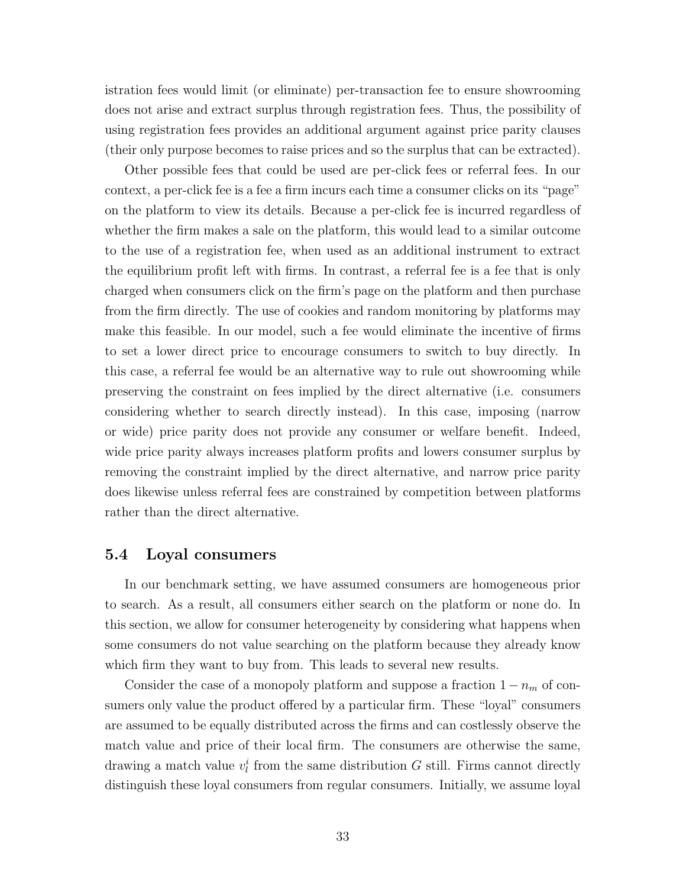istration fees would limit (or eliminate) per-transaction fee to ensure showrooming does not arise and extract surplus through registration fees. Thus, the possibility of using registration fees provides an additional argument against price parity clauses (their only purpose becomes to raise prices and so the surplus that can be extracted).

Other possible fees that could be used are per-click fees or referral fees. In our context, a per-click fee is a fee a firm incurs each time a consumer clicks on its "page" on the platform to view its details. Because a per-click fee is incurred regardless of whether the firm makes a sale on the platform, this would lead to a similar outcome to the use of a registration fee, when used as an additional instrument to extract the equilibrium profit left with firms. In contrast, a referral fee is a fee that is only charged when consumers click on the firm's page on the platform and then purchase from the firm directly. The use of cookies and random monitoring by platforms may make this feasible. In our model, such a fee would eliminate the incentive of firms to set a lower direct price to encourage consumers to switch to buy directly. In this case, a referral fee would be an alternative way to rule out showrooming while preserving the constraint on fees implied by the direct alternative (i.e. consumers considering whether to search directly instead). In this case, imposing (narrow or wide) price parity does not provide any consumer or welfare benefit. Indeed, wide price parity always increases platform profits and lowers consumer surplus by removing the constraint implied by the direct alternative, and narrow price parity does likewise unless referral fees are constrained by competition between platforms rather than the direct alternative.

## 5.4 Loyal consumers

In our benchmark setting, we have assumed consumers are homogeneous prior to search. As a result, all consumers either search on the platform or none do. In this section, we allow for consumer heterogeneity by considering what happens when some consumers do not value searching on the platform because they already know which firm they want to buy from. This leads to several new results.

Consider the case of a monopoly platform and suppose a fraction $1 - n_m$ of consumers only value the product offered by a particular firm. These "loyal" consumers are assumed to be equally distributed across the firms and can costlessly observe the match value and price of their local firm. The consumers are otherwise the same, drawing a match value $v_l^i$ from the same distribution $G$ still. Firms cannot directly distinguish these loyal consumers from regular consumers. Initially, we assume loyal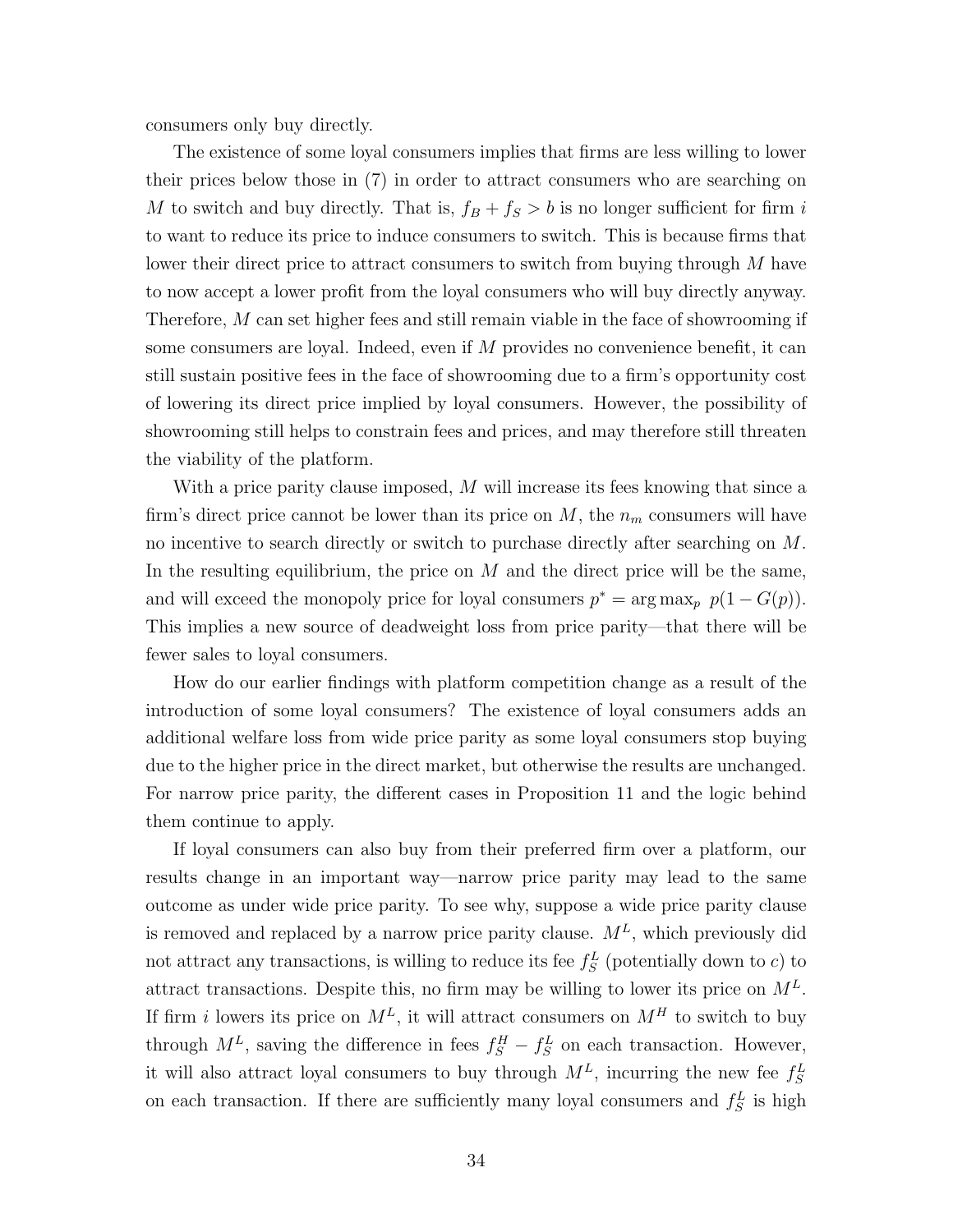consumers only buy directly.

The existence of some loyal consumers implies that firms are less willing to lower their prices below those in (7) in order to attract consumers who are searching on $M$ to switch and buy directly. That is, $f_B + f_S > b$ is no longer sufficient for firm $i$ to want to reduce its price to induce consumers to switch. This is because firms that lower their direct price to attract consumers to switch from buying through $M$ have to now accept a lower profit from the loyal consumers who will buy directly anyway. Therefore, $M$ can set higher fees and still remain viable in the face of showrooming if some consumers are loyal. Indeed, even if $M$ provides no convenience benefit, it can still sustain positive fees in the face of showrooming due to a firm's opportunity cost of lowering its direct price implied by loyal consumers. However, the possibility of showrooming still helps to constrain fees and prices, and may therefore still threaten the viability of the platform.

With a price parity clause imposed, $M$ will increase its fees knowing that since a firm's direct price cannot be lower than its price on $M$, the $n_m$ consumers will have no incentive to search directly or switch to purchase directly after searching on $M$. In the resulting equilibrium, the price on $M$ and the direct price will be the same, and will exceed the monopoly price for loyal consumers $p^* = \arg\max_p \; p(1 - G(p))$. This implies a new source of deadweight loss from price parity—that there will be fewer sales to loyal consumers.

How do our earlier findings with platform competition change as a result of the introduction of some loyal consumers? The existence of loyal consumers adds an additional welfare loss from wide price parity as some loyal consumers stop buying due to the higher price in the direct market, but otherwise the results are unchanged. For narrow price parity, the different cases in Proposition 11 and the logic behind them continue to apply.

If loyal consumers can also buy from their preferred firm over a platform, our results change in an important way—narrow price parity may lead to the same outcome as under wide price parity. To see why, suppose a wide price parity clause is removed and replaced by a narrow price parity clause. $M^L$, which previously did not attract any transactions, is willing to reduce its fee $f_S^L$ (potentially down to $c$) to attract transactions. Despite this, no firm may be willing to lower its price on $M^L$. If firm $i$ lowers its price on $M^L$, it will attract consumers on $M^H$ to switch to buy through $M^L$, saving the difference in fees $f_S^H - f_S^L$ on each transaction. However, it will also attract loyal consumers to buy through $M^L$, incurring the new fee $f_S^L$ on each transaction. If there are sufficiently many loyal consumers and $f_S^L$ is high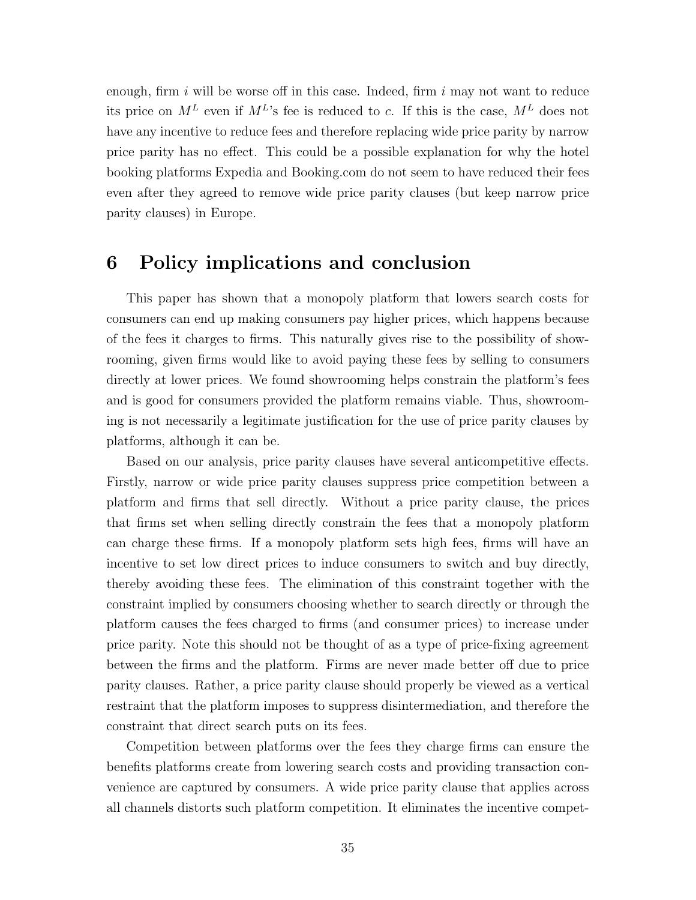enough, firm $i$ will be worse off in this case. Indeed, firm $i$ may not want to reduce its price on $M^L$ even if $M^L$'s fee is reduced to $c$. If this is the case, $M^L$ does not have any incentive to reduce fees and therefore replacing wide price parity by narrow price parity has no effect. This could be a possible explanation for why the hotel booking platforms Expedia and Booking.com do not seem to have reduced their fees even after they agreed to remove wide price parity clauses (but keep narrow price parity clauses) in Europe.

# 6 Policy implications and conclusion

This paper has shown that a monopoly platform that lowers search costs for consumers can end up making consumers pay higher prices, which happens because of the fees it charges to firms. This naturally gives rise to the possibility of showrooming, given firms would like to avoid paying these fees by selling to consumers directly at lower prices. We found showrooming helps constrain the platform's fees and is good for consumers provided the platform remains viable. Thus, showrooming is not necessarily a legitimate justification for the use of price parity clauses by platforms, although it can be.

Based on our analysis, price parity clauses have several anticompetitive effects. Firstly, narrow or wide price parity clauses suppress price competition between a platform and firms that sell directly. Without a price parity clause, the prices that firms set when selling directly constrain the fees that a monopoly platform can charge these firms. If a monopoly platform sets high fees, firms will have an incentive to set low direct prices to induce consumers to switch and buy directly, thereby avoiding these fees. The elimination of this constraint together with the constraint implied by consumers choosing whether to search directly or through the platform causes the fees charged to firms (and consumer prices) to increase under price parity. Note this should not be thought of as a type of price-fixing agreement between the firms and the platform. Firms are never made better off due to price parity clauses. Rather, a price parity clause should properly be viewed as a vertical restraint that the platform imposes to suppress disintermediation, and therefore the constraint that direct search puts on its fees.

Competition between platforms over the fees they charge firms can ensure the benefits platforms create from lowering search costs and providing transaction convenience are captured by consumers. A wide price parity clause that applies across all channels distorts such platform competition. It eliminates the incentive compet-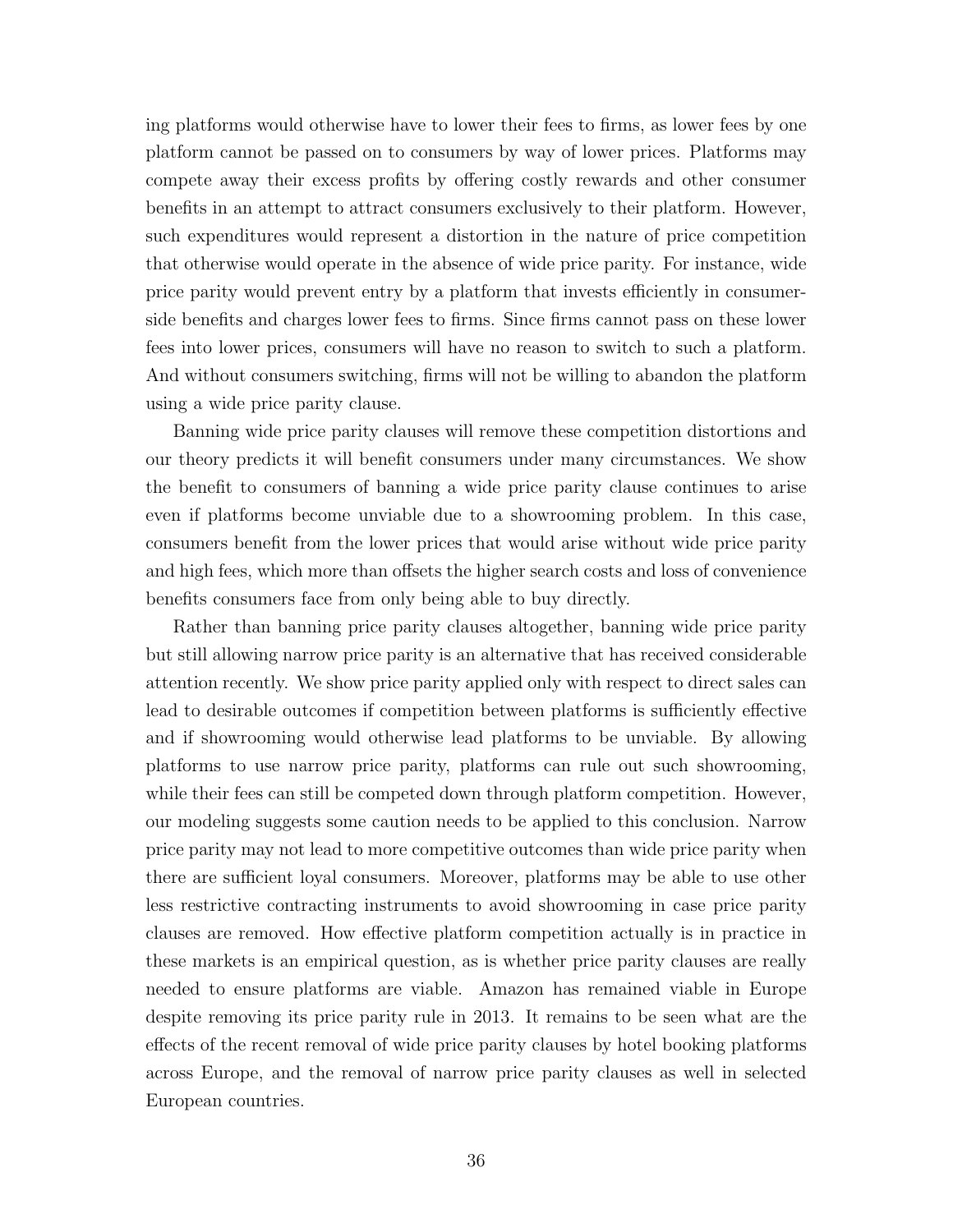ing platforms would otherwise have to lower their fees to firms, as lower fees by one platform cannot be passed on to consumers by way of lower prices. Platforms may compete away their excess profits by offering costly rewards and other consumer benefits in an attempt to attract consumers exclusively to their platform. However, such expenditures would represent a distortion in the nature of price competition that otherwise would operate in the absence of wide price parity. For instance, wide price parity would prevent entry by a platform that invests efficiently in consumer-side benefits and charges lower fees to firms. Since firms cannot pass on these lower fees into lower prices, consumers will have no reason to switch to such a platform. And without consumers switching, firms will not be willing to abandon the platform using a wide price parity clause.

Banning wide price parity clauses will remove these competition distortions and our theory predicts it will benefit consumers under many circumstances. We show the benefit to consumers of banning a wide price parity clause continues to arise even if platforms become unviable due to a showrooming problem. In this case, consumers benefit from the lower prices that would arise without wide price parity and high fees, which more than offsets the higher search costs and loss of convenience benefits consumers face from only being able to buy directly.

Rather than banning price parity clauses altogether, banning wide price parity but still allowing narrow price parity is an alternative that has received considerable attention recently. We show price parity applied only with respect to direct sales can lead to desirable outcomes if competition between platforms is sufficiently effective and if showrooming would otherwise lead platforms to be unviable. By allowing platforms to use narrow price parity, platforms can rule out such showrooming, while their fees can still be competed down through platform competition. However, our modeling suggests some caution needs to be applied to this conclusion. Narrow price parity may not lead to more competitive outcomes than wide price parity when there are sufficient loyal consumers. Moreover, platforms may be able to use other less restrictive contracting instruments to avoid showrooming in case price parity clauses are removed. How effective platform competition actually is in practice in these markets is an empirical question, as is whether price parity clauses are really needed to ensure platforms are viable. Amazon has remained viable in Europe despite removing its price parity rule in 2013. It remains to be seen what are the effects of the recent removal of wide price parity clauses by hotel booking platforms across Europe, and the removal of narrow price parity clauses as well in selected European countries.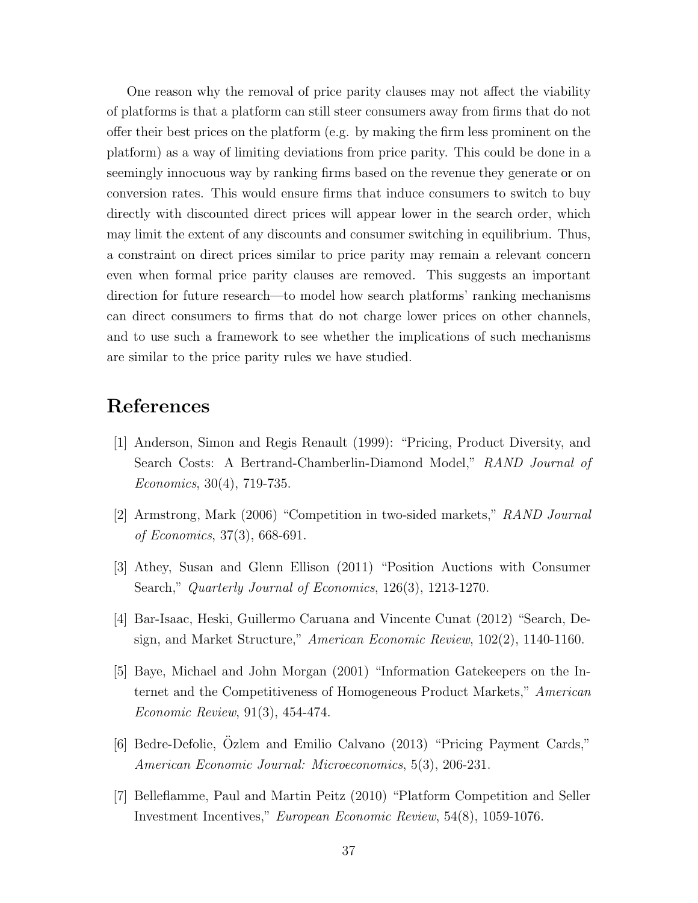One reason why the removal of price parity clauses may not affect the viability of platforms is that a platform can still steer consumers away from firms that do not offer their best prices on the platform (e.g. by making the firm less prominent on the platform) as a way of limiting deviations from price parity. This could be done in a seemingly innocuous way by ranking firms based on the revenue they generate or on conversion rates. This would ensure firms that induce consumers to switch to buy directly with discounted direct prices will appear lower in the search order, which may limit the extent of any discounts and consumer switching in equilibrium. Thus, a constraint on direct prices similar to price parity may remain a relevant concern even when formal price parity clauses are removed. This suggests an important direction for future research—to model how search platforms' ranking mechanisms can direct consumers to firms that do not charge lower prices on other channels, and to use such a framework to see whether the implications of such mechanisms are similar to the price parity rules we have studied.

# References

[1] Anderson, Simon and Regis Renault (1999): "Pricing, Product Diversity, and Search Costs: A Bertrand-Chamberlin-Diamond Model," *RAND Journal of Economics*, 30(4), 719-735.

[2] Armstrong, Mark (2006) "Competition in two-sided markets," *RAND Journal of Economics*, 37(3), 668-691.

[3] Athey, Susan and Glenn Ellison (2011) "Position Auctions with Consumer Search," *Quarterly Journal of Economics*, 126(3), 1213-1270.

[4] Bar-Isaac, Heski, Guillermo Caruana and Vincente Cunat (2012) "Search, Design, and Market Structure," *American Economic Review*, 102(2), 1140-1160.

[5] Baye, Michael and John Morgan (2001) "Information Gatekeepers on the Internet and the Competitiveness of Homogeneous Product Markets," *American Economic Review*, 91(3), 454-474.

[6] Bedre-Defolie, Özlem and Emilio Calvano (2013) "Pricing Payment Cards," *American Economic Journal: Microeconomics*, 5(3), 206-231.

[7] Belleflamme, Paul and Martin Peitz (2010) "Platform Competition and Seller Investment Incentives," *European Economic Review*, 54(8), 1059-1076.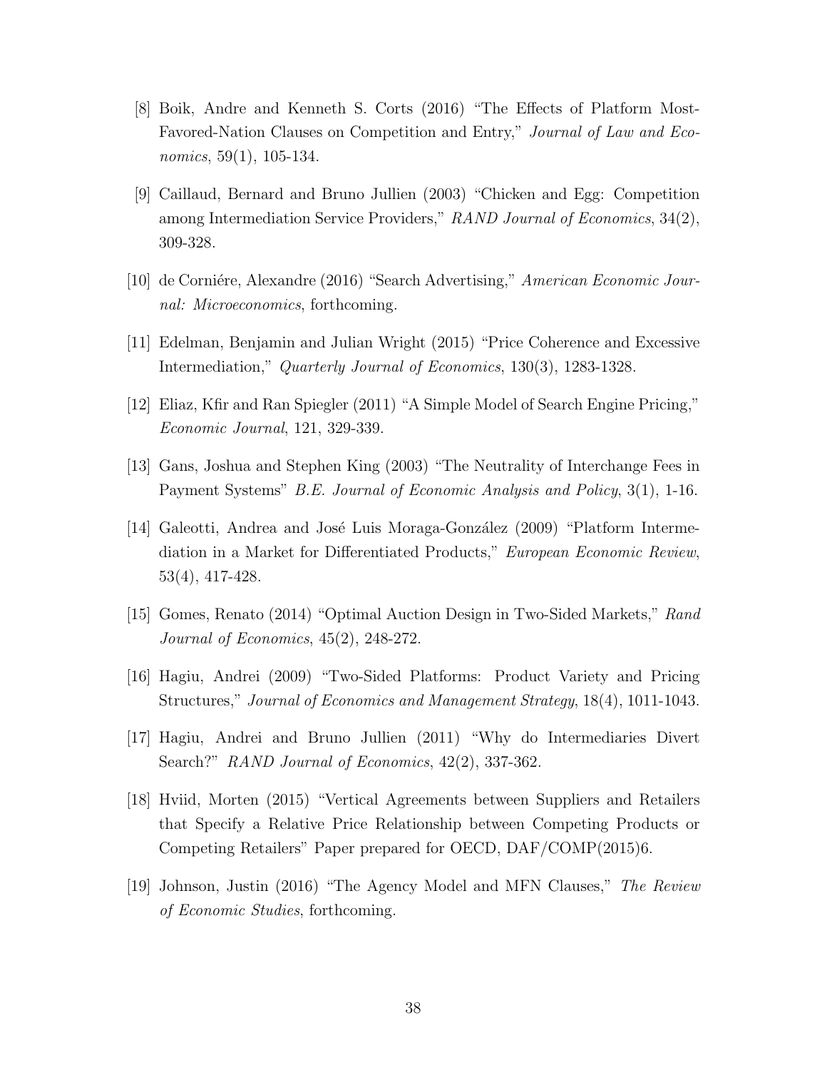[8] Boik, Andre and Kenneth S. Corts (2016) "The Effects of Platform Most-Favored-Nation Clauses on Competition and Entry," *Journal of Law and Economics*, 59(1), 105-134.

[9] Caillaud, Bernard and Bruno Jullien (2003) "Chicken and Egg: Competition among Intermediation Service Providers," *RAND Journal of Economics*, 34(2), 309-328.

[10] de Corniére, Alexandre (2016) "Search Advertising," *American Economic Journal: Microeconomics*, forthcoming.

[11] Edelman, Benjamin and Julian Wright (2015) "Price Coherence and Excessive Intermediation," *Quarterly Journal of Economics*, 130(3), 1283-1328.

[12] Eliaz, Kfir and Ran Spiegler (2011) "A Simple Model of Search Engine Pricing," *Economic Journal*, 121, 329-339.

[13] Gans, Joshua and Stephen King (2003) "The Neutrality of Interchange Fees in Payment Systems" *B.E. Journal of Economic Analysis and Policy*, 3(1), 1-16.

[14] Galeotti, Andrea and José Luis Moraga-González (2009) "Platform Intermediation in a Market for Differentiated Products," *European Economic Review*, 53(4), 417-428.

[15] Gomes, Renato (2014) "Optimal Auction Design in Two-Sided Markets," *Rand Journal of Economics*, 45(2), 248-272.

[16] Hagiu, Andrei (2009) "Two-Sided Platforms: Product Variety and Pricing Structures," *Journal of Economics and Management Strategy*, 18(4), 1011-1043.

[17] Hagiu, Andrei and Bruno Jullien (2011) "Why do Intermediaries Divert Search?" *RAND Journal of Economics*, 42(2), 337-362.

[18] Hviid, Morten (2015) "Vertical Agreements between Suppliers and Retailers that Specify a Relative Price Relationship between Competing Products or Competing Retailers" Paper prepared for OECD, DAF/COMP(2015)6.

[19] Johnson, Justin (2016) "The Agency Model and MFN Clauses," *The Review of Economic Studies*, forthcoming.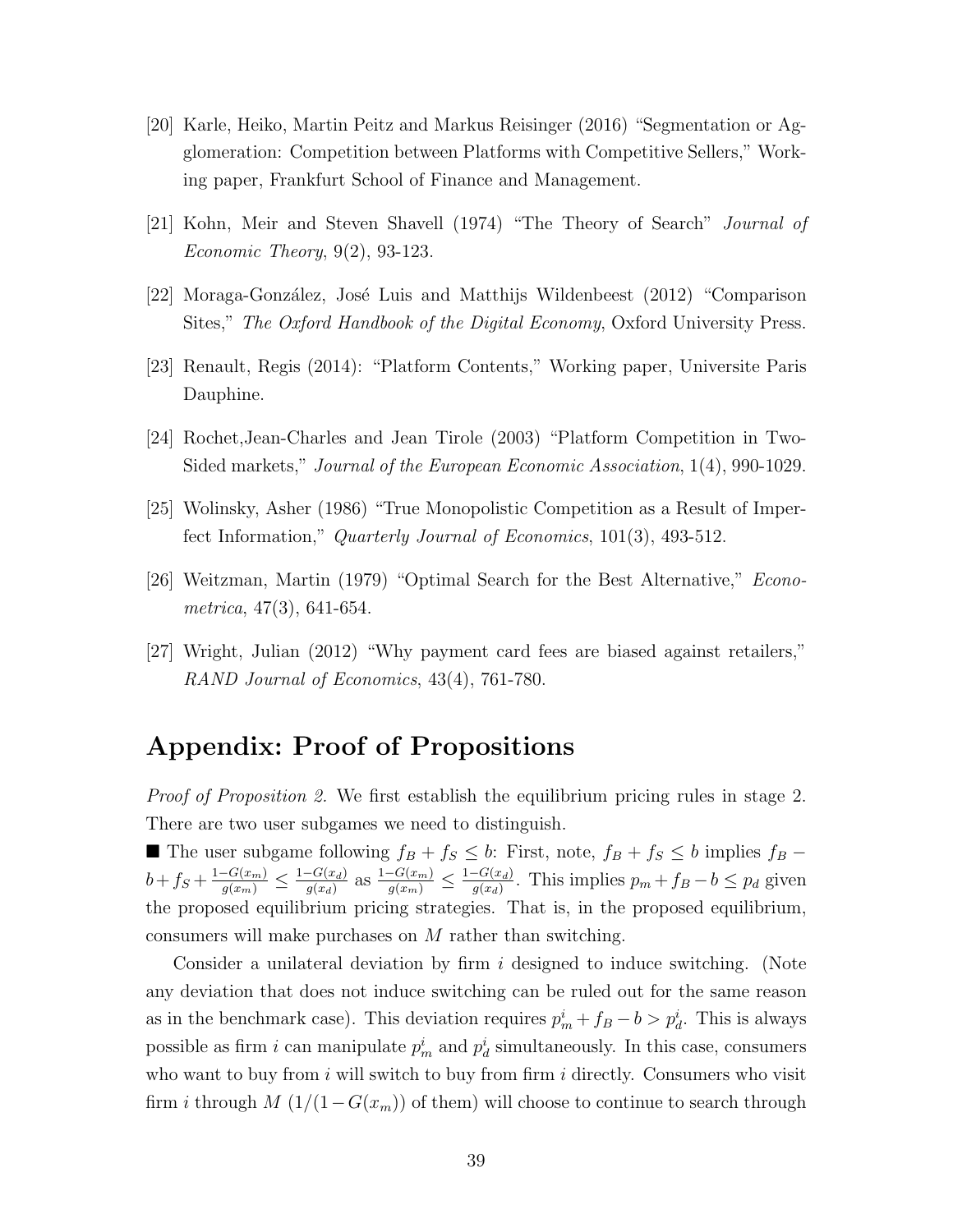[20] Karle, Heiko, Martin Peitz and Markus Reisinger (2016) "Segmentation or Agglomeration: Competition between Platforms with Competitive Sellers," Working paper, Frankfurt School of Finance and Management.

[21] Kohn, Meir and Steven Shavell (1974) "The Theory of Search" *Journal of Economic Theory*, 9(2), 93-123.

[22] Moraga-González, José Luis and Matthijs Wildenbeest (2012) "Comparison Sites," *The Oxford Handbook of the Digital Economy*, Oxford University Press.

[23] Renault, Regis (2014): "Platform Contents," Working paper, Universite Paris Dauphine.

[24] Rochet,Jean-Charles and Jean Tirole (2003) "Platform Competition in Two-Sided markets," *Journal of the European Economic Association*, 1(4), 990-1029.

[25] Wolinsky, Asher (1986) "True Monopolistic Competition as a Result of Imperfect Information," *Quarterly Journal of Economics*, 101(3), 493-512.

[26] Weitzman, Martin (1979) "Optimal Search for the Best Alternative," *Econometrica*, 47(3), 641-654.

[27] Wright, Julian (2012) "Why payment card fees are biased against retailers," *RAND Journal of Economics*, 43(4), 761-780.

# Appendix: Proof of Propositions

*Proof of Proposition 2.* We first establish the equilibrium pricing rules in stage 2. There are two user subgames we need to distinguish.

■ The user subgame following $f_B + f_S \leq b$: First, note, $f_B + f_S \leq b$ implies $f_B - b + f_S + \frac{1-G(x_m)}{g(x_m)} \leq \frac{1-G(x_d)}{g(x_d)}$ as $\frac{1-G(x_m)}{g(x_m)} \leq \frac{1-G(x_d)}{g(x_d)}$. This implies $p_m + f_B - b \leq p_d$ given the proposed equilibrium pricing strategies. That is, in the proposed equilibrium, consumers will make purchases on $M$ rather than switching.

Consider a unilateral deviation by firm $i$ designed to induce switching. (Note any deviation that does not induce switching can be ruled out for the same reason as in the benchmark case). This deviation requires $p_m^i + f_B - b > p_d^i$. This is always possible as firm $i$ can manipulate $p_m^i$ and $p_d^i$ simultaneously. In this case, consumers who want to buy from $i$ will switch to buy from firm $i$ directly. Consumers who visit firm $i$ through $M$ ($1/(1-G(x_m))$ of them) will choose to continue to search through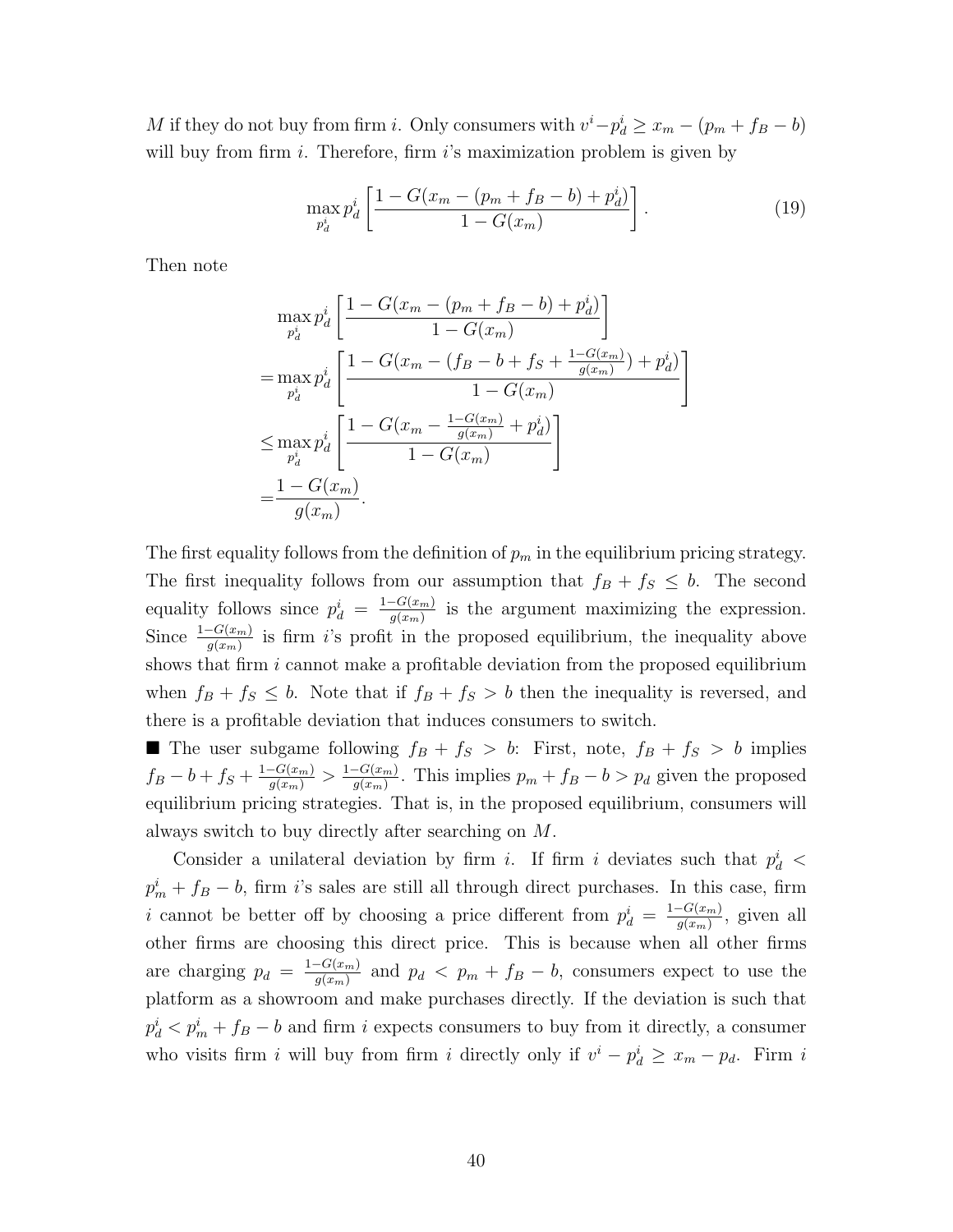$M$ if they do not buy from firm $i$. Only consumers with $v^i - p_d^i \geq x_m - (p_m + f_B - b)$ will buy from firm $i$. Therefore, firm $i$'s maximization problem is given by

$$\max_{p_d^i} p_d^i \left[ \frac{1 - G(x_m - (p_m + f_B - b) + p_d^i)}{1 - G(x_m)} \right]. \tag{19}$$

Then note

$$\begin{aligned}
&\max_{p_d^i} p_d^i \left[ \frac{1 - G(x_m - (p_m + f_B - b) + p_d^i)}{1 - G(x_m)} \right] \\
=&\max_{p_d^i} p_d^i \left[ \frac{1 - G(x_m - (f_B - b + f_S + \frac{1-G(x_m)}{g(x_m)}) + p_d^i)}{1 - G(x_m)} \right] \\
\leq&\max_{p_d^i} p_d^i \left[ \frac{1 - G(x_m - \frac{1-G(x_m)}{g(x_m)} + p_d^i)}{1 - G(x_m)} \right] \\
=&\frac{1 - G(x_m)}{g(x_m)}.
\end{aligned}$$

The first equality follows from the definition of $p_m$ in the equilibrium pricing strategy. The first inequality follows from our assumption that $f_B + f_S \leq b$. The second equality follows since $p_d^i = \frac{1-G(x_m)}{g(x_m)}$ is the argument maximizing the expression. Since $\frac{1-G(x_m)}{g(x_m)}$ is firm $i$'s profit in the proposed equilibrium, the inequality above shows that firm $i$ cannot make a profitable deviation from the proposed equilibrium when $f_B + f_S \leq b$. Note that if $f_B + f_S > b$ then the inequality is reversed, and there is a profitable deviation that induces consumers to switch.

■ The user subgame following $f_B + f_S > b$: First, note, $f_B + f_S > b$ implies $f_B - b + f_S + \frac{1-G(x_m)}{g(x_m)} > \frac{1-G(x_m)}{g(x_m)}$. This implies $p_m + f_B - b > p_d$ given the proposed equilibrium pricing strategies. That is, in the proposed equilibrium, consumers will always switch to buy directly after searching on $M$.

Consider a unilateral deviation by firm $i$. If firm $i$ deviates such that $p_d^i < p_m^i + f_B - b$, firm $i$'s sales are still all through direct purchases. In this case, firm $i$ cannot be better off by choosing a price different from $p_d^i = \frac{1-G(x_m)}{g(x_m)}$, given all other firms are choosing this direct price. This is because when all other firms are charging $p_d = \frac{1-G(x_m)}{g(x_m)}$ and $p_d < p_m + f_B - b$, consumers expect to use the platform as a showroom and make purchases directly. If the deviation is such that $p_d^i < p_m^i + f_B - b$ and firm $i$ expects consumers to buy from it directly, a consumer who visits firm $i$ will buy from firm $i$ directly only if $v^i - p_d^i \geq x_m - p_d$. Firm $i$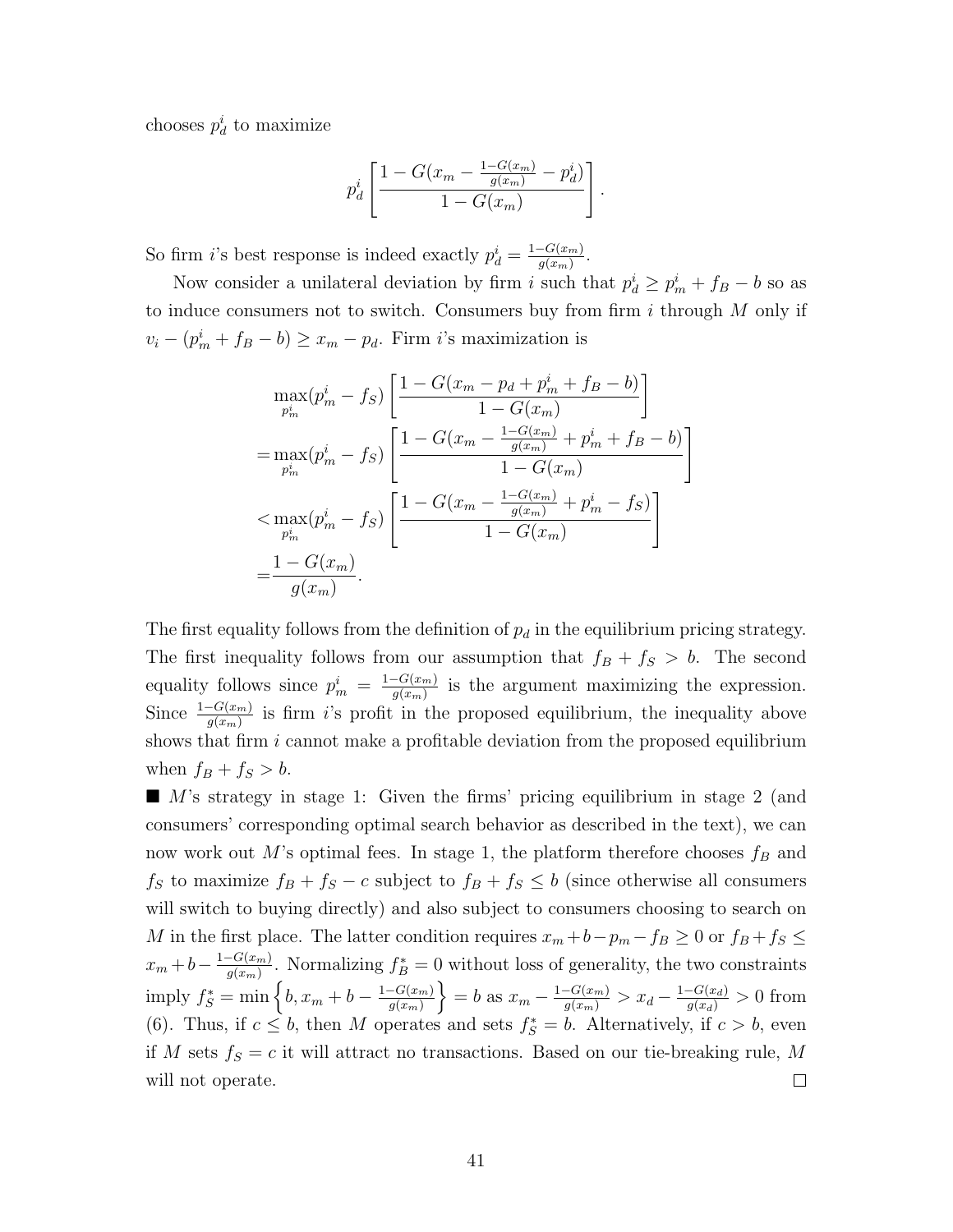chooses $p_d^i$ to maximize

$$p_d^i \left[ \frac{1 - G(x_m - \frac{1-G(x_m)}{g(x_m)} - p_d^i)}{1 - G(x_m)} \right].$$

So firm $i$'s best response is indeed exactly $p_d^i = \frac{1-G(x_m)}{g(x_m)}$.

Now consider a unilateral deviation by firm $i$ such that $p_d^i \geq p_m^i + f_B - b$ so as to induce consumers not to switch. Consumers buy from firm $i$ through $M$ only if $v_i - (p_m^i + f_B - b) \geq x_m - p_d$. Firm $i$'s maximization is

$$\begin{aligned}
&\max_{p_m^i} (p_m^i - f_S) \left[ \frac{1 - G(x_m - p_d + p_m^i + f_B - b)}{1 - G(x_m)} \right] \\
=&\max_{p_m^i} (p_m^i - f_S) \left[ \frac{1 - G(x_m - \frac{1-G(x_m)}{g(x_m)} + p_m^i + f_B - b)}{1 - G(x_m)} \right] \\
<&\max_{p_m^i} (p_m^i - f_S) \left[ \frac{1 - G(x_m - \frac{1-G(x_m)}{g(x_m)} + p_m^i - f_S)}{1 - G(x_m)} \right] \\
=&\frac{1 - G(x_m)}{g(x_m)}.
\end{aligned}$$

The first equality follows from the definition of $p_d$ in the equilibrium pricing strategy. The first inequality follows from our assumption that $f_B + f_S > b$. The second equality follows since $p_m^i = \frac{1-G(x_m)}{g(x_m)}$ is the argument maximizing the expression. Since $\frac{1-G(x_m)}{g(x_m)}$ is firm $i$'s profit in the proposed equilibrium, the inequality above shows that firm $i$ cannot make a profitable deviation from the proposed equilibrium when $f_B + f_S > b$.

■ $M$'s strategy in stage 1: Given the firms' pricing equilibrium in stage 2 (and consumers' corresponding optimal search behavior as described in the text), we can now work out $M$'s optimal fees. In stage 1, the platform therefore chooses $f_B$ and $f_S$ to maximize $f_B + f_S - c$ subject to $f_B + f_S \leq b$ (since otherwise all consumers will switch to buying directly) and also subject to consumers choosing to search on $M$ in the first place. The latter condition requires $x_m + b - p_m - f_B \geq 0$ or $f_B + f_S \leq x_m + b - \frac{1-G(x_m)}{g(x_m)}$. Normalizing $f_B^* = 0$ without loss of generality, the two constraints imply $f_S^* = \min\left\{b, x_m + b - \frac{1-G(x_m)}{g(x_m)}\right\} = b$ as $x_m - \frac{1-G(x_m)}{g(x_m)} > x_d - \frac{1-G(x_d)}{g(x_d)} > 0$ from (6). Thus, if $c \leq b$, then $M$ operates and sets $f_S^* = b$. Alternatively, if $c > b$, even if $M$ sets $f_S = c$ it will attract no transactions. Based on our tie-breaking rule, $M$ will not operate. □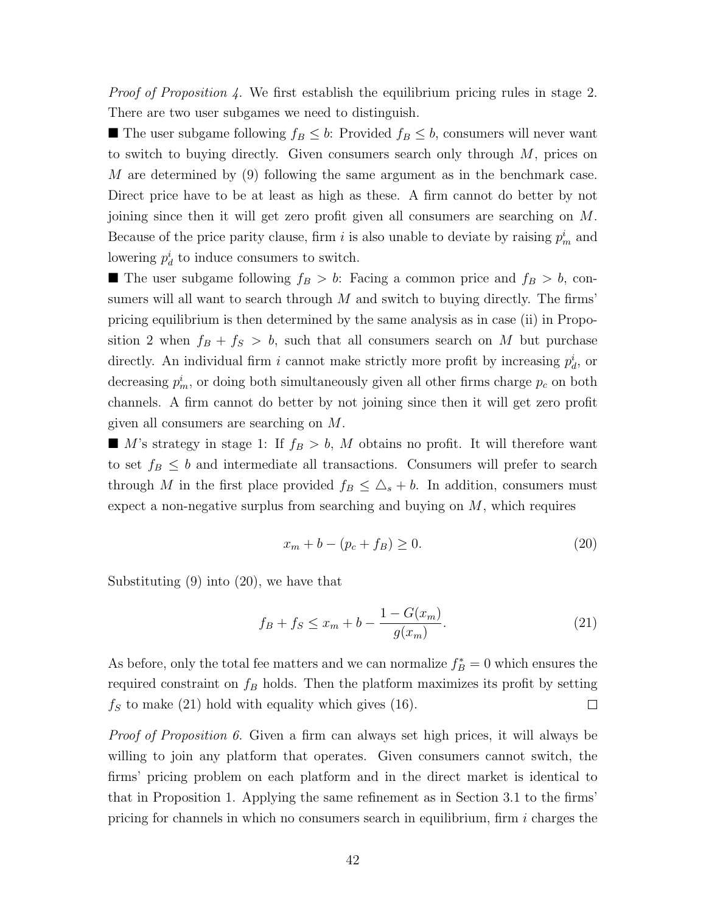*Proof of Proposition 4.* We first establish the equilibrium pricing rules in stage 2. There are two user subgames we need to distinguish.

■ The user subgame following $f_B \leq b$: Provided $f_B \leq b$, consumers will never want to switch to buying directly. Given consumers search only through $M$, prices on $M$ are determined by (9) following the same argument as in the benchmark case. Direct price have to be at least as high as these. A firm cannot do better by not joining since then it will get zero profit given all consumers are searching on $M$. Because of the price parity clause, firm $i$ is also unable to deviate by raising $p_m^i$ and lowering $p_d^i$ to induce consumers to switch.

■ The user subgame following $f_B > b$: Facing a common price and $f_B > b$, consumers will all want to search through $M$ and switch to buying directly. The firms' pricing equilibrium is then determined by the same analysis as in case (ii) in Proposition 2 when $f_B + f_S > b$, such that all consumers search on $M$ but purchase directly. An individual firm $i$ cannot make strictly more profit by increasing $p_d^i$, or decreasing $p_m^i$, or doing both simultaneously given all other firms charge $p_c$ on both channels. A firm cannot do better by not joining since then it will get zero profit given all consumers are searching on $M$.

■ $M$'s strategy in stage 1: If $f_B > b$, $M$ obtains no profit. It will therefore want to set $f_B \leq b$ and intermediate all transactions. Consumers will prefer to search through $M$ in the first place provided $f_B \leq \triangle_s + b$. In addition, consumers must expect a non-negative surplus from searching and buying on $M$, which requires

$$x_m + b - (p_c + f_B) \geq 0. \tag{20}$$

Substituting (9) into (20), we have that

$$f_B + f_S \leq x_m + b - \frac{1 - G(x_m)}{g(x_m)}. \tag{21}$$

As before, only the total fee matters and we can normalize $f_B^* = 0$ which ensures the required constraint on $f_B$ holds. Then the platform maximizes its profit by setting $f_S$ to make (21) hold with equality which gives (16). □

*Proof of Proposition 6.* Given a firm can always set high prices, it will always be willing to join any platform that operates. Given consumers cannot switch, the firms' pricing problem on each platform and in the direct market is identical to that in Proposition 1. Applying the same refinement as in Section 3.1 to the firms' pricing for channels in which no consumers search in equilibrium, firm $i$ charges the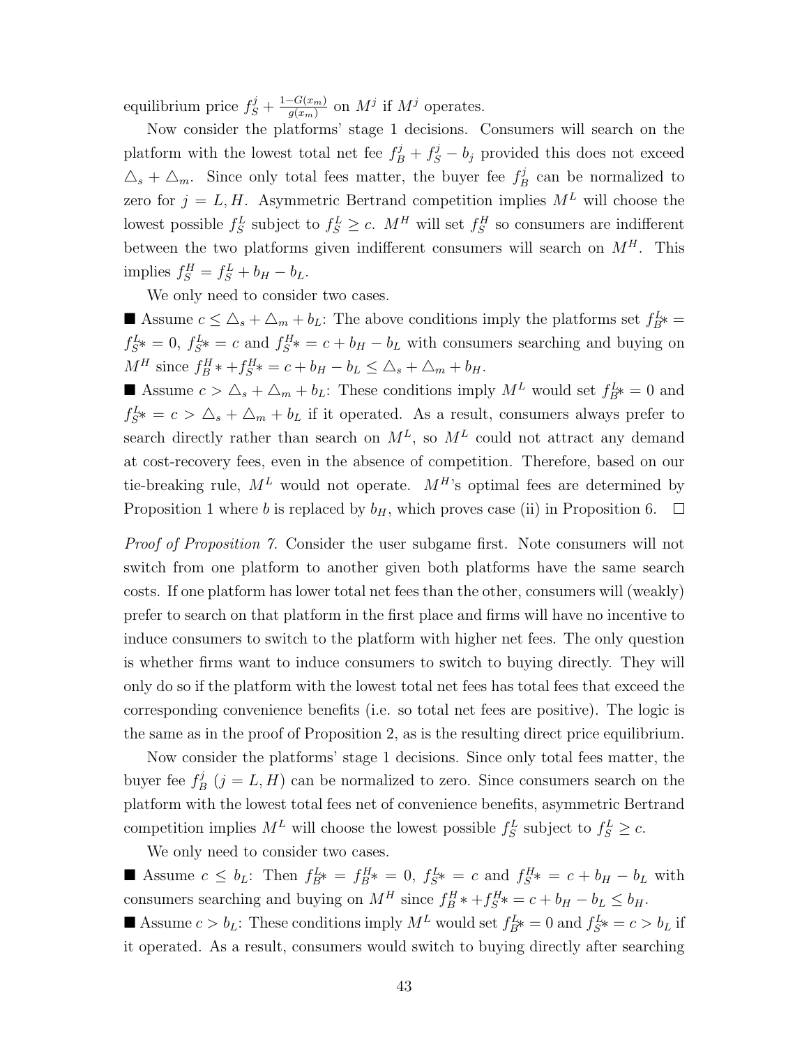equilibrium price $f_S^j + \frac{1-G(x_m)}{g(x_m)}$ on $M^j$ if $M^j$ operates.

Now consider the platforms' stage 1 decisions. Consumers will search on the platform with the lowest total net fee $f_B^j + f_S^j - b_j$ provided this does not exceed $\triangle_s + \triangle_m$. Since only total fees matter, the buyer fee $f_B^j$ can be normalized to zero for $j = L, H$. Asymmetric Bertrand competition implies $M^L$ will choose the lowest possible $f_S^L$ subject to $f_S^L \geq c$. $M^H$ will set $f_S^H$ so consumers are indifferent between the two platforms given indifferent consumers will search on $M^H$. This implies $f_S^H = f_S^L + b_H - b_L$.

We only need to consider two cases.

■ Assume $c \leq \triangle_s + \triangle_m + b_L$: The above conditions imply the platforms set $f_B^L* = f_S^L* = 0$, $f_S^L* = c$ and $f_S^H* = c + b_H - b_L$ with consumers searching and buying on $M^H$ since $f_B^H * + f_S^H* = c + b_H - b_L \leq \triangle_s + \triangle_m + b_H$.

■ Assume $c > \triangle_s + \triangle_m + b_L$: These conditions imply $M^L$ would set $f_B^L* = 0$ and $f_S^L* = c > \triangle_s + \triangle_m + b_L$ if it operated. As a result, consumers always prefer to search directly rather than search on $M^L$, so $M^L$ could not attract any demand at cost-recovery fees, even in the absence of competition. Therefore, based on our tie-breaking rule, $M^L$ would not operate. $M^H$'s optimal fees are determined by Proposition 1 where $b$ is replaced by $b_H$, which proves case (ii) in Proposition 6. □

*Proof of Proposition 7.* Consider the user subgame first. Note consumers will not switch from one platform to another given both platforms have the same search costs. If one platform has lower total net fees than the other, consumers will (weakly) prefer to search on that platform in the first place and firms will have no incentive to induce consumers to switch to the platform with higher net fees. The only question is whether firms want to induce consumers to switch to buying directly. They will only do so if the platform with the lowest total net fees has total fees that exceed the corresponding convenience benefits (i.e. so total net fees are positive). The logic is the same as in the proof of Proposition 2, as is the resulting direct price equilibrium.

Now consider the platforms' stage 1 decisions. Since only total fees matter, the buyer fee $f_B^j$ ($j = L, H$) can be normalized to zero. Since consumers search on the platform with the lowest total fees net of convenience benefits, asymmetric Bertrand competition implies $M^L$ will choose the lowest possible $f_S^L$ subject to $f_S^L \geq c$.

We only need to consider two cases.

■ Assume $c \leq b_L$: Then $f_B^L* = f_B^H* = 0$, $f_S^L* = c$ and $f_S^H* = c + b_H - b_L$ with consumers searching and buying on $M^H$ since $f_B^H * + f_S^H* = c + b_H - b_L \leq b_H$.

■ Assume $c > b_L$: These conditions imply $M^L$ would set $f_B^L* = 0$ and $f_S^L* = c > b_L$ if it operated. As a result, consumers would switch to buying directly after searching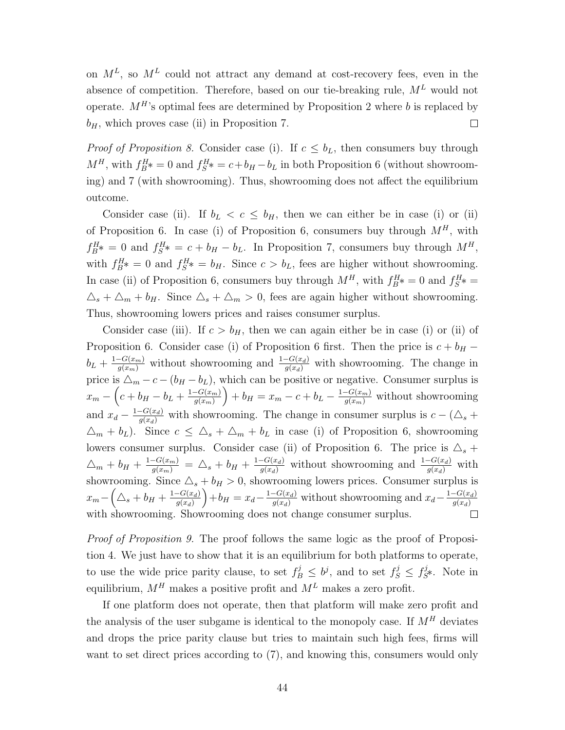on $M^L$, so $M^L$ could not attract any demand at cost-recovery fees, even in the absence of competition. Therefore, based on our tie-breaking rule, $M^L$ would not operate. $M^H$'s optimal fees are determined by Proposition 2 where $b$ is replaced by $b_H$, which proves case (ii) in Proposition 7. □

*Proof of Proposition 8.* Consider case (i). If $c \leq b_L$, then consumers buy through $M^H$, with $f_B^H* = 0$ and $f_S^H* = c + b_H - b_L$ in both Proposition 6 (without showrooming) and 7 (with showrooming). Thus, showrooming does not affect the equilibrium outcome.

Consider case (ii). If $b_L < c \leq b_H$, then we can either be in case (i) or (ii) of Proposition 6. In case (i) of Proposition 6, consumers buy through $M^H$, with $f_B^H* = 0$ and $f_S^H* = c + b_H - b_L$. In Proposition 7, consumers buy through $M^H$, with $f_B^H* = 0$ and $f_S^H* = b_H$. Since $c > b_L$, fees are higher without showrooming. In case (ii) of Proposition 6, consumers buy through $M^H$, with $f_B^H* = 0$ and $f_S^H* = \triangle_s + \triangle_m + b_H$. Since $\triangle_s + \triangle_m > 0$, fees are again higher without showrooming. Thus, showrooming lowers prices and raises consumer surplus.

Consider case (iii). If $c > b_H$, then we can again either be in case (i) or (ii) of Proposition 6. Consider case (i) of Proposition 6 first. Then the price is $c + b_H - b_L + \frac{1-G(x_m)}{g(x_m)}$ without showrooming and $\frac{1-G(x_d)}{g(x_d)}$ with showrooming. The change in price is $\triangle_m - c - (b_H - b_L)$, which can be positive or negative. Consumer surplus is $x_m - \left(c + b_H - b_L + \frac{1-G(x_m)}{g(x_m)}\right) + b_H = x_m - c + b_L - \frac{1-G(x_m)}{g(x_m)}$ without showrooming and $x_d - \frac{1-G(x_d)}{g(x_d)}$ with showrooming. The change in consumer surplus is $c - (\triangle_s + \triangle_m + b_L)$. Since $c \leq \triangle_s + \triangle_m + b_L$ in case (i) of Proposition 6, showrooming lowers consumer surplus. Consider case (ii) of Proposition 6. The price is $\triangle_s + \triangle_m + b_H + \frac{1-G(x_m)}{g(x_m)} = \triangle_s + b_H + \frac{1-G(x_d)}{g(x_d)}$ without showrooming and $\frac{1-G(x_d)}{g(x_d)}$ with showrooming. Since $\triangle_s + b_H > 0$, showrooming lowers prices. Consumer surplus is $x_m - \left(\triangle_s + b_H + \frac{1-G(x_d)}{g(x_d)}\right) + b_H = x_d - \frac{1-G(x_d)}{g(x_d)}$ without showrooming and $x_d - \frac{1-G(x_d)}{g(x_d)}$ with showrooming. Showrooming does not change consumer surplus. □

*Proof of Proposition 9.* The proof follows the same logic as the proof of Proposition 4. We just have to show that it is an equilibrium for both platforms to operate, to use the wide price parity clause, to set $f_B^j \leq b^j$, and to set $f_S^j \leq f_S^j*$. Note in equilibrium, $M^H$ makes a positive profit and $M^L$ makes a zero profit.

If one platform does not operate, then that platform will make zero profit and the analysis of the user subgame is identical to the monopoly case. If $M^H$ deviates and drops the price parity clause but tries to maintain such high fees, firms will want to set direct prices according to (7), and knowing this, consumers would only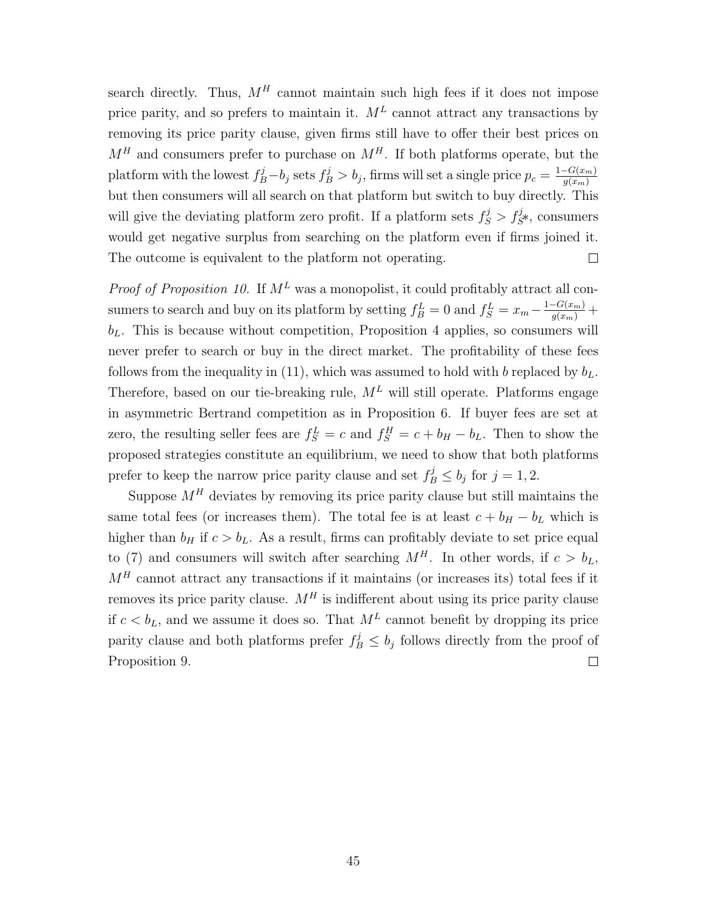search directly. Thus, $M^H$ cannot maintain such high fees if it does not impose price parity, and so prefers to maintain it. $M^L$ cannot attract any transactions by removing its price parity clause, given firms still have to offer their best prices on $M^H$ and consumers prefer to purchase on $M^H$. If both platforms operate, but the platform with the lowest $f_B^j - b_j$ sets $f_B^j > b_j$, firms will set a single price $p_c = \frac{1-G(x_m)}{g(x_m)}$ but then consumers will all search on that platform but switch to buy directly. This will give the deviating platform zero profit. If a platform sets $f_S^j > f_S^j*$, consumers would get negative surplus from searching on the platform even if firms joined it. The outcome is equivalent to the platform not operating. □

*Proof of Proposition 10.* If $M^L$ was a monopolist, it could profitably attract all consumers to search and buy on its platform by setting $f_B^L = 0$ and $f_S^L = x_m - \frac{1-G(x_m)}{g(x_m)} + b_L$. This is because without competition, Proposition 4 applies, so consumers will never prefer to search or buy in the direct market. The profitability of these fees follows from the inequality in (11), which was assumed to hold with $b$ replaced by $b_L$. Therefore, based on our tie-breaking rule, $M^L$ will still operate. Platforms engage in asymmetric Bertrand competition as in Proposition 6. If buyer fees are set at zero, the resulting seller fees are $f_S^L = c$ and $f_S^H = c + b_H - b_L$. Then to show the proposed strategies constitute an equilibrium, we need to show that both platforms prefer to keep the narrow price parity clause and set $f_B^j \leq b_j$ for $j = 1, 2$.

Suppose $M^H$ deviates by removing its price parity clause but still maintains the same total fees (or increases them). The total fee is at least $c + b_H - b_L$ which is higher than $b_H$ if $c > b_L$. As a result, firms can profitably deviate to set price equal to (7) and consumers will switch after searching $M^H$. In other words, if $c > b_L$, $M^H$ cannot attract any transactions if it maintains (or increases its) total fees if it removes its price parity clause. $M^H$ is indifferent about using its price parity clause if $c < b_L$, and we assume it does so. That $M^L$ cannot benefit by dropping its price parity clause and both platforms prefer $f_B^j \leq b_j$ follows directly from the proof of Proposition 9. □